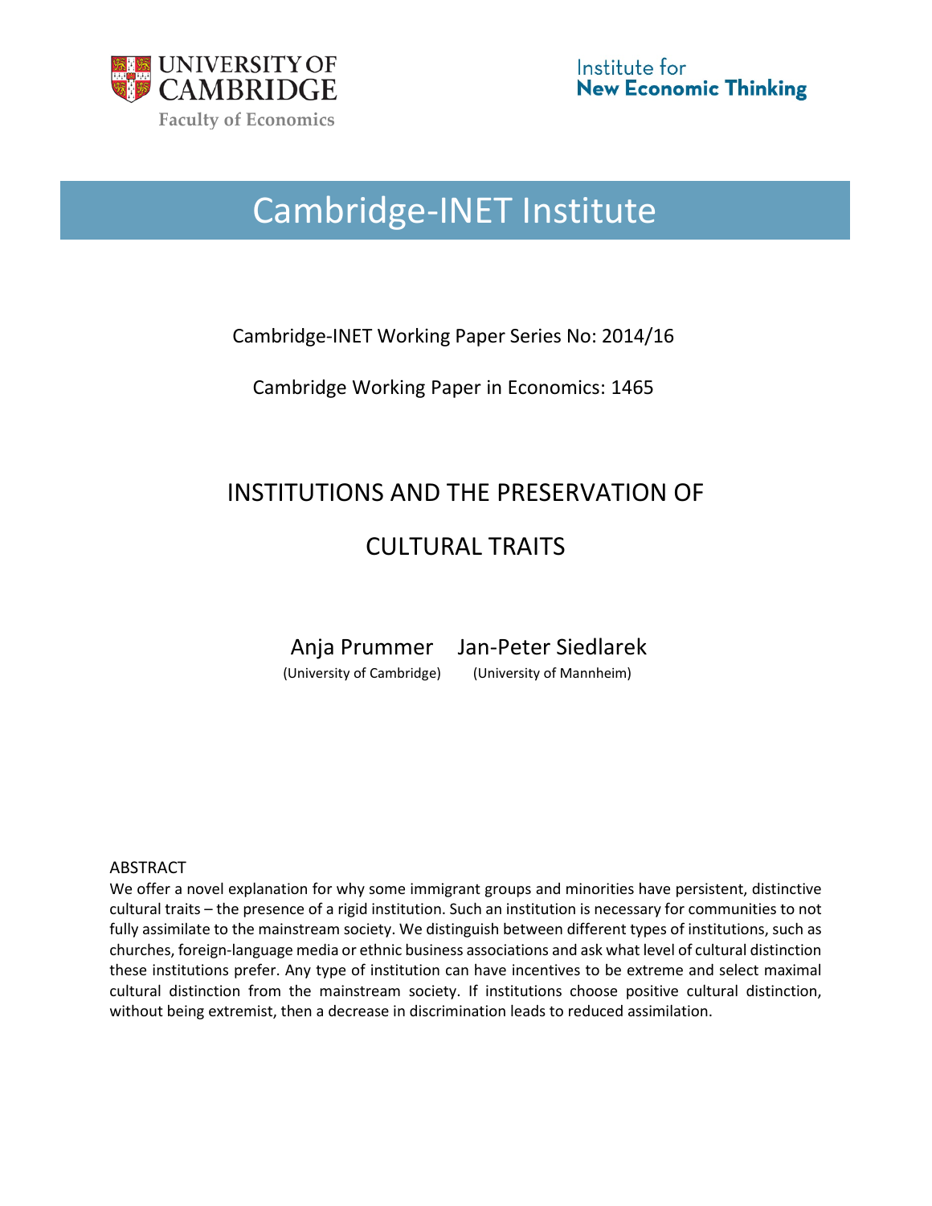University of Cambridge — Faculty of Economics

Institute for New Economic Thinking

# Cambridge-INET Institute

Cambridge-INET Working Paper Series No: 2014/16

Cambridge Working Paper in Economics: 1465

# INSTITUTIONS AND THE PRESERVATION OF CULTURAL TRAITS

Anja Prummer (University of Cambridge)

Jan-Peter Siedlarek (University of Mannheim)

ABSTRACT

We offer a novel explanation for why some immigrant groups and minorities have persistent, distinctive cultural traits – the presence of a rigid institution. Such an institution is necessary for communities to not fully assimilate to the mainstream society. We distinguish between different types of institutions, such as churches, foreign-language media or ethnic business associations and ask what level of cultural distinction these institutions prefer. Any type of institution can have incentives to be extreme and select maximal cultural distinction from the mainstream society. If institutions choose positive cultural distinction, without being extremist, then a decrease in discrimination leads to reduced assimilation.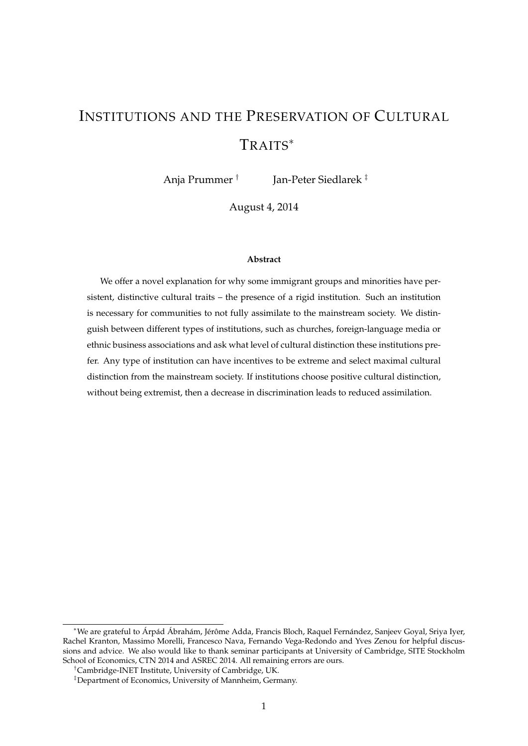# Institutions and the Preservation of Cultural Traits*

Anja Prummer [†] Jan-Peter Siedlarek [‡]

August 4, 2014

**Abstract**

We offer a novel explanation for why some immigrant groups and minorities have persistent, distinctive cultural traits – the presence of a rigid institution. Such an institution is necessary for communities to not fully assimilate to the mainstream society. We distinguish between different types of institutions, such as churches, foreign-language media or ethnic business associations and ask what level of cultural distinction these institutions prefer. Any type of institution can have incentives to be extreme and select maximal cultural distinction from the mainstream society. If institutions choose positive cultural distinction, without being extremist, then a decrease in discrimination leads to reduced assimilation.

---

*We are grateful to Árpád Ábrahám, Jérôme Adda, Francis Bloch, Raquel Fernández, Sanjeev Goyal, Sriya Iyer, Rachel Kranton, Massimo Morelli, Francesco Nava, Fernando Vega-Redondo and Yves Zenou for helpful discussions and advice. We also would like to thank seminar participants at University of Cambridge, SITE Stockholm School of Economics, CTN 2014 and ASREC 2014. All remaining errors are ours.

†Cambridge-INET Institute, University of Cambridge, UK.

‡Department of Economics, University of Mannheim, Germany.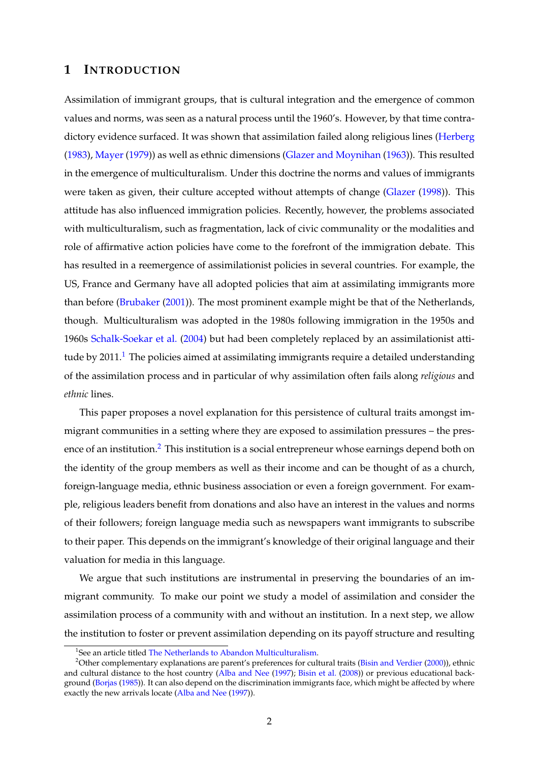# 1 INTRODUCTION

Assimilation of immigrant groups, that is cultural integration and the emergence of common values and norms, was seen as a natural process until the 1960's. However, by that time contradictory evidence surfaced. It was shown that assimilation failed along religious lines (Herberg (1983), Mayer (1979)) as well as ethnic dimensions (Glazer and Moynihan (1963)). This resulted in the emergence of multiculturalism. Under this doctrine the norms and values of immigrants were taken as given, their culture accepted without attempts of change (Glazer (1998)). This attitude has also influenced immigration policies. Recently, however, the problems associated with multiculturalism, such as fragmentation, lack of civic communality or the modalities and role of affirmative action policies have come to the forefront of the immigration debate. This has resulted in a reemergence of assimilationist policies in several countries. For example, the US, France and Germany have all adopted policies that aim at assimilating immigrants more than before (Brubaker (2001)). The most prominent example might be that of the Netherlands, though. Multiculturalism was adopted in the 1980s following immigration in the 1950s and 1960s Schalk-Soekar et al. (2004) but had been completely replaced by an assimilationist attitude by 2011.[1] The policies aimed at assimilating immigrants require a detailed understanding of the assimilation process and in particular of why assimilation often fails along *religious* and *ethnic* lines.

This paper proposes a novel explanation for this persistence of cultural traits amongst immigrant communities in a setting where they are exposed to assimilation pressures – the presence of an institution.[2] This institution is a social entrepreneur whose earnings depend both on the identity of the group members as well as their income and can be thought of as a church, foreign-language media, ethnic business association or even a foreign government. For example, religious leaders benefit from donations and also have an interest in the values and norms of their followers; foreign language media such as newspapers want immigrants to subscribe to their paper. This depends on the immigrant's knowledge of their original language and their valuation for media in this language.

We argue that such institutions are instrumental in preserving the boundaries of an immigrant community. To make our point we study a model of assimilation and consider the assimilation process of a community with and without an institution. In a next step, we allow the institution to foster or prevent assimilation depending on its payoff structure and resulting

[1] See an article titled The Netherlands to Abandon Multiculturalism.

[2] Other complementary explanations are parent's preferences for cultural traits (Bisin and Verdier (2000)), ethnic and cultural distance to the host country (Alba and Nee (1997); Bisin et al. (2008)) or previous educational background (Borjas (1985)). It can also depend on the discrimination immigrants face, which might be affected by where exactly the new arrivals locate (Alba and Nee (1997)).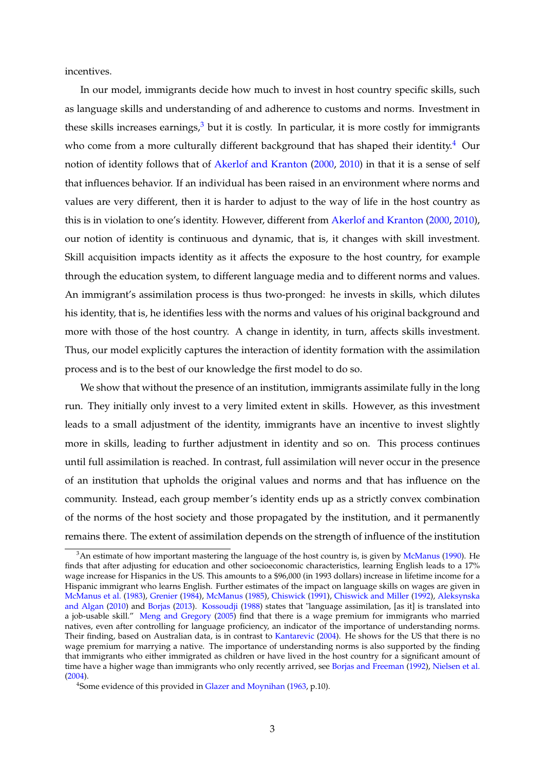incentives.

In our model, immigrants decide how much to invest in host country specific skills, such as language skills and understanding of and adherence to customs and norms. Investment in these skills increases earnings,[3] but it is costly. In particular, it is more costly for immigrants who come from a more culturally different background that has shaped their identity.[4] Our notion of identity follows that of Akerlof and Kranton (2000, 2010) in that it is a sense of self that influences behavior. If an individual has been raised in an environment where norms and values are very different, then it is harder to adjust to the way of life in the host country as this is in violation to one's identity. However, different from Akerlof and Kranton (2000, 2010), our notion of identity is continuous and dynamic, that is, it changes with skill investment. Skill acquisition impacts identity as it affects the exposure to the host country, for example through the education system, to different language media and to different norms and values. An immigrant's assimilation process is thus two-pronged: he invests in skills, which dilutes his identity, that is, he identifies less with the norms and values of his original background and more with those of the host country. A change in identity, in turn, affects skills investment. Thus, our model explicitly captures the interaction of identity formation with the assimilation process and is to the best of our knowledge the first model to do so.

We show that without the presence of an institution, immigrants assimilate fully in the long run. They initially only invest to a very limited extent in skills. However, as this investment leads to a small adjustment of the identity, immigrants have an incentive to invest slightly more in skills, leading to further adjustment in identity and so on. This process continues until full assimilation is reached. In contrast, full assimilation will never occur in the presence of an institution that upholds the original values and norms and that has influence on the community. Instead, each group member's identity ends up as a strictly convex combination of the norms of the host society and those propagated by the institution, and it permanently remains there. The extent of assimilation depends on the strength of influence of the institution

[3] An estimate of how important mastering the language of the host country is, is given by McManus (1990). He finds that after adjusting for education and other socioeconomic characteristics, learning English leads to a 17% wage increase for Hispanics in the US. This amounts to a $96,000 (in 1993 dollars) increase in lifetime income for a Hispanic immigrant who learns English. Further estimates of the impact on language skills on wages are given in McManus et al. (1983), Grenier (1984), McManus (1985), Chiswick (1991), Chiswick and Miller (1992), Aleksynska and Algan (2010) and Borjas (2013). Kossoudji (1988) states that "language assimilation, [as it] is translated into a job-usable skill." Meng and Gregory (2005) find that there is a wage premium for immigrants who married natives, even after controlling for language proficiency, an indicator of the importance of understanding norms. Their finding, based on Australian data, is in contrast to Kantarevic (2004). He shows for the US that there is no wage premium for marrying a native. The importance of understanding norms is also supported by the finding that immigrants who either immigrated as children or have lived in the host country for a significant amount of time have a higher wage than immigrants who only recently arrived, see Borjas and Freeman (1992), Nielsen et al. (2004).

[4] Some evidence of this provided in Glazer and Moynihan (1963, p.10).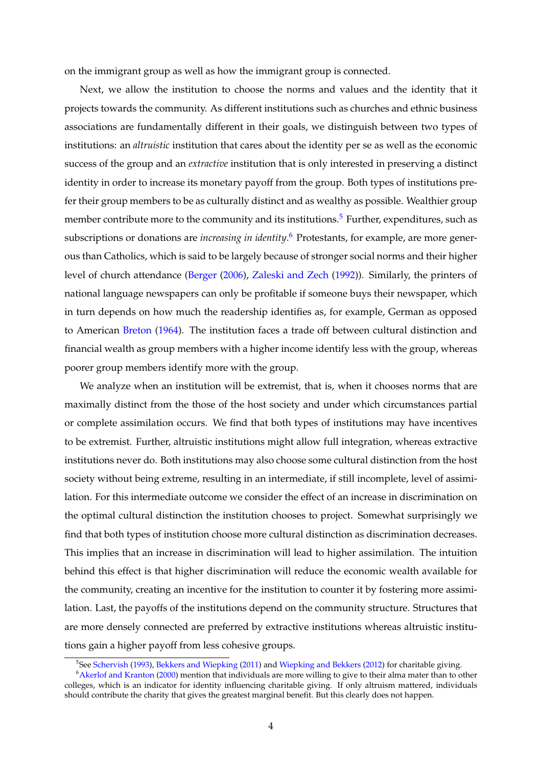on the immigrant group as well as how the immigrant group is connected.

Next, we allow the institution to choose the norms and values and the identity that it projects towards the community. As different institutions such as churches and ethnic business associations are fundamentally different in their goals, we distinguish between two types of institutions: an *altruistic* institution that cares about the identity per se as well as the economic success of the group and an *extractive* institution that is only interested in preserving a distinct identity in order to increase its monetary payoff from the group. Both types of institutions prefer their group members to be as culturally distinct and as wealthy as possible. Wealthier group member contribute more to the community and its institutions.[5] Further, expenditures, such as subscriptions or donations are *increasing in identity*.[6] Protestants, for example, are more generous than Catholics, which is said to be largely because of stronger social norms and their higher level of church attendance (Berger (2006), Zaleski and Zech (1992)). Similarly, the printers of national language newspapers can only be profitable if someone buys their newspaper, which in turn depends on how much the readership identifies as, for example, German as opposed to American Breton (1964). The institution faces a trade off between cultural distinction and financial wealth as group members with a higher income identify less with the group, whereas poorer group members identify more with the group.

We analyze when an institution will be extremist, that is, when it chooses norms that are maximally distinct from the those of the host society and under which circumstances partial or complete assimilation occurs. We find that both types of institutions may have incentives to be extremist. Further, altruistic institutions might allow full integration, whereas extractive institutions never do. Both institutions may also choose some cultural distinction from the host society without being extreme, resulting in an intermediate, if still incomplete, level of assimilation. For this intermediate outcome we consider the effect of an increase in discrimination on the optimal cultural distinction the institution chooses to project. Somewhat surprisingly we find that both types of institution choose more cultural distinction as discrimination decreases. This implies that an increase in discrimination will lead to higher assimilation. The intuition behind this effect is that higher discrimination will reduce the economic wealth available for the community, creating an incentive for the institution to counter it by fostering more assimilation. Last, the payoffs of the institutions depend on the community structure. Structures that are more densely connected are preferred by extractive institutions whereas altruistic institutions gain a higher payoff from less cohesive groups.

[5] See Schervish (1993), Bekkers and Wiepking (2011) and Wiepking and Bekkers (2012) for charitable giving.

[6] Akerlof and Kranton (2000) mention that individuals are more willing to give to their alma mater than to other colleges, which is an indicator for identity influencing charitable giving. If only altruism mattered, individuals should contribute the charity that gives the greatest marginal benefit. But this clearly does not happen.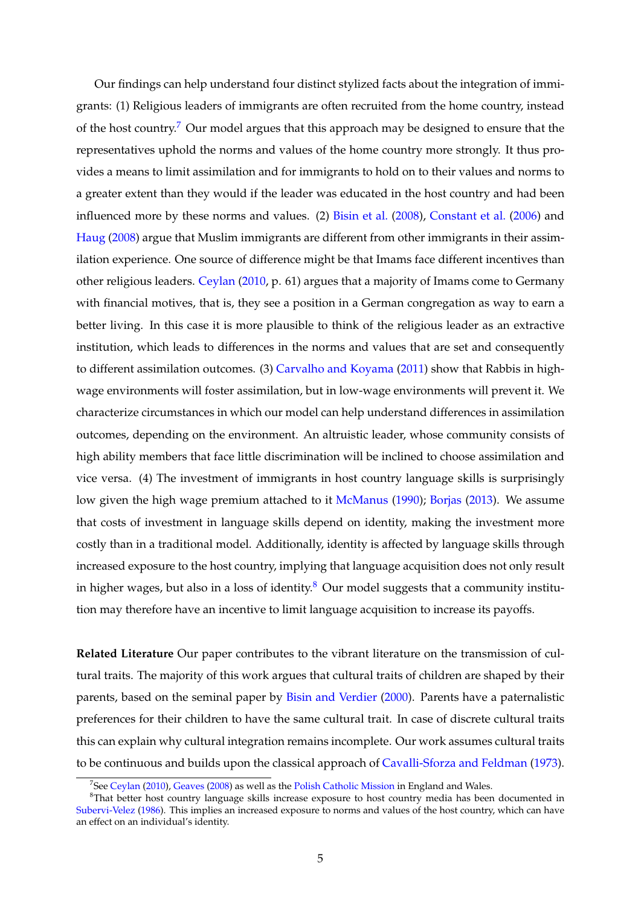Our findings can help understand four distinct stylized facts about the integration of immigrants: (1) Religious leaders of immigrants are often recruited from the home country, instead of the host country.[7] Our model argues that this approach may be designed to ensure that the representatives uphold the norms and values of the home country more strongly. It thus provides a means to limit assimilation and for immigrants to hold on to their values and norms to a greater extent than they would if the leader was educated in the host country and had been influenced more by these norms and values. (2) Bisin et al. (2008), Constant et al. (2006) and Haug (2008) argue that Muslim immigrants are different from other immigrants in their assimilation experience. One source of difference might be that Imams face different incentives than other religious leaders. Ceylan (2010, p. 61) argues that a majority of Imams come to Germany with financial motives, that is, they see a position in a German congregation as way to earn a better living. In this case it is more plausible to think of the religious leader as an extractive institution, which leads to differences in the norms and values that are set and consequently to different assimilation outcomes. (3) Carvalho and Koyama (2011) show that Rabbis in high-wage environments will foster assimilation, but in low-wage environments will prevent it. We characterize circumstances in which our model can help understand differences in assimilation outcomes, depending on the environment. An altruistic leader, whose community consists of high ability members that face little discrimination will be inclined to choose assimilation and vice versa. (4) The investment of immigrants in host country language skills is surprisingly low given the high wage premium attached to it McManus (1990); Borjas (2013). We assume that costs of investment in language skills depend on identity, making the investment more costly than in a traditional model. Additionally, identity is affected by language skills through increased exposure to the host country, implying that language acquisition does not only result in higher wages, but also in a loss of identity.[8] Our model suggests that a community institution may therefore have an incentive to limit language acquisition to increase its payoffs.

**Related Literature** Our paper contributes to the vibrant literature on the transmission of cultural traits. The majority of this work argues that cultural traits of children are shaped by their parents, based on the seminal paper by Bisin and Verdier (2000). Parents have a paternalistic preferences for their children to have the same cultural trait. In case of discrete cultural traits this can explain why cultural integration remains incomplete. Our work assumes cultural traits to be continuous and builds upon the classical approach of Cavalli-Sforza and Feldman (1973).

[7] See Ceylan (2010), Geaves (2008) as well as the Polish Catholic Mission in England and Wales.

[8] That better host country language skills increase exposure to host country media has been documented in Subervi-Velez (1986). This implies an increased exposure to norms and values of the host country, which can have an effect on an individual's identity.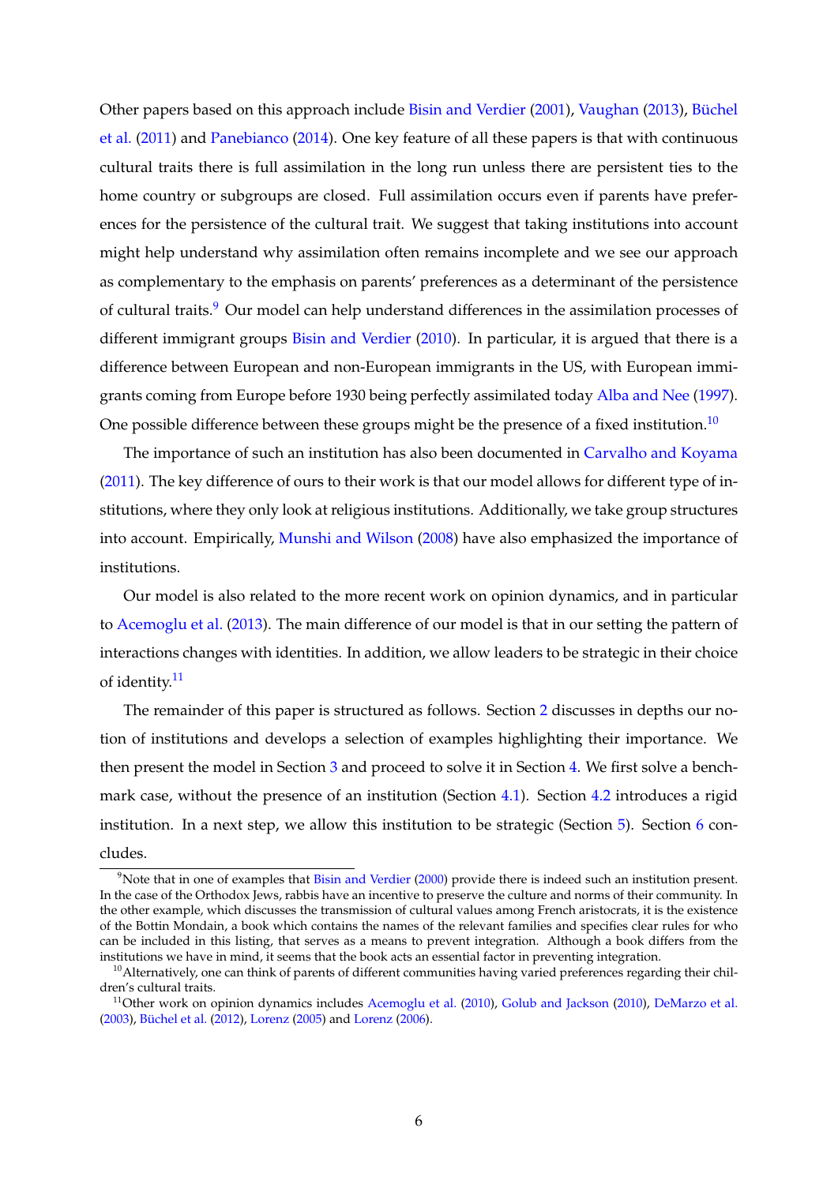Other papers based on this approach include Bisin and Verdier (2001), Vaughan (2013), Büchel et al. (2011) and Panebianco (2014). One key feature of all these papers is that with continuous cultural traits there is full assimilation in the long run unless there are persistent ties to the home country or subgroups are closed. Full assimilation occurs even if parents have preferences for the persistence of the cultural trait. We suggest that taking institutions into account might help understand why assimilation often remains incomplete and we see our approach as complementary to the emphasis on parents' preferences as a determinant of the persistence of cultural traits.[9] Our model can help understand differences in the assimilation processes of different immigrant groups Bisin and Verdier (2010). In particular, it is argued that there is a difference between European and non-European immigrants in the US, with European immigrants coming from Europe before 1930 being perfectly assimilated today Alba and Nee (1997). One possible difference between these groups might be the presence of a fixed institution.[10]

The importance of such an institution has also been documented in Carvalho and Koyama (2011). The key difference of ours to their work is that our model allows for different type of institutions, where they only look at religious institutions. Additionally, we take group structures into account. Empirically, Munshi and Wilson (2008) have also emphasized the importance of institutions.

Our model is also related to the more recent work on opinion dynamics, and in particular to Acemoglu et al. (2013). The main difference of our model is that in our setting the pattern of interactions changes with identities. In addition, we allow leaders to be strategic in their choice of identity.[11]

The remainder of this paper is structured as follows. Section 2 discusses in depths our notion of institutions and develops a selection of examples highlighting their importance. We then present the model in Section 3 and proceed to solve it in Section 4. We first solve a benchmark case, without the presence of an institution (Section 4.1). Section 4.2 introduces a rigid institution. In a next step, we allow this institution to be strategic (Section 5). Section 6 concludes.

[9] Note that in one of examples that Bisin and Verdier (2000) provide there is indeed such an institution present. In the case of the Orthodox Jews, rabbis have an incentive to preserve the culture and norms of their community. In the other example, which discusses the transmission of cultural values among French aristocrats, it is the existence of the Bottin Mondain, a book which contains the names of the relevant families and specifies clear rules for who can be included in this listing, that serves as a means to prevent integration. Although a book differs from the institutions we have in mind, it seems that the book acts an essential factor in preventing integration.

[10] Alternatively, one can think of parents of different communities having varied preferences regarding their children's cultural traits.

[11] Other work on opinion dynamics includes Acemoglu et al. (2010), Golub and Jackson (2010), DeMarzo et al. (2003), Büchel et al. (2012), Lorenz (2005) and Lorenz (2006).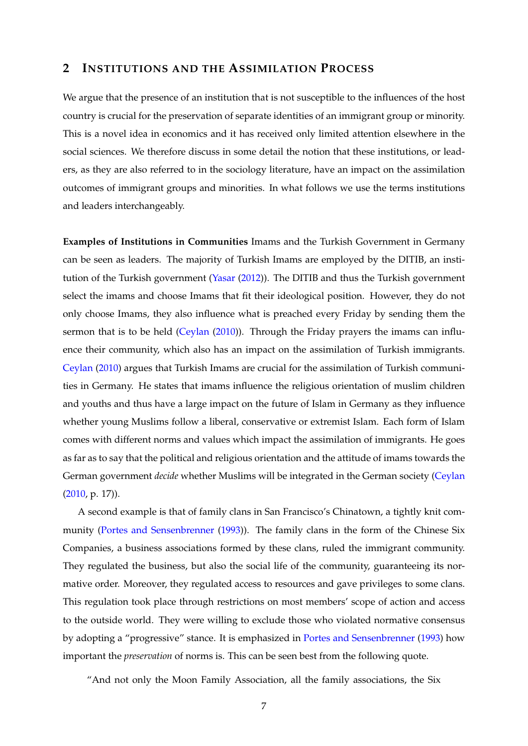## 2 Institutions and the Assimilation Process

We argue that the presence of an institution that is not susceptible to the influences of the host country is crucial for the preservation of separate identities of an immigrant group or minority. This is a novel idea in economics and it has received only limited attention elsewhere in the social sciences. We therefore discuss in some detail the notion that these institutions, or leaders, as they are also referred to in the sociology literature, have an impact on the assimilation outcomes of immigrant groups and minorities. In what follows we use the terms institutions and leaders interchangeably.

**Examples of Institutions in Communities** Imams and the Turkish Government in Germany can be seen as leaders. The majority of Turkish Imams are employed by the DITIB, an institution of the Turkish government (Yasar (2012)). The DITIB and thus the Turkish government select the imams and choose Imams that fit their ideological position. However, they do not only choose Imams, they also influence what is preached every Friday by sending them the sermon that is to be held (Ceylan (2010)). Through the Friday prayers the imams can influence their community, which also has an impact on the assimilation of Turkish immigrants. Ceylan (2010) argues that Turkish Imams are crucial for the assimilation of Turkish communities in Germany. He states that imams influence the religious orientation of muslim children and youths and thus have a large impact on the future of Islam in Germany as they influence whether young Muslims follow a liberal, conservative or extremist Islam. Each form of Islam comes with different norms and values which impact the assimilation of immigrants. He goes as far as to say that the political and religious orientation and the attitude of imams towards the German government *decide* whether Muslims will be integrated in the German society (Ceylan (2010, p. 17)).

A second example is that of family clans in San Francisco's Chinatown, a tightly knit community (Portes and Sensenbrenner (1993)). The family clans in the form of the Chinese Six Companies, a business associations formed by these clans, ruled the immigrant community. They regulated the business, but also the social life of the community, guaranteeing its normative order. Moreover, they regulated access to resources and gave privileges to some clans. This regulation took place through restrictions on most members' scope of action and access to the outside world. They were willing to exclude those who violated normative consensus by adopting a "progressive" stance. It is emphasized in Portes and Sensenbrenner (1993) how important the *preservation* of norms is. This can be seen best from the following quote.

"And not only the Moon Family Association, all the family associations, the Six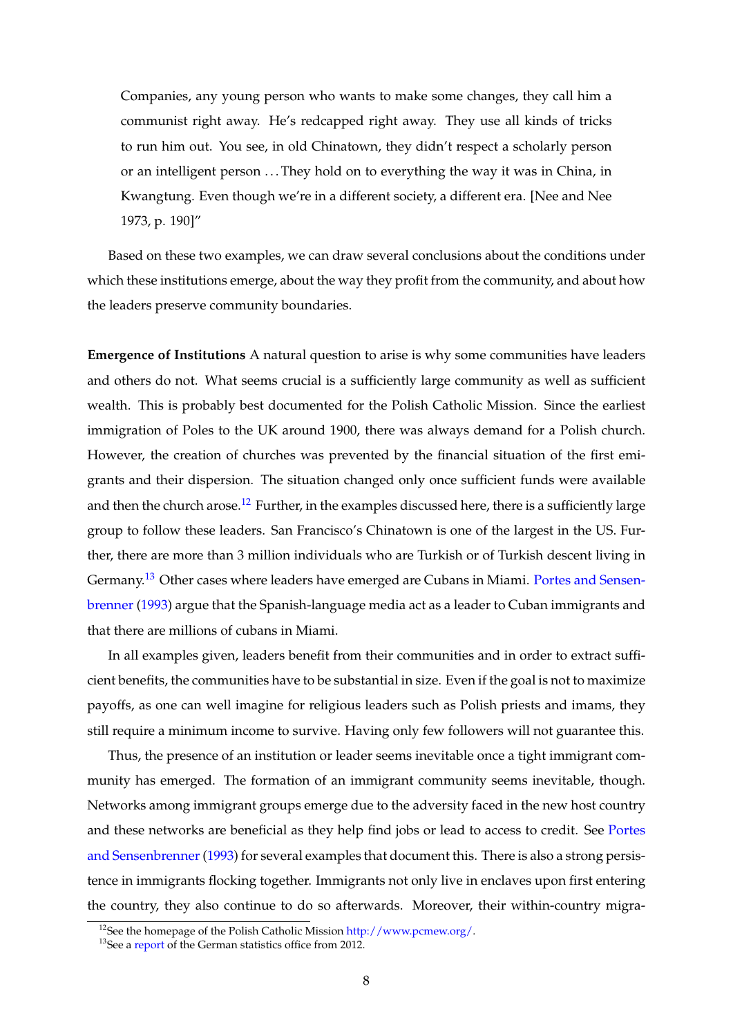Companies, any young person who wants to make some changes, they call him a communist right away. He's redcapped right away. They use all kinds of tricks to run him out. You see, in old Chinatown, they didn't respect a scholarly person or an intelligent person . . . They hold on to everything the way it was in China, in Kwangtung. Even though we're in a different society, a different era. [Nee and Nee 1973, p. 190]"

Based on these two examples, we can draw several conclusions about the conditions under which these institutions emerge, about the way they profit from the community, and about how the leaders preserve community boundaries.

**Emergence of Institutions** A natural question to arise is why some communities have leaders and others do not. What seems crucial is a sufficiently large community as well as sufficient wealth. This is probably best documented for the Polish Catholic Mission. Since the earliest immigration of Poles to the UK around 1900, there was always demand for a Polish church. However, the creation of churches was prevented by the financial situation of the first emigrants and their dispersion. The situation changed only once sufficient funds were available and then the church arose.[12] Further, in the examples discussed here, there is a sufficiently large group to follow these leaders. San Francisco's Chinatown is one of the largest in the US. Further, there are more than 3 million individuals who are Turkish or of Turkish descent living in Germany.[13] Other cases where leaders have emerged are Cubans in Miami. Portes and Sensenbrenner (1993) argue that the Spanish-language media act as a leader to Cuban immigrants and that there are millions of cubans in Miami.

In all examples given, leaders benefit from their communities and in order to extract sufficient benefits, the communities have to be substantial in size. Even if the goal is not to maximize payoffs, as one can well imagine for religious leaders such as Polish priests and imams, they still require a minimum income to survive. Having only few followers will not guarantee this.

Thus, the presence of an institution or leader seems inevitable once a tight immigrant community has emerged. The formation of an immigrant community seems inevitable, though. Networks among immigrant groups emerge due to the adversity faced in the new host country and these networks are beneficial as they help find jobs or lead to access to credit. See Portes and Sensenbrenner (1993) for several examples that document this. There is also a strong persistence in immigrants flocking together. Immigrants not only live in enclaves upon first entering the country, they also continue to do so afterwards. Moreover, their within-country migra-

[12] See the homepage of the Polish Catholic Mission http://www.pcmew.org/.

[13] See a report of the German statistics office from 2012.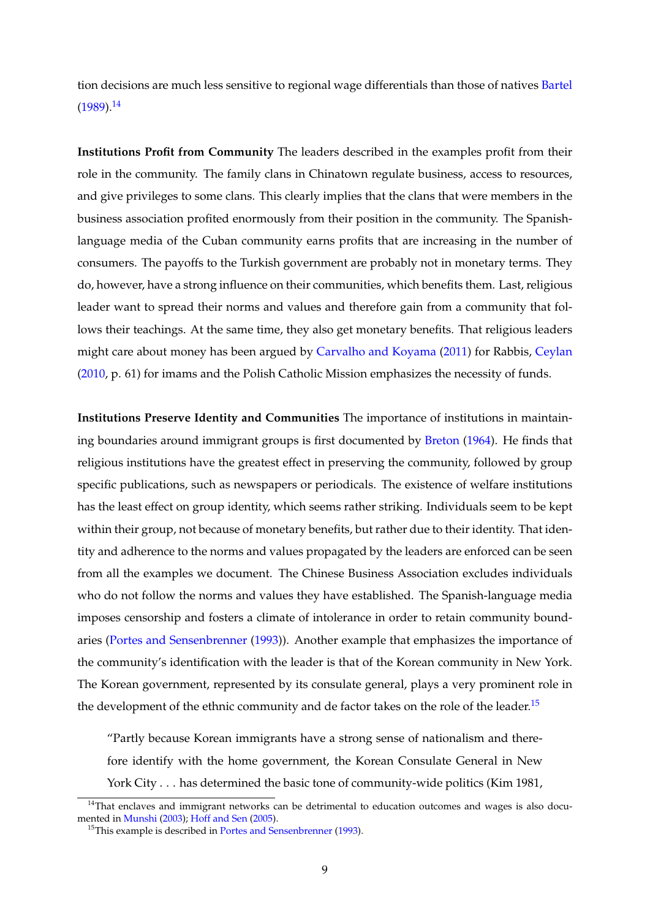tion decisions are much less sensitive to regional wage differentials than those of natives Bartel (1989).[14]

**Institutions Profit from Community** The leaders described in the examples profit from their role in the community. The family clans in Chinatown regulate business, access to resources, and give privileges to some clans. This clearly implies that the clans that were members in the business association profited enormously from their position in the community. The Spanish-language media of the Cuban community earns profits that are increasing in the number of consumers. The payoffs to the Turkish government are probably not in monetary terms. They do, however, have a strong influence on their communities, which benefits them. Last, religious leader want to spread their norms and values and therefore gain from a community that follows their teachings. At the same time, they also get monetary benefits. That religious leaders might care about money has been argued by Carvalho and Koyama (2011) for Rabbis, Ceylan (2010, p. 61) for imams and the Polish Catholic Mission emphasizes the necessity of funds.

**Institutions Preserve Identity and Communities** The importance of institutions in maintaining boundaries around immigrant groups is first documented by Breton (1964). He finds that religious institutions have the greatest effect in preserving the community, followed by group specific publications, such as newspapers or periodicals. The existence of welfare institutions has the least effect on group identity, which seems rather striking. Individuals seem to be kept within their group, not because of monetary benefits, but rather due to their identity. That identity and adherence to the norms and values propagated by the leaders are enforced can be seen from all the examples we document. The Chinese Business Association excludes individuals who do not follow the norms and values they have established. The Spanish-language media imposes censorship and fosters a climate of intolerance in order to retain community boundaries (Portes and Sensenbrenner (1993)). Another example that emphasizes the importance of the community's identification with the leader is that of the Korean community in New York. The Korean government, represented by its consulate general, plays a very prominent role in the development of the ethnic community and de factor takes on the role of the leader.[15]

> "Partly because Korean immigrants have a strong sense of nationalism and therefore identify with the home government, the Korean Consulate General in New York City . . . has determined the basic tone of community-wide politics (Kim 1981,

[14] That enclaves and immigrant networks can be detrimental to education outcomes and wages is also documented in Munshi (2003); Hoff and Sen (2005).

[15] This example is described in Portes and Sensenbrenner (1993).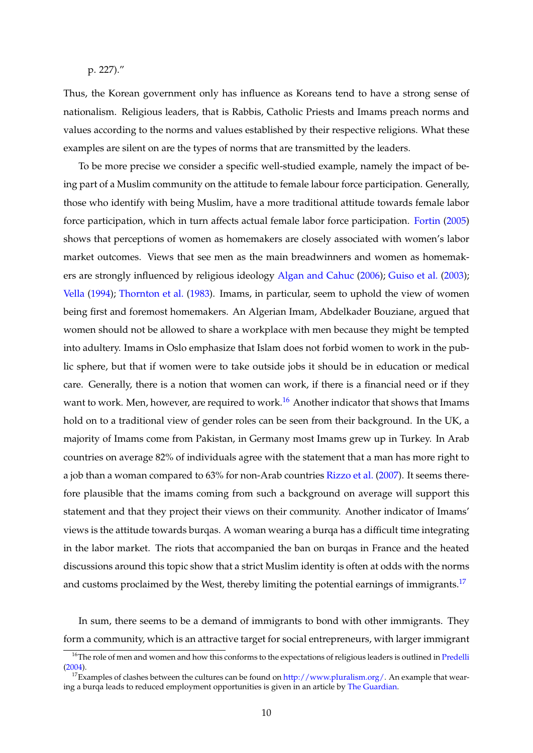p. 227)."

Thus, the Korean government only has influence as Koreans tend to have a strong sense of nationalism. Religious leaders, that is Rabbis, Catholic Priests and Imams preach norms and values according to the norms and values established by their respective religions. What these examples are silent on are the types of norms that are transmitted by the leaders.

To be more precise we consider a specific well-studied example, namely the impact of being part of a Muslim community on the attitude to female labour force participation. Generally, those who identify with being Muslim, have a more traditional attitude towards female labor force participation, which in turn affects actual female labor force participation. Fortin (2005) shows that perceptions of women as homemakers are closely associated with women's labor market outcomes. Views that see men as the main breadwinners and women as homemakers are strongly influenced by religious ideology Algan and Cahuc (2006); Guiso et al. (2003); Vella (1994); Thornton et al. (1983). Imams, in particular, seem to uphold the view of women being first and foremost homemakers. An Algerian Imam, Abdelkader Bouziane, argued that women should not be allowed to share a workplace with men because they might be tempted into adultery. Imams in Oslo emphasize that Islam does not forbid women to work in the public sphere, but that if women were to take outside jobs it should be in education or medical care. Generally, there is a notion that women can work, if there is a financial need or if they want to work. Men, however, are required to work.[16] Another indicator that shows that Imams hold on to a traditional view of gender roles can be seen from their background. In the UK, a majority of Imams come from Pakistan, in Germany most Imams grew up in Turkey. In Arab countries on average 82% of individuals agree with the statement that a man has more right to a job than a woman compared to 63% for non-Arab countries Rizzo et al. (2007). It seems therefore plausible that the imams coming from such a background on average will support this statement and that they project their views on their community. Another indicator of Imams' views is the attitude towards burqas. A woman wearing a burqa has a difficult time integrating in the labor market. The riots that accompanied the ban on burqas in France and the heated discussions around this topic show that a strict Muslim identity is often at odds with the norms and customs proclaimed by the West, thereby limiting the potential earnings of immigrants.[17]

In sum, there seems to be a demand of immigrants to bond with other immigrants. They form a community, which is an attractive target for social entrepreneurs, with larger immigrant

[16] The role of men and women and how this conforms to the expectations of religious leaders is outlined in Predelli (2004).

[17] Examples of clashes between the cultures can be found on http://www.pluralism.org/. An example that wearing a burqa leads to reduced employment opportunities is given in an article by The Guardian.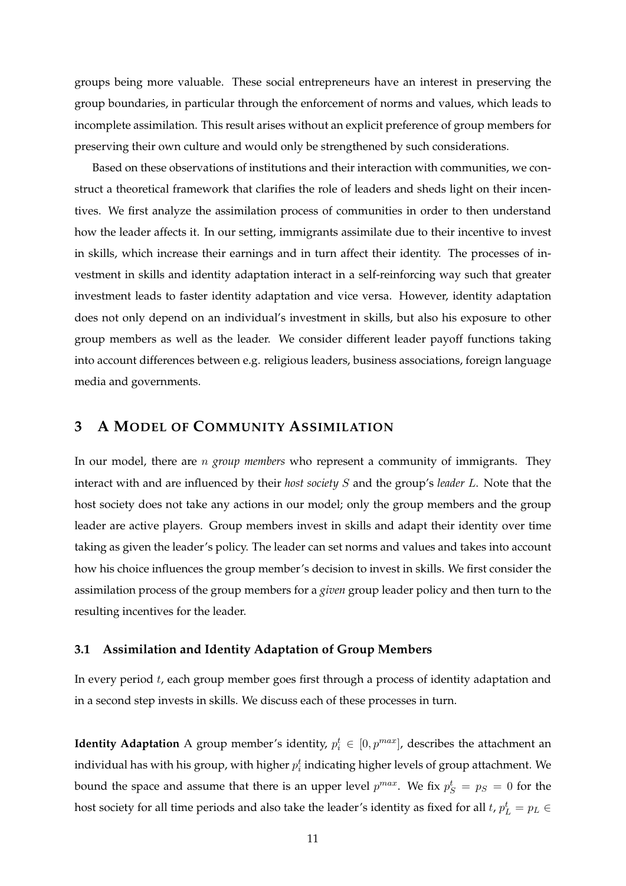groups being more valuable. These social entrepreneurs have an interest in preserving the group boundaries, in particular through the enforcement of norms and values, which leads to incomplete assimilation. This result arises without an explicit preference of group members for preserving their own culture and would only be strengthened by such considerations.

Based on these observations of institutions and their interaction with communities, we construct a theoretical framework that clarifies the role of leaders and sheds light on their incentives. We first analyze the assimilation process of communities in order to then understand how the leader affects it. In our setting, immigrants assimilate due to their incentive to invest in skills, which increase their earnings and in turn affect their identity. The processes of investment in skills and identity adaptation interact in a self-reinforcing way such that greater investment leads to faster identity adaptation and vice versa. However, identity adaptation does not only depend on an individual's investment in skills, but also his exposure to other group members as well as the leader. We consider different leader payoff functions taking into account differences between e.g. religious leaders, business associations, foreign language media and governments.

# 3 A Model of Community Assimilation

In our model, there are $n$ *group members* who represent a community of immigrants. They interact with and are influenced by their *host society* $S$ and the group's *leader* $L$. Note that the host society does not take any actions in our model; only the group members and the group leader are active players. Group members invest in skills and adapt their identity over time taking as given the leader's policy. The leader can set norms and values and takes into account how his choice influences the group member's decision to invest in skills. We first consider the assimilation process of the group members for a *given* group leader policy and then turn to the resulting incentives for the leader.

## 3.1 Assimilation and Identity Adaptation of Group Members

In every period $t$, each group member goes first through a process of identity adaptation and in a second step invests in skills. We discuss each of these processes in turn.

**Identity Adaptation** A group member's identity, $p_i^t \in [0, p^{max}]$, describes the attachment an individual has with his group, with higher $p_i^t$ indicating higher levels of group attachment. We bound the space and assume that there is an upper level $p^{max}$. We fix $p_S^t = p_S = 0$ for the host society for all time periods and also take the leader's identity as fixed for all $t$, $p_L^t = p_L \in$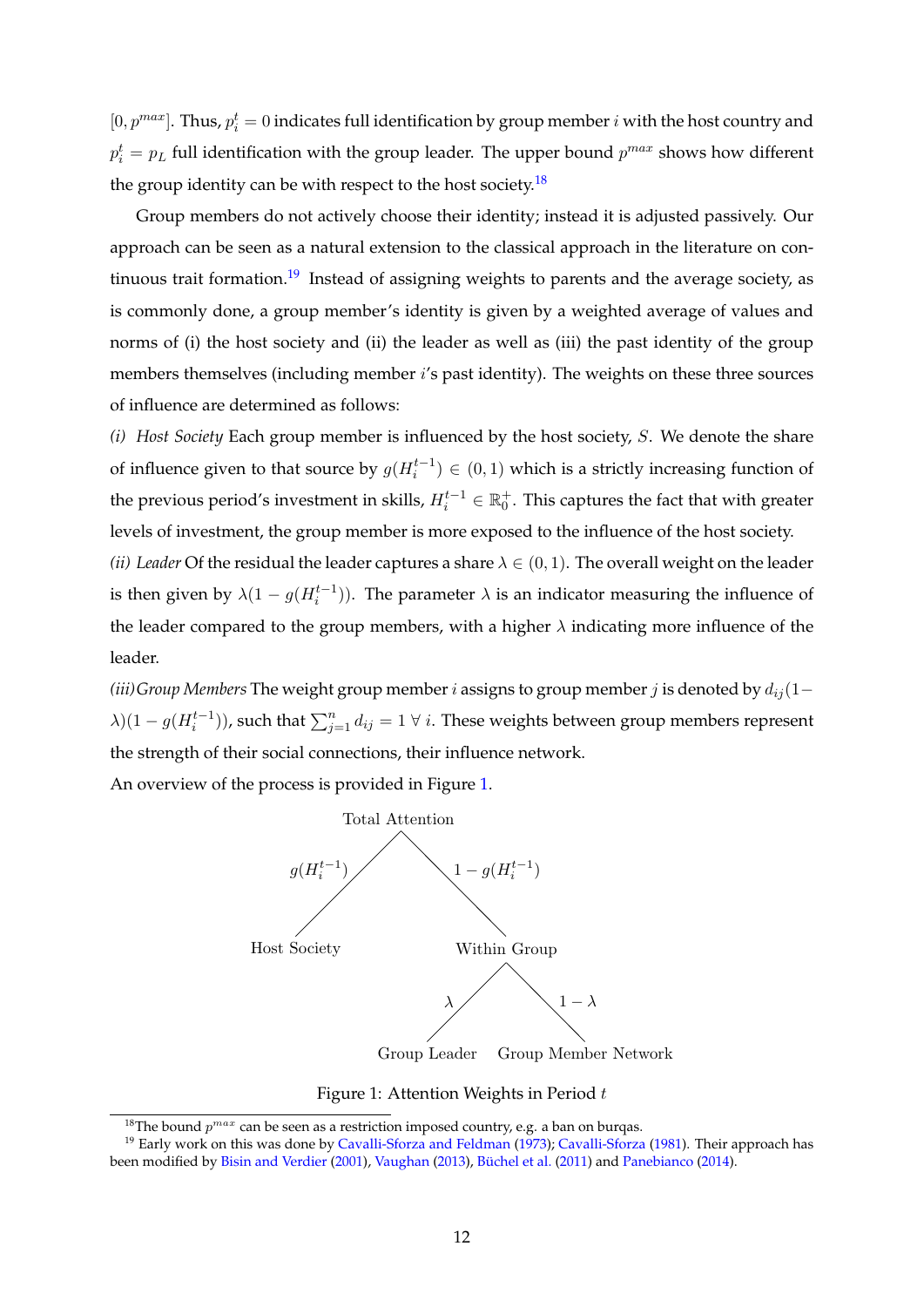$[0, p^{max}]$. Thus, $p_i^t = 0$ indicates full identification by group member $i$ with the host country and $p_i^t = p_L$ full identification with the group leader. The upper bound $p^{max}$ shows how different the group identity can be with respect to the host society.[18]

Group members do not actively choose their identity; instead it is adjusted passively. Our approach can be seen as a natural extension to the classical approach in the literature on continuous trait formation.[19] Instead of assigning weights to parents and the average society, as is commonly done, a group member's identity is given by a weighted average of values and norms of (i) the host society and (ii) the leader as well as (iii) the past identity of the group members themselves (including member $i$'s past identity). The weights on these three sources of influence are determined as follows:

*(i) Host Society* Each group member is influenced by the host society, $S$. We denote the share of influence given to that source by $g(H_i^{t-1}) \in (0, 1)$ which is a strictly increasing function of the previous period's investment in skills, $H_i^{t-1} \in \mathbb{R}_0^+$. This captures the fact that with greater levels of investment, the group member is more exposed to the influence of the host society.

*(ii) Leader* Of the residual the leader captures a share $\lambda \in (0, 1)$. The overall weight on the leader is then given by $\lambda(1 - g(H_i^{t-1}))$. The parameter $\lambda$ is an indicator measuring the influence of the leader compared to the group members, with a higher $\lambda$ indicating more influence of the leader.

*(iii) Group Members* The weight group member $i$ assigns to group member $j$ is denoted by $d_{ij}(1 - \lambda)(1 - g(H_i^{t-1}))$, such that $\sum_{j=1}^{n} d_{ij} = 1 \; \forall \; i$. These weights between group members represent the strength of their social connections, their influence network.

An overview of the process is provided in Figure 1.

Total Attention → $g(H_i^{t-1})$: Host Society; $1 - g(H_i^{t-1})$: Within Group

Within Group → $\lambda$: Group Leader; $1 - \lambda$: Group Member Network

Figure 1: Attention Weights in Period $t$

[18] The bound $p^{max}$ can be seen as a restriction imposed country, e.g. a ban on burqas.

[19] Early work on this was done by Cavalli-Sforza and Feldman (1973); Cavalli-Sforza (1981). Their approach has been modified by Bisin and Verdier (2001), Vaughan (2013), Büchel et al. (2011) and Panebianco (2014).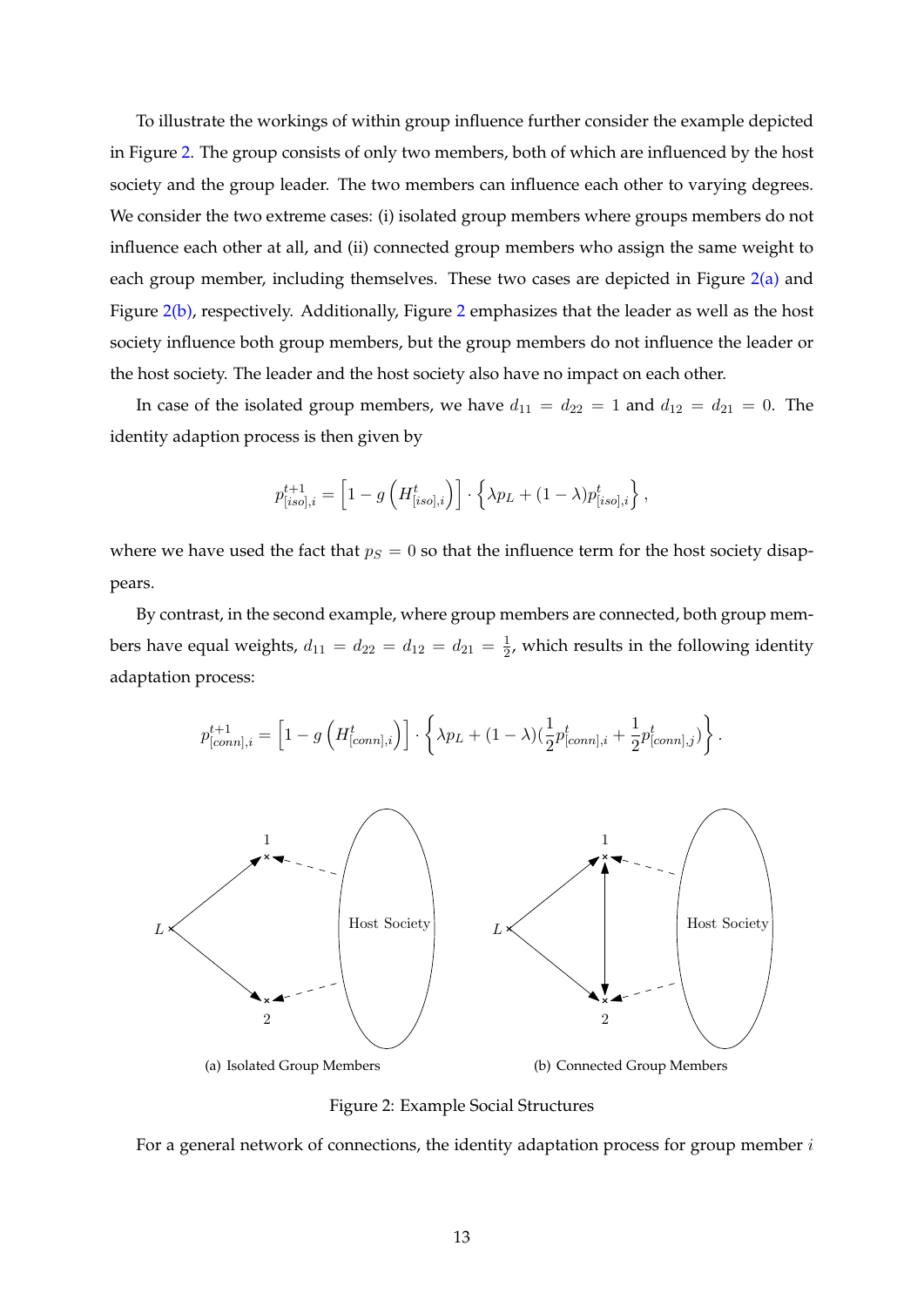To illustrate the workings of within group influence further consider the example depicted in Figure 2. The group consists of only two members, both of which are influenced by the host society and the group leader. The two members can influence each other to varying degrees. We consider the two extreme cases: (i) isolated group members where groups members do not influence each other at all, and (ii) connected group members who assign the same weight to each group member, including themselves. These two cases are depicted in Figure 2(a) and Figure 2(b), respectively. Additionally, Figure 2 emphasizes that the leader as well as the host society influence both group members, but the group members do not influence the leader or the host society. The leader and the host society also have no impact on each other.

In case of the isolated group members, we have $d_{11} = d_{22} = 1$ and $d_{12} = d_{21} = 0$. The identity adaption process is then given by

$$p^{t+1}_{[iso],i} = \left[1 - g\left(H^t_{[iso],i}\right)\right] \cdot \left\{\lambda p_L + (1-\lambda) p^t_{[iso],i}\right\},$$

where we have used the fact that $p_S = 0$ so that the influence term for the host society disappears.

By contrast, in the second example, where group members are connected, both group members have equal weights, $d_{11} = d_{22} = d_{12} = d_{21} = \frac{1}{2}$, which results in the following identity adaptation process:

$$p^{t+1}_{[conn],i} = \left[1 - g\left(H^t_{[conn],i}\right)\right] \cdot \left\{\lambda p_L + (1-\lambda)\left(\frac{1}{2} p^t_{[conn],i} + \frac{1}{2} p^t_{[conn],j}\right)\right\}.$$

(a) Isolated Group Members

(b) Connected Group Members

Figure 2: Example Social Structures

For a general network of connections, the identity adaptation process for group member $i$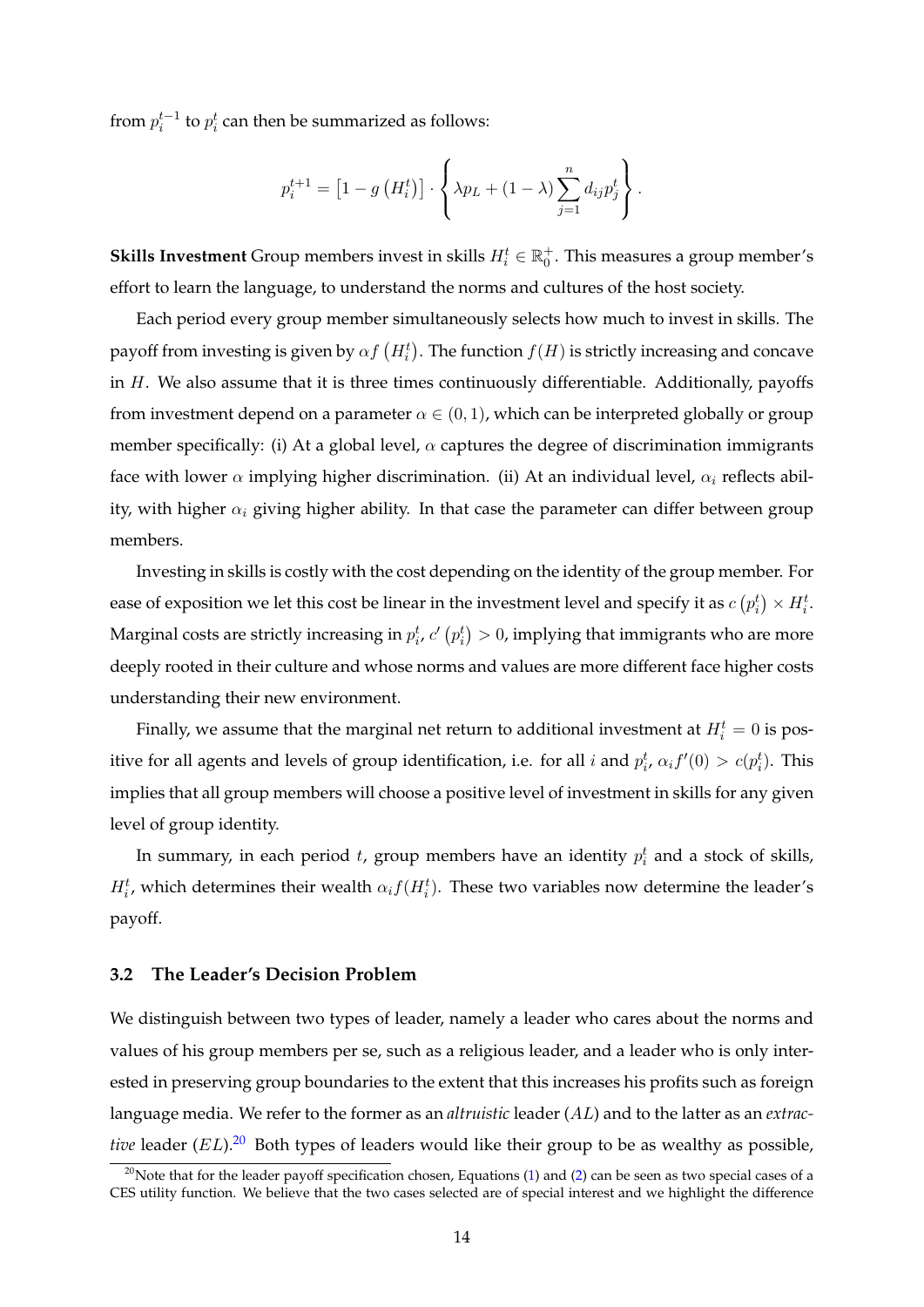from $p_i^{t-1}$ to $p_i^t$ can then be summarized as follows:

$$p_i^{t+1} = \left[1 - g\left(H_i^t\right)\right] \cdot \left\{ \lambda p_L + (1-\lambda) \sum_{j=1}^{n} d_{ij} p_j^t \right\}.$$

**Skills Investment** Group members invest in skills $H_i^t \in \mathbb{R}_0^+$. This measures a group member's effort to learn the language, to understand the norms and cultures of the host society.

Each period every group member simultaneously selects how much to invest in skills. The payoff from investing is given by $\alpha f\left(H_i^t\right)$. The function $f(H)$ is strictly increasing and concave in $H$. We also assume that it is three times continuously differentiable. Additionally, payoffs from investment depend on a parameter $\alpha \in (0,1)$, which can be interpreted globally or group member specifically: (i) At a global level, $\alpha$ captures the degree of discrimination immigrants face with lower $\alpha$ implying higher discrimination. (ii) At an individual level, $\alpha_i$ reflects ability, with higher $\alpha_i$ giving higher ability. In that case the parameter can differ between group members.

Investing in skills is costly with the cost depending on the identity of the group member. For ease of exposition we let this cost be linear in the investment level and specify it as $c\left(p_i^t\right) \times H_i^t$. Marginal costs are strictly increasing in $p_i^t$, $c'\left(p_i^t\right) > 0$, implying that immigrants who are more deeply rooted in their culture and whose norms and values are more different face higher costs understanding their new environment.

Finally, we assume that the marginal net return to additional investment at $H_i^t = 0$ is positive for all agents and levels of group identification, i.e. for all $i$ and $p_i^t$, $\alpha_i f'(0) > c(p_i^t)$. This implies that all group members will choose a positive level of investment in skills for any given level of group identity.

In summary, in each period $t$, group members have an identity $p_i^t$ and a stock of skills, $H_i^t$, which determines their wealth $\alpha_i f(H_i^t)$. These two variables now determine the leader's payoff.

### 3.2 The Leader's Decision Problem

We distinguish between two types of leader, namely a leader who cares about the norms and values of his group members per se, such as a religious leader, and a leader who is only interested in preserving group boundaries to the extent that this increases his profits such as foreign language media. We refer to the former as an *altruistic* leader ($AL$) and to the latter as an *extractive* leader ($EL$).[20] Both types of leaders would like their group to be as wealthy as possible,

[20]Note that for the leader payoff specification chosen, Equations (1) and (2) can be seen as two special cases of a CES utility function. We believe that the two cases selected are of special interest and we highlight the difference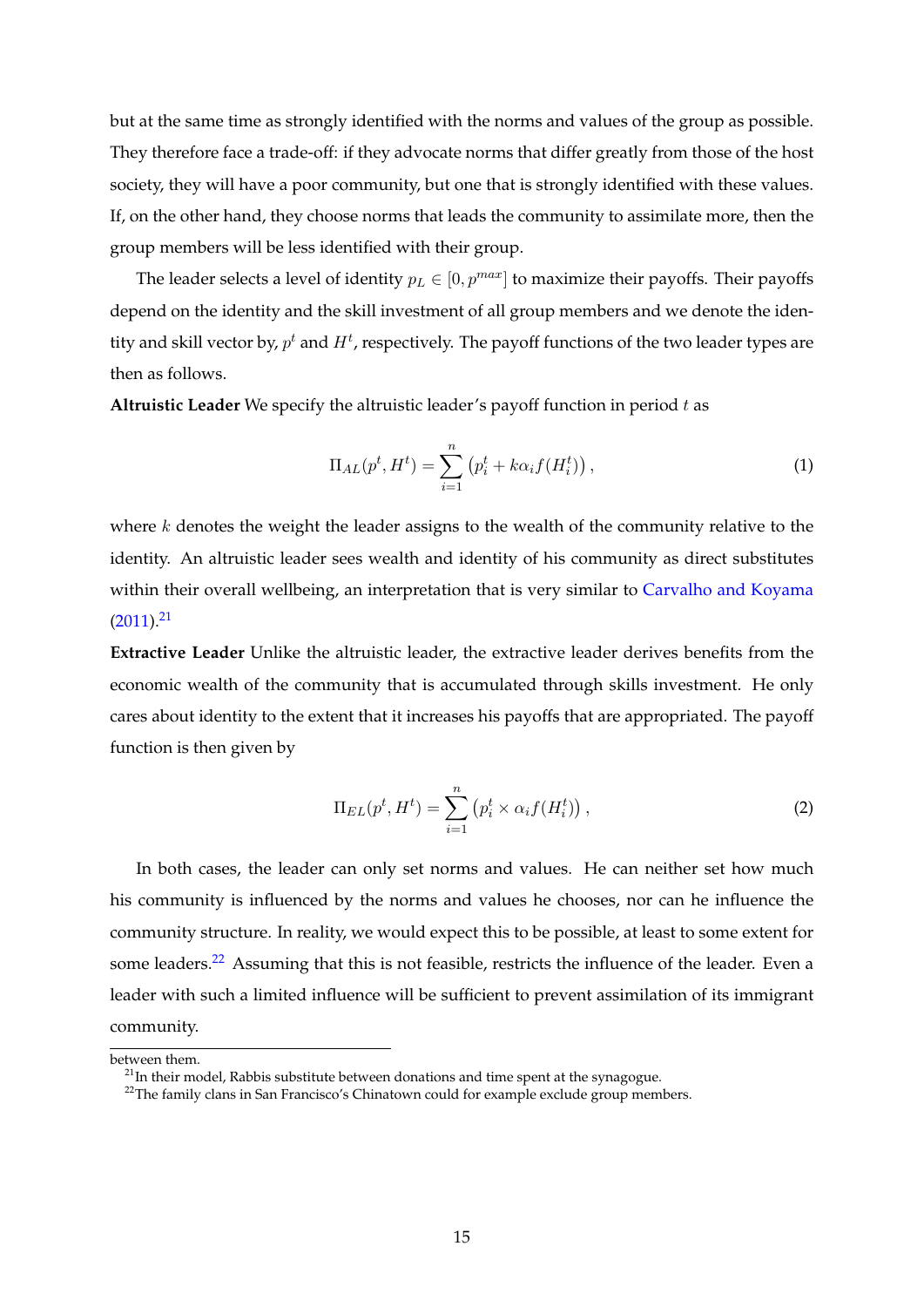but at the same time as strongly identified with the norms and values of the group as possible. They therefore face a trade-off: if they advocate norms that differ greatly from those of the host society, they will have a poor community, but one that is strongly identified with these values. If, on the other hand, they choose norms that leads the community to assimilate more, then the group members will be less identified with their group.

The leader selects a level of identity $p_L \in [0, p^{max}]$ to maximize their payoffs. Their payoffs depend on the identity and the skill investment of all group members and we denote the identity and skill vector by, $p^t$ and $H^t$, respectively. The payoff functions of the two leader types are then as follows.

**Altruistic Leader** We specify the altruistic leader's payoff function in period $t$ as

$$\Pi_{AL}(p^t, H^t) = \sum_{i=1}^{n} \left( p_i^t + k\alpha_i f(H_i^t) \right), \tag{1}$$

where $k$ denotes the weight the leader assigns to the wealth of the community relative to the identity. An altruistic leader sees wealth and identity of his community as direct substitutes within their overall wellbeing, an interpretation that is very similar to Carvalho and Koyama (2011).[21]

**Extractive Leader** Unlike the altruistic leader, the extractive leader derives benefits from the economic wealth of the community that is accumulated through skills investment. He only cares about identity to the extent that it increases his payoffs that are appropriated. The payoff function is then given by

$$\Pi_{EL}(p^t, H^t) = \sum_{i=1}^{n} \left( p_i^t \times \alpha_i f(H_i^t) \right), \tag{2}$$

In both cases, the leader can only set norms and values. He can neither set how much his community is influenced by the norms and values he chooses, nor can he influence the community structure. In reality, we would expect this to be possible, at least to some extent for some leaders.[22] Assuming that this is not feasible, restricts the influence of the leader. Even a leader with such a limited influence will be sufficient to prevent assimilation of its immigrant community.

---

between them.

[21] In their model, Rabbis substitute between donations and time spent at the synagogue.

[22] The family clans in San Francisco's Chinatown could for example exclude group members.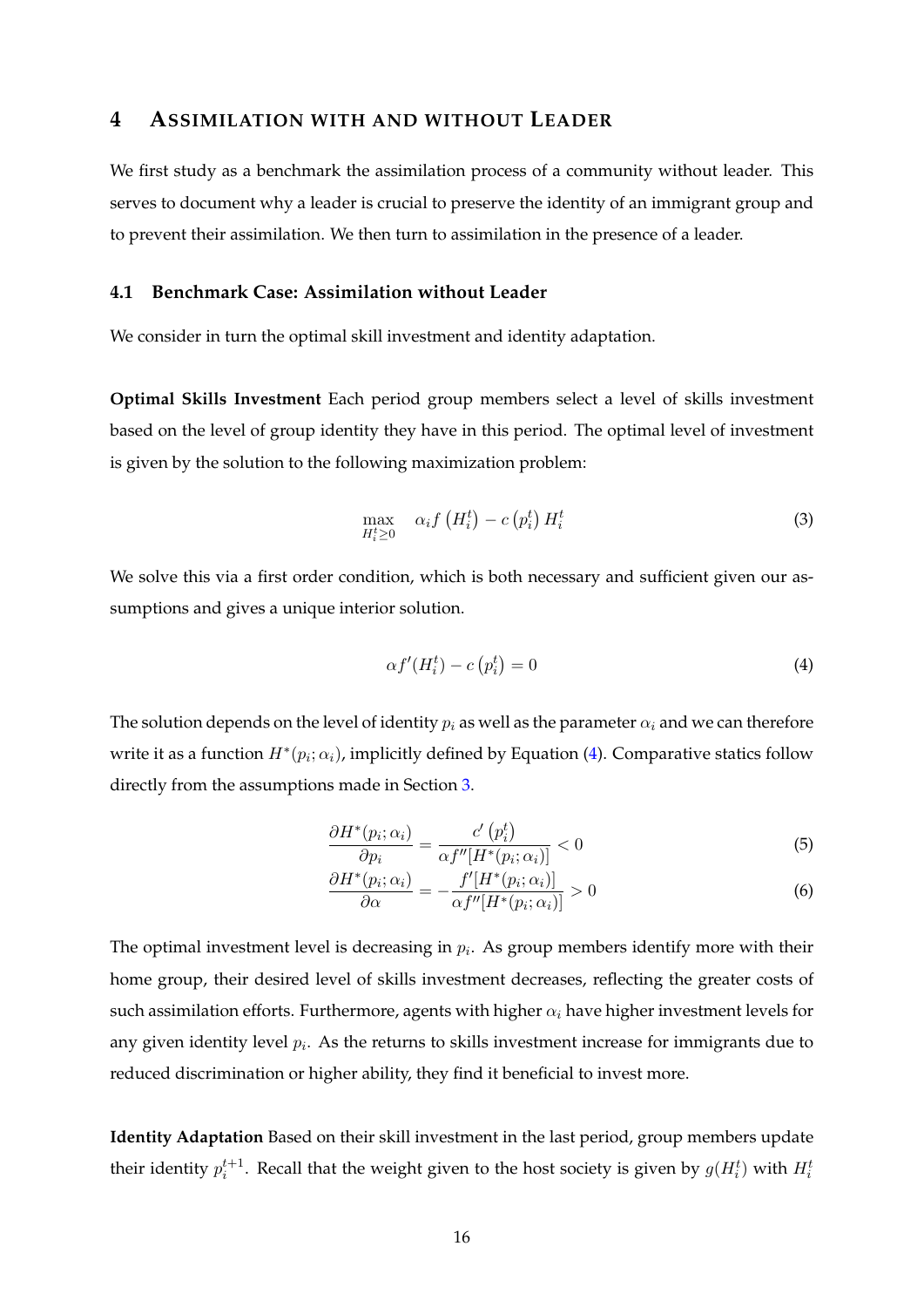## 4 Assimilation with and without Leader

We first study as a benchmark the assimilation process of a community without leader. This serves to document why a leader is crucial to preserve the identity of an immigrant group and to prevent their assimilation. We then turn to assimilation in the presence of a leader.

### 4.1 Benchmark Case: Assimilation without Leader

We consider in turn the optimal skill investment and identity adaptation.

**Optimal Skills Investment** Each period group members select a level of skills investment based on the level of group identity they have in this period. The optimal level of investment is given by the solution to the following maximization problem:

$$\max_{H_i^t \geq 0} \quad \alpha_i f\left(H_i^t\right) - c\left(p_i^t\right) H_i^t \tag{3}$$

We solve this via a first order condition, which is both necessary and sufficient given our assumptions and gives a unique interior solution.

$$\alpha f'(H_i^t) - c\left(p_i^t\right) = 0 \tag{4}$$

The solution depends on the level of identity $p_i$ as well as the parameter $\alpha_i$ and we can therefore write it as a function $H^*(p_i; \alpha_i)$, implicitly defined by Equation (4). Comparative statics follow directly from the assumptions made in Section 3.

$$\frac{\partial H^*(p_i; \alpha_i)}{\partial p_i} = \frac{c'\left(p_i^t\right)}{\alpha f''[H^*(p_i; \alpha_i)]} < 0 \tag{5}$$

$$\frac{\partial H^*(p_i; \alpha_i)}{\partial \alpha} = -\frac{f'[H^*(p_i; \alpha_i)]}{\alpha f''[H^*(p_i; \alpha_i)]} > 0 \tag{6}$$

The optimal investment level is decreasing in $p_i$. As group members identify more with their home group, their desired level of skills investment decreases, reflecting the greater costs of such assimilation efforts. Furthermore, agents with higher $\alpha_i$ have higher investment levels for any given identity level $p_i$. As the returns to skills investment increase for immigrants due to reduced discrimination or higher ability, they find it beneficial to invest more.

**Identity Adaptation** Based on their skill investment in the last period, group members update their identity $p_i^{t+1}$. Recall that the weight given to the host society is given by $g(H_i^t)$ with $H_i^t$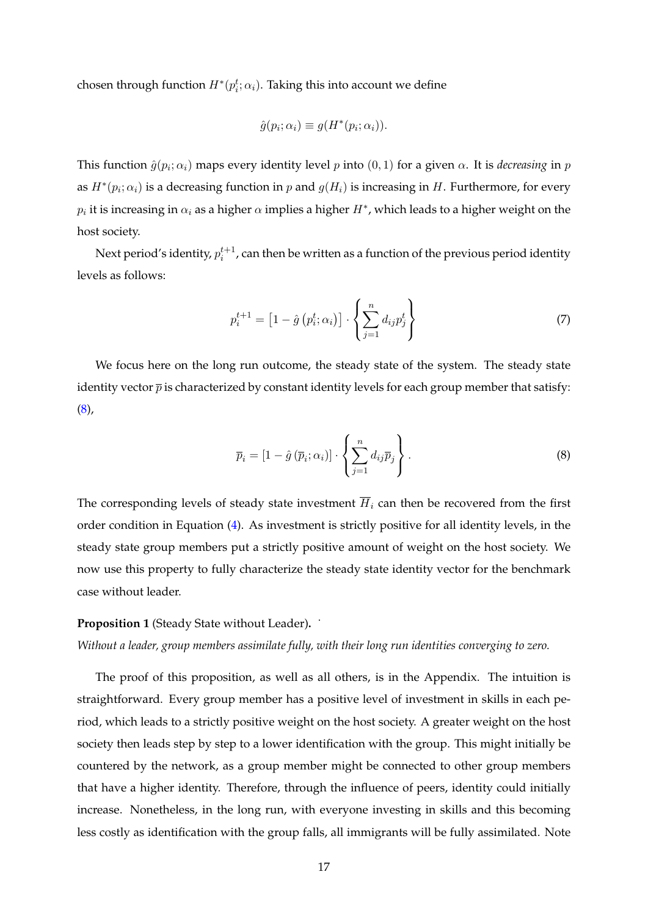chosen through function $H^*(p_i^t; \alpha_i)$. Taking this into account we define

$$\hat{g}(p_i; \alpha_i) \equiv g(H^*(p_i; \alpha_i)).$$

This function $\hat{g}(p_i; \alpha_i)$ maps every identity level $p$ into $(0, 1)$ for a given $\alpha$. It is *decreasing* in $p$ as $H^*(p_i; \alpha_i)$ is a decreasing function in $p$ and $g(H_i)$ is increasing in $H$. Furthermore, for every $p_i$ it is increasing in $\alpha_i$ as a higher $\alpha$ implies a higher $H^*$, which leads to a higher weight on the host society.

Next period's identity, $p_i^{t+1}$, can then be written as a function of the previous period identity levels as follows:

$$p_i^{t+1} = \left[1 - \hat{g}\left(p_i^t; \alpha_i\right)\right] \cdot \left\{ \sum_{j=1}^{n} d_{ij} p_j^t \right\} \tag{7}$$

We focus here on the long run outcome, the steady state of the system. The steady state identity vector $\overline{p}$ is characterized by constant identity levels for each group member that satisfy: (8),

$$\overline{p}_i = \left[1 - \hat{g}\left(\overline{p}_i; \alpha_i\right)\right] \cdot \left\{ \sum_{j=1}^{n} d_{ij} \overline{p}_j \right\}. \tag{8}$$

The corresponding levels of steady state investment $\overline{H}_i$ can then be recovered from the first order condition in Equation (4). As investment is strictly positive for all identity levels, in the steady state group members put a strictly positive amount of weight on the host society. We now use this property to fully characterize the steady state identity vector for the benchmark case without leader.

**Proposition 1** (Steady State without Leader)**.**

*Without a leader, group members assimilate fully, with their long run identities converging to zero.*

The proof of this proposition, as well as all others, is in the Appendix. The intuition is straightforward. Every group member has a positive level of investment in skills in each period, which leads to a strictly positive weight on the host society. A greater weight on the host society then leads step by step to a lower identification with the group. This might initially be countered by the network, as a group member might be connected to other group members that have a higher identity. Therefore, through the influence of peers, identity could initially increase. Nonetheless, in the long run, with everyone investing in skills and this becoming less costly as identification with the group falls, all immigrants will be fully assimilated. Note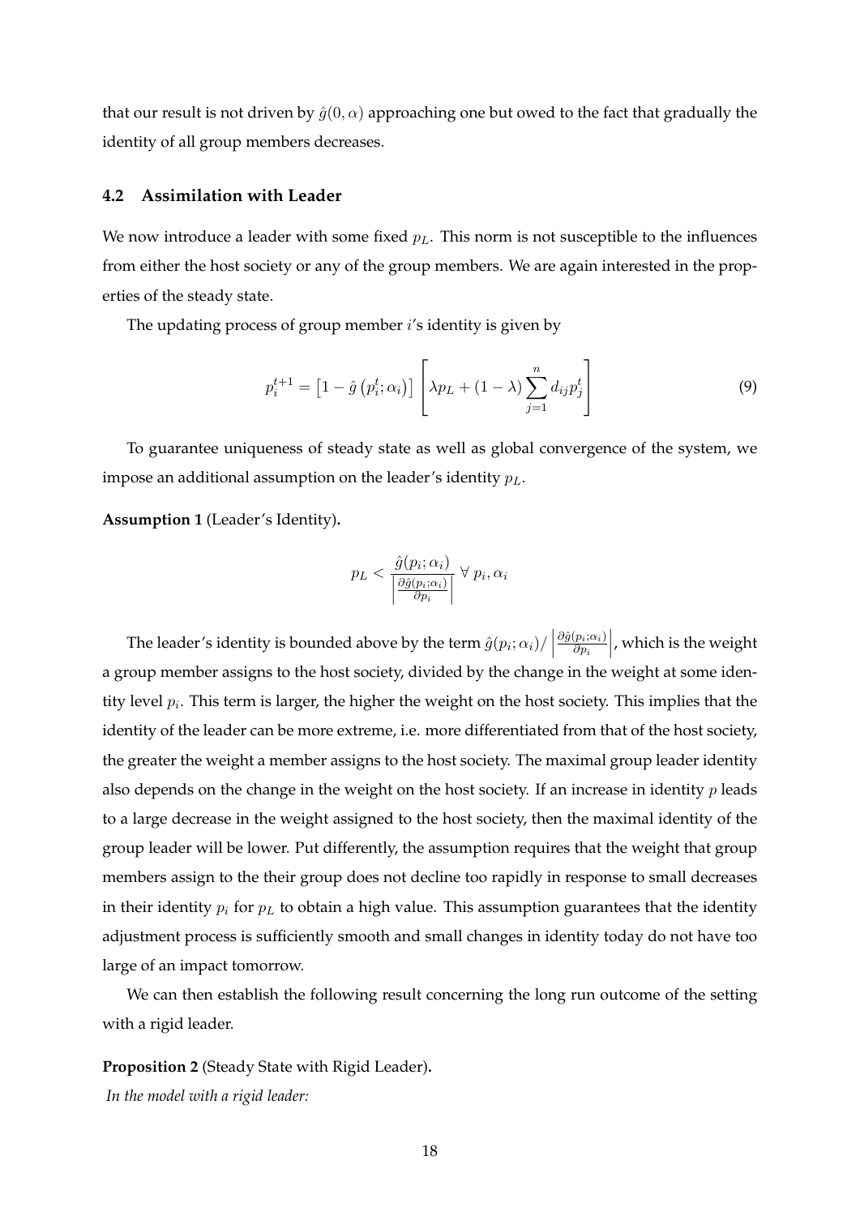that our result is not driven by $\hat{g}(0, \alpha)$ approaching one but owed to the fact that gradually the identity of all group members decreases.

### 4.2 Assimilation with Leader

We now introduce a leader with some fixed $p_L$. This norm is not susceptible to the influences from either the host society or any of the group members. We are again interested in the properties of the steady state.

The updating process of group member $i$'s identity is given by

$$p_i^{t+1} = \left[1 - \hat{g}\left(p_i^t; \alpha_i\right)\right] \left[\lambda p_L + (1 - \lambda) \sum_{j=1}^{n} d_{ij} p_j^t\right] \tag{9}$$

To guarantee uniqueness of steady state as well as global convergence of the system, we impose an additional assumption on the leader's identity $p_L$.

**Assumption 1** (Leader's Identity)**.**

$$p_L < \frac{\hat{g}(p_i; \alpha_i)}{\left|\frac{\partial \hat{g}(p_i; \alpha_i)}{\partial p_i}\right|} \; \forall \; p_i, \alpha_i$$

The leader's identity is bounded above by the term $\hat{g}(p_i; \alpha_i) / \left|\frac{\partial \hat{g}(p_i; \alpha_i)}{\partial p_i}\right|$, which is the weight a group member assigns to the host society, divided by the change in the weight at some identity level $p_i$. This term is larger, the higher the weight on the host society. This implies that the identity of the leader can be more extreme, i.e. more differentiated from that of the host society, the greater the weight a member assigns to the host society. The maximal group leader identity also depends on the change in the weight on the host society. If an increase in identity $p$ leads to a large decrease in the weight assigned to the host society, then the maximal identity of the group leader will be lower. Put differently, the assumption requires that the weight that group members assign to the their group does not decline too rapidly in response to small decreases in their identity $p_i$ for $p_L$ to obtain a high value. This assumption guarantees that the identity adjustment process is sufficiently smooth and small changes in identity today do not have too large of an impact tomorrow.

We can then establish the following result concerning the long run outcome of the setting with a rigid leader.

**Proposition 2** (Steady State with Rigid Leader)**.**
*In the model with a rigid leader:*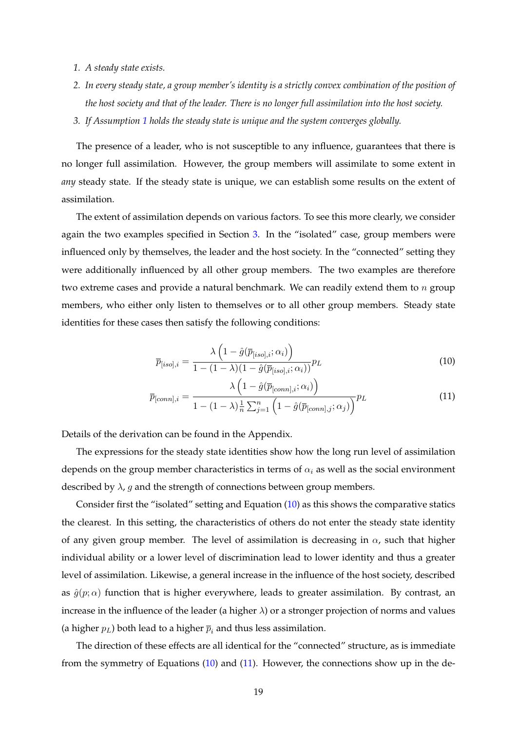1. *A steady state exists.*
2. *In every steady state, a group member's identity is a strictly convex combination of the position of the host society and that of the leader. There is no longer full assimilation into the host society.*
3. *If Assumption 1 holds the steady state is unique and the system converges globally.*

The presence of a leader, who is not susceptible to any influence, guarantees that there is no longer full assimilation. However, the group members will assimilate to some extent in *any* steady state. If the steady state is unique, we can establish some results on the extent of assimilation.

The extent of assimilation depends on various factors. To see this more clearly, we consider again the two examples specified in Section 3. In the "isolated" case, group members were influenced only by themselves, the leader and the host society. In the "connected" setting they were additionally influenced by all other group members. The two examples are therefore two extreme cases and provide a natural benchmark. We can readily extend them to $n$ group members, who either only listen to themselves or to all other group members. Steady state identities for these cases then satisfy the following conditions:

$$\overline{p}_{[iso],i} = \frac{\lambda\left(1 - \hat{g}(\overline{p}_{[iso],i};\alpha_i)\right)}{1-(1-\lambda)(1-\hat{g}(\overline{p}_{[iso],i};\alpha_i))}p_L \tag{10}$$

$$\overline{p}_{[conn],i} = \frac{\lambda\left(1 - \hat{g}(\overline{p}_{[conn],i};\alpha_i)\right)}{1-(1-\lambda)\frac{1}{n}\sum_{j=1}^{n}\left(1-\hat{g}(\overline{p}_{[conn],j};\alpha_j)\right)}p_L \tag{11}$$

Details of the derivation can be found in the Appendix.

The expressions for the steady state identities show how the long run level of assimilation depends on the group member characteristics in terms of $\alpha_i$ as well as the social environment described by $\lambda$, $g$ and the strength of connections between group members.

Consider first the "isolated" setting and Equation (10) as this shows the comparative statics the clearest. In this setting, the characteristics of others do not enter the steady state identity of any given group member. The level of assimilation is decreasing in $\alpha$, such that higher individual ability or a lower level of discrimination lead to lower identity and thus a greater level of assimilation. Likewise, a general increase in the influence of the host society, described as $\hat{g}(p;\alpha)$ function that is higher everywhere, leads to greater assimilation. By contrast, an increase in the influence of the leader (a higher $\lambda$) or a stronger projection of norms and values (a higher $p_L$) both lead to a higher $\overline{p}_i$ and thus less assimilation.

The direction of these effects are all identical for the "connected" structure, as is immediate from the symmetry of Equations (10) and (11). However, the connections show up in the de-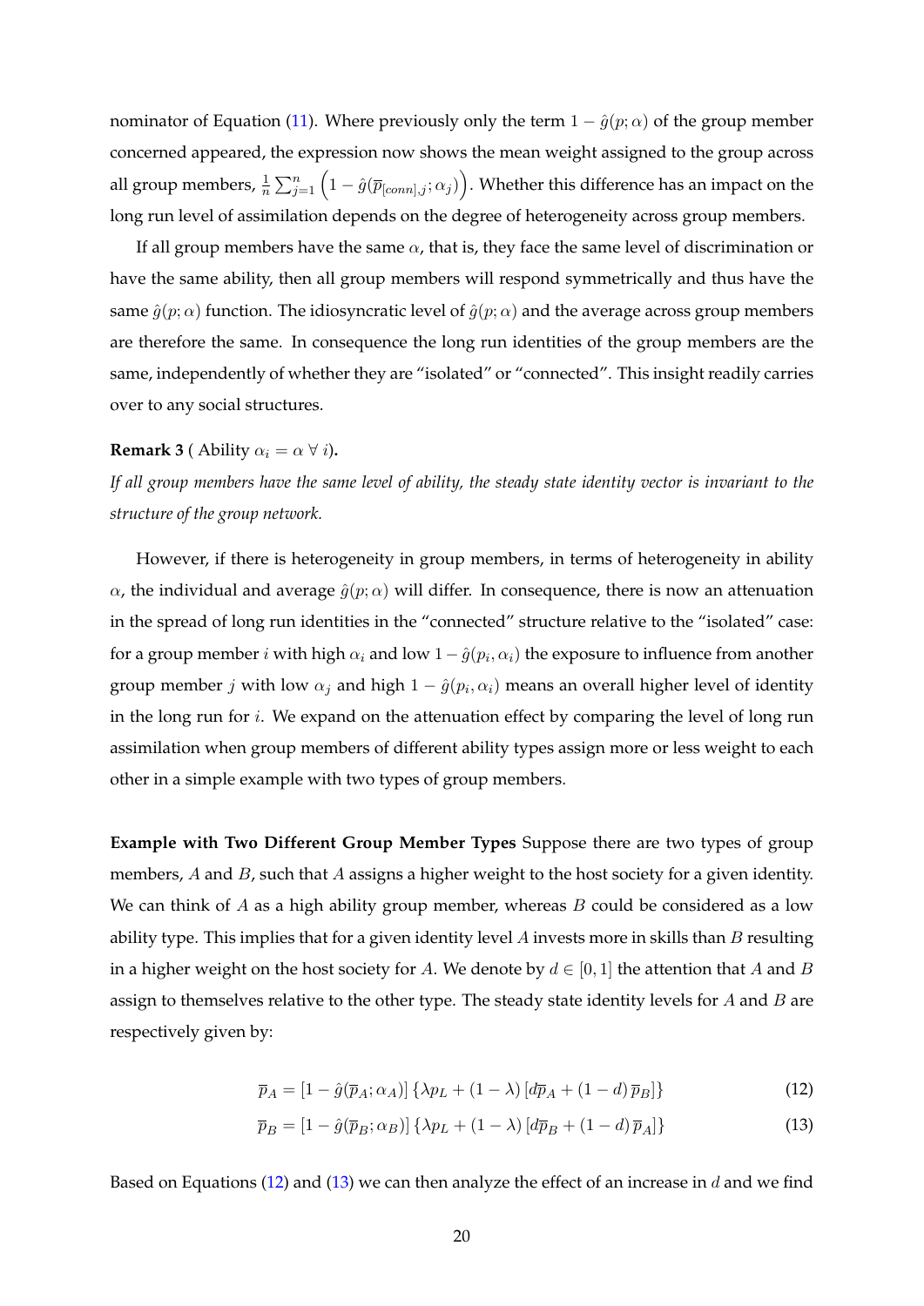nominator of Equation (11). Where previously only the term $1 - \hat{g}(p;\alpha)$ of the group member concerned appeared, the expression now shows the mean weight assigned to the group across all group members, $\frac{1}{n}\sum_{j=1}^{n}\left(1 - \hat{g}(\overline{p}_{[conn],j};\alpha_j)\right)$. Whether this difference has an impact on the long run level of assimilation depends on the degree of heterogeneity across group members.

If all group members have the same $\alpha$, that is, they face the same level of discrimination or have the same ability, then all group members will respond symmetrically and thus have the same $\hat{g}(p;\alpha)$ function. The idiosyncratic level of $\hat{g}(p;\alpha)$ and the average across group members are therefore the same. In consequence the long run identities of the group members are the same, independently of whether they are "isolated" or "connected". This insight readily carries over to any social structures.

**Remark 3** ( Ability $\alpha_i = \alpha \; \forall \; i$)**.**

*If all group members have the same level of ability, the steady state identity vector is invariant to the structure of the group network.*

However, if there is heterogeneity in group members, in terms of heterogeneity in ability $\alpha$, the individual and average $\hat{g}(p;\alpha)$ will differ. In consequence, there is now an attenuation in the spread of long run identities in the "connected" structure relative to the "isolated" case: for a group member $i$ with high $\alpha_i$ and low $1 - \hat{g}(p_i, \alpha_i)$ the exposure to influence from another group member $j$ with low $\alpha_j$ and high $1 - \hat{g}(p_i, \alpha_i)$ means an overall higher level of identity in the long run for $i$. We expand on the attenuation effect by comparing the level of long run assimilation when group members of different ability types assign more or less weight to each other in a simple example with two types of group members.

**Example with Two Different Group Member Types** Suppose there are two types of group members, $A$ and $B$, such that $A$ assigns a higher weight to the host society for a given identity. We can think of $A$ as a high ability group member, whereas $B$ could be considered as a low ability type. This implies that for a given identity level $A$ invests more in skills than $B$ resulting in a higher weight on the host society for $A$. We denote by $d \in [0,1]$ the attention that $A$ and $B$ assign to themselves relative to the other type. The steady state identity levels for $A$ and $B$ are respectively given by:

$$\overline{p}_A = [1 - \hat{g}(\overline{p}_A;\alpha_A)]\left\{\lambda p_L + (1-\lambda)\left[d\overline{p}_A + (1-d)\,\overline{p}_B\right]\right\} \tag{12}$$

$$\overline{p}_B = [1 - \hat{g}(\overline{p}_B;\alpha_B)]\left\{\lambda p_L + (1-\lambda)\left[d\overline{p}_B + (1-d)\,\overline{p}_A\right]\right\} \tag{13}$$

Based on Equations (12) and (13) we can then analyze the effect of an increase in $d$ and we find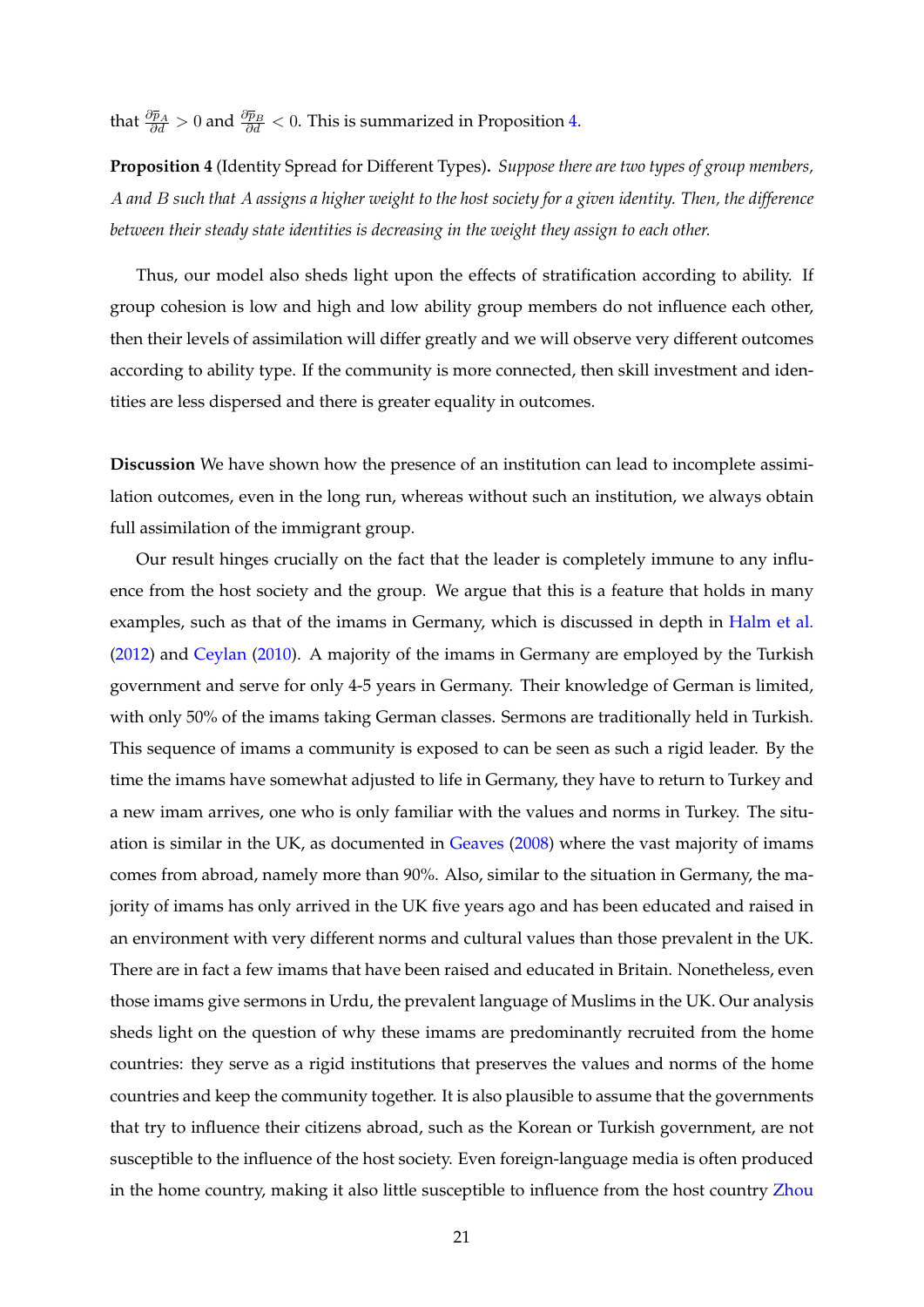that $\frac{\partial \overline{p}_A}{\partial d} > 0$ and $\frac{\partial \overline{p}_B}{\partial d} < 0$. This is summarized in Proposition 4.

**Proposition 4** (Identity Spread for Different Types)**.** *Suppose there are two types of group members, $A$ and $B$ such that $A$ assigns a higher weight to the host society for a given identity. Then, the difference between their steady state identities is decreasing in the weight they assign to each other.*

Thus, our model also sheds light upon the effects of stratification according to ability. If group cohesion is low and high and low ability group members do not influence each other, then their levels of assimilation will differ greatly and we will observe very different outcomes according to ability type. If the community is more connected, then skill investment and identities are less dispersed and there is greater equality in outcomes.

**Discussion** We have shown how the presence of an institution can lead to incomplete assimilation outcomes, even in the long run, whereas without such an institution, we always obtain full assimilation of the immigrant group.

Our result hinges crucially on the fact that the leader is completely immune to any influence from the host society and the group. We argue that this is a feature that holds in many examples, such as that of the imams in Germany, which is discussed in depth in Halm et al. (2012) and Ceylan (2010). A majority of the imams in Germany are employed by the Turkish government and serve for only 4-5 years in Germany. Their knowledge of German is limited, with only 50% of the imams taking German classes. Sermons are traditionally held in Turkish. This sequence of imams a community is exposed to can be seen as such a rigid leader. By the time the imams have somewhat adjusted to life in Germany, they have to return to Turkey and a new imam arrives, one who is only familiar with the values and norms in Turkey. The situation is similar in the UK, as documented in Geaves (2008) where the vast majority of imams comes from abroad, namely more than 90%. Also, similar to the situation in Germany, the majority of imams has only arrived in the UK five years ago and has been educated and raised in an environment with very different norms and cultural values than those prevalent in the UK. There are in fact a few imams that have been raised and educated in Britain. Nonetheless, even those imams give sermons in Urdu, the prevalent language of Muslims in the UK. Our analysis sheds light on the question of why these imams are predominantly recruited from the home countries: they serve as a rigid institutions that preserves the values and norms of the home countries and keep the community together. It is also plausible to assume that the governments that try to influence their citizens abroad, such as the Korean or Turkish government, are not susceptible to the influence of the host society. Even foreign-language media is often produced in the home country, making it also little susceptible to influence from the host country Zhou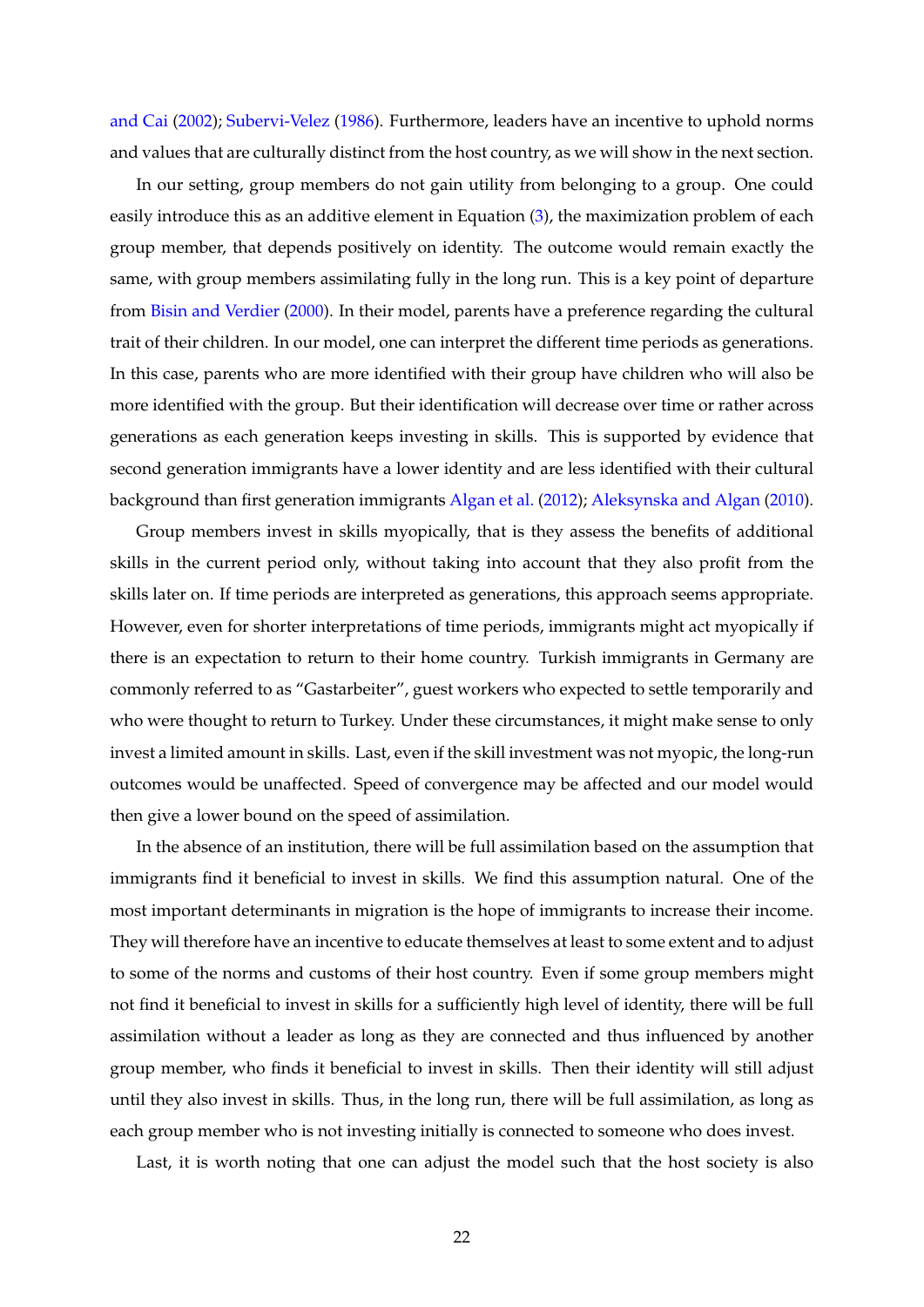and Cai (2002); Subervi-Velez (1986). Furthermore, leaders have an incentive to uphold norms and values that are culturally distinct from the host country, as we will show in the next section.

In our setting, group members do not gain utility from belonging to a group. One could easily introduce this as an additive element in Equation (3), the maximization problem of each group member, that depends positively on identity. The outcome would remain exactly the same, with group members assimilating fully in the long run. This is a key point of departure from Bisin and Verdier (2000). In their model, parents have a preference regarding the cultural trait of their children. In our model, one can interpret the different time periods as generations. In this case, parents who are more identified with their group have children who will also be more identified with the group. But their identification will decrease over time or rather across generations as each generation keeps investing in skills. This is supported by evidence that second generation immigrants have a lower identity and are less identified with their cultural background than first generation immigrants Algan et al. (2012); Aleksynska and Algan (2010).

Group members invest in skills myopically, that is they assess the benefits of additional skills in the current period only, without taking into account that they also profit from the skills later on. If time periods are interpreted as generations, this approach seems appropriate. However, even for shorter interpretations of time periods, immigrants might act myopically if there is an expectation to return to their home country. Turkish immigrants in Germany are commonly referred to as "Gastarbeiter", guest workers who expected to settle temporarily and who were thought to return to Turkey. Under these circumstances, it might make sense to only invest a limited amount in skills. Last, even if the skill investment was not myopic, the long-run outcomes would be unaffected. Speed of convergence may be affected and our model would then give a lower bound on the speed of assimilation.

In the absence of an institution, there will be full assimilation based on the assumption that immigrants find it beneficial to invest in skills. We find this assumption natural. One of the most important determinants in migration is the hope of immigrants to increase their income. They will therefore have an incentive to educate themselves at least to some extent and to adjust to some of the norms and customs of their host country. Even if some group members might not find it beneficial to invest in skills for a sufficiently high level of identity, there will be full assimilation without a leader as long as they are connected and thus influenced by another group member, who finds it beneficial to invest in skills. Then their identity will still adjust until they also invest in skills. Thus, in the long run, there will be full assimilation, as long as each group member who is not investing initially is connected to someone who does invest.

Last, it is worth noting that one can adjust the model such that the host society is also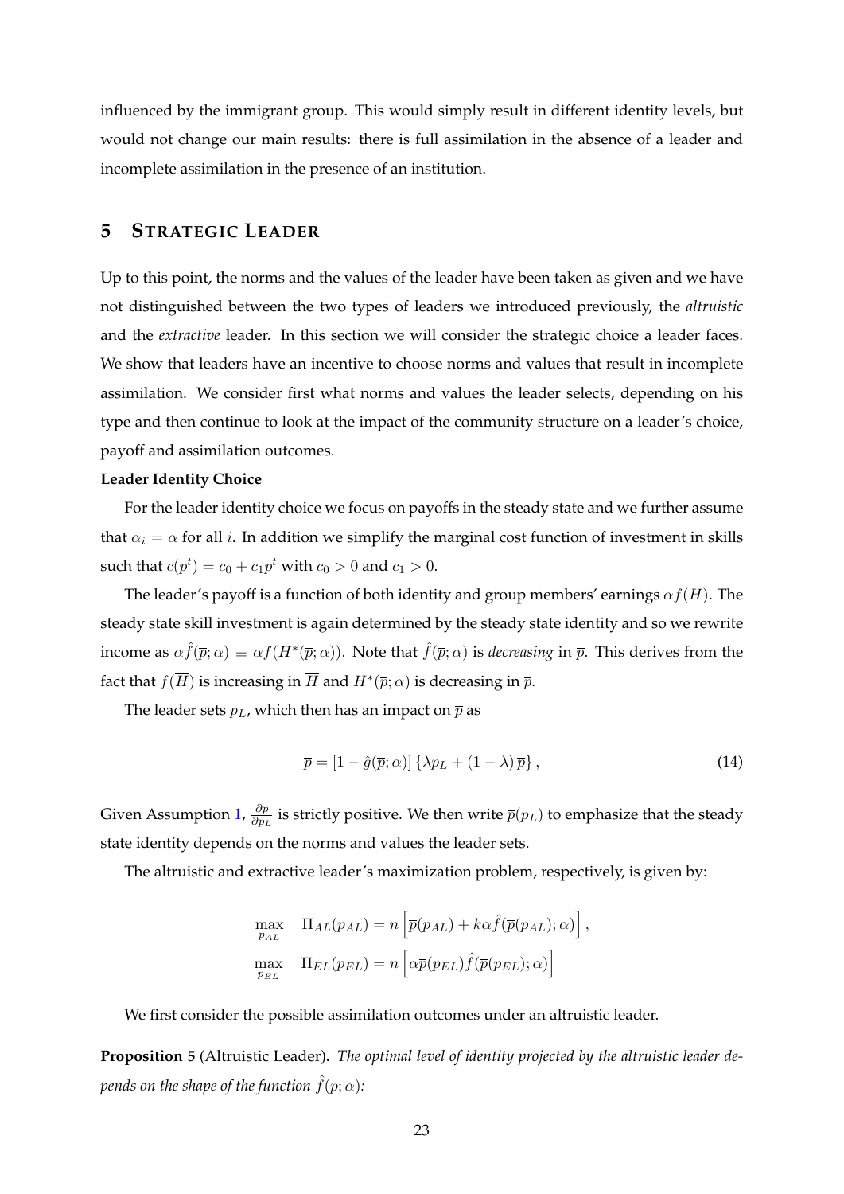influenced by the immigrant group. This would simply result in different identity levels, but would not change our main results: there is full assimilation in the absence of a leader and incomplete assimilation in the presence of an institution.

## 5 STRATEGIC LEADER

Up to this point, the norms and the values of the leader have been taken as given and we have not distinguished between the two types of leaders we introduced previously, the *altruistic* and the *extractive* leader. In this section we will consider the strategic choice a leader faces. We show that leaders have an incentive to choose norms and values that result in incomplete assimilation. We consider first what norms and values the leader selects, depending on his type and then continue to look at the impact of the community structure on a leader's choice, payoff and assimilation outcomes.

**Leader Identity Choice**

For the leader identity choice we focus on payoffs in the steady state and we further assume that $\alpha_i = \alpha$ for all $i$. In addition we simplify the marginal cost function of investment in skills such that $c(p^t) = c_0 + c_1 p^t$ with $c_0 > 0$ and $c_1 > 0$.

The leader's payoff is a function of both identity and group members' earnings $\alpha f(\overline{H})$. The steady state skill investment is again determined by the steady state identity and so we rewrite income as $\alpha \hat{f}(\overline{p}; \alpha) \equiv \alpha f(H^*(\overline{p}; \alpha))$. Note that $\hat{f}(\overline{p}; \alpha)$ is *decreasing* in $\overline{p}$. This derives from the fact that $f(\overline{H})$ is increasing in $\overline{H}$ and $H^*(\overline{p}; \alpha)$ is decreasing in $\overline{p}$.

The leader sets $p_L$, which then has an impact on $\overline{p}$ as

$$\overline{p} = [1 - \hat{g}(\overline{p}; \alpha)] \{\lambda p_L + (1 - \lambda) \overline{p}\}, \tag{14}$$

Given Assumption 1, $\frac{\partial \overline{p}}{\partial p_L}$ is strictly positive. We then write $\overline{p}(p_L)$ to emphasize that the steady state identity depends on the norms and values the leader sets.

The altruistic and extractive leader's maximization problem, respectively, is given by:

$$\max_{p_{AL}} \quad \Pi_{AL}(p_{AL}) = n \left[ \overline{p}(p_{AL}) + k\alpha \hat{f}(\overline{p}(p_{AL}); \alpha) \right],$$
$$\max_{p_{EL}} \quad \Pi_{EL}(p_{EL}) = n \left[ \alpha \overline{p}(p_{EL}) \hat{f}(\overline{p}(p_{EL}); \alpha) \right]$$

We first consider the possible assimilation outcomes under an altruistic leader.

**Proposition 5** (Altruistic Leader)**.** *The optimal level of identity projected by the altruistic leader depends on the shape of the function $\hat{f}(p; \alpha)$:*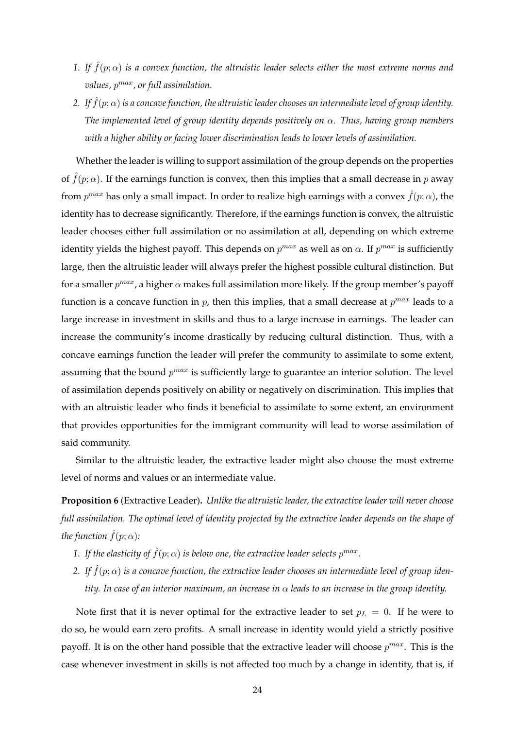1. *If $\hat{f}(p;\alpha)$ is a convex function, the altruistic leader selects either the most extreme norms and values, $p^{max}$, or full assimilation.*
2. *If $\hat{f}(p;\alpha)$ is a concave function, the altruistic leader chooses an intermediate level of group identity. The implemented level of group identity depends positively on $\alpha$. Thus, having group members with a higher ability or facing lower discrimination leads to lower levels of assimilation.*

Whether the leader is willing to support assimilation of the group depends on the properties of $\hat{f}(p;\alpha)$. If the earnings function is convex, then this implies that a small decrease in $p$ away from $p^{max}$ has only a small impact. In order to realize high earnings with a convex $\hat{f}(p;\alpha)$, the identity has to decrease significantly. Therefore, if the earnings function is convex, the altruistic leader chooses either full assimilation or no assimilation at all, depending on which extreme identity yields the highest payoff. This depends on $p^{max}$ as well as on $\alpha$. If $p^{max}$ is sufficiently large, then the altruistic leader will always prefer the highest possible cultural distinction. But for a smaller $p^{max}$, a higher $\alpha$ makes full assimilation more likely. If the group member's payoff function is a concave function in $p$, then this implies, that a small decrease at $p^{max}$ leads to a large increase in investment in skills and thus to a large increase in earnings. The leader can increase the community's income drastically by reducing cultural distinction. Thus, with a concave earnings function the leader will prefer the community to assimilate to some extent, assuming that the bound $p^{max}$ is sufficiently large to guarantee an interior solution. The level of assimilation depends positively on ability or negatively on discrimination. This implies that with an altruistic leader who finds it beneficial to assimilate to some extent, an environment that provides opportunities for the immigrant community will lead to worse assimilation of said community.

Similar to the altruistic leader, the extractive leader might also choose the most extreme level of norms and values or an intermediate value.

**Proposition 6** (Extractive Leader)**.** *Unlike the altruistic leader, the extractive leader will never choose full assimilation. The optimal level of identity projected by the extractive leader depends on the shape of the function $\hat{f}(p;\alpha)$:*

1. *If the elasticity of $\hat{f}(p;\alpha)$ is below one, the extractive leader selects $p^{max}$.*
2. *If $\hat{f}(p;\alpha)$ is a concave function, the extractive leader chooses an intermediate level of group identity. In case of an interior maximum, an increase in $\alpha$ leads to an increase in the group identity.*

Note first that it is never optimal for the extractive leader to set $p_L = 0$. If he were to do so, he would earn zero profits. A small increase in identity would yield a strictly positive payoff. It is on the other hand possible that the extractive leader will choose $p^{max}$. This is the case whenever investment in skills is not affected too much by a change in identity, that is, if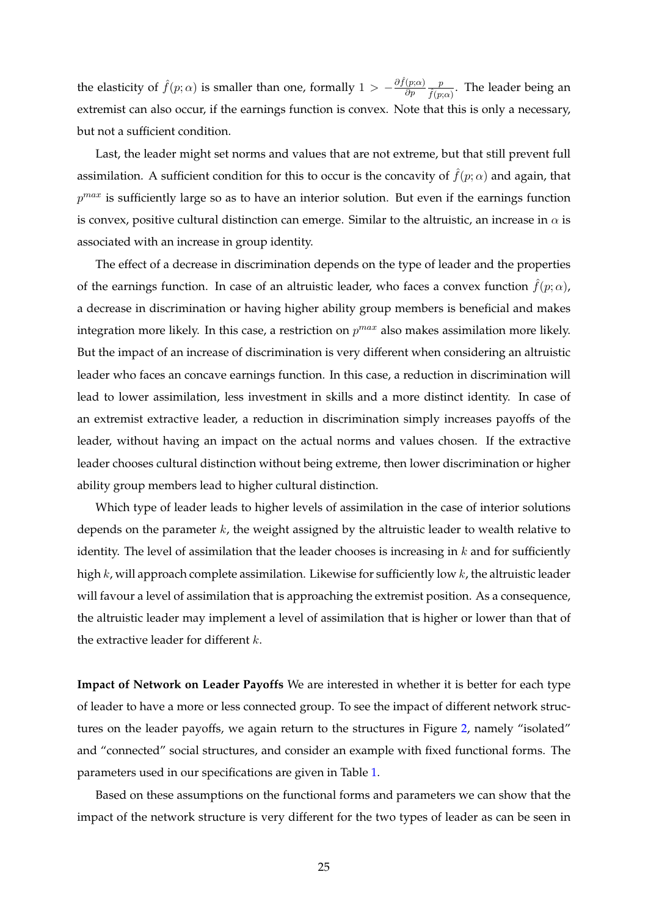the elasticity of $\hat{f}(p;\alpha)$ is smaller than one, formally $1 > -\frac{\partial \hat{f}(p;\alpha)}{\partial p}\frac{p}{\hat{f}(p;\alpha)}$. The leader being an extremist can also occur, if the earnings function is convex. Note that this is only a necessary, but not a sufficient condition.

Last, the leader might set norms and values that are not extreme, but that still prevent full assimilation. A sufficient condition for this to occur is the concavity of $\hat{f}(p;\alpha)$ and again, that $p^{max}$ is sufficiently large so as to have an interior solution. But even if the earnings function is convex, positive cultural distinction can emerge. Similar to the altruistic, an increase in $\alpha$ is associated with an increase in group identity.

The effect of a decrease in discrimination depends on the type of leader and the properties of the earnings function. In case of an altruistic leader, who faces a convex function $\hat{f}(p;\alpha)$, a decrease in discrimination or having higher ability group members is beneficial and makes integration more likely. In this case, a restriction on $p^{max}$ also makes assimilation more likely. But the impact of an increase of discrimination is very different when considering an altruistic leader who faces an concave earnings function. In this case, a reduction in discrimination will lead to lower assimilation, less investment in skills and a more distinct identity. In case of an extremist extractive leader, a reduction in discrimination simply increases payoffs of the leader, without having an impact on the actual norms and values chosen. If the extractive leader chooses cultural distinction without being extreme, then lower discrimination or higher ability group members lead to higher cultural distinction.

Which type of leader leads to higher levels of assimilation in the case of interior solutions depends on the parameter $k$, the weight assigned by the altruistic leader to wealth relative to identity. The level of assimilation that the leader chooses is increasing in $k$ and for sufficiently high $k$, will approach complete assimilation. Likewise for sufficiently low $k$, the altruistic leader will favour a level of assimilation that is approaching the extremist position. As a consequence, the altruistic leader may implement a level of assimilation that is higher or lower than that of the extractive leader for different $k$.

**Impact of Network on Leader Payoffs** We are interested in whether it is better for each type of leader to have a more or less connected group. To see the impact of different network structures on the leader payoffs, we again return to the structures in Figure 2, namely "isolated" and "connected" social structures, and consider an example with fixed functional forms. The parameters used in our specifications are given in Table 1.

Based on these assumptions on the functional forms and parameters we can show that the impact of the network structure is very different for the two types of leader as can be seen in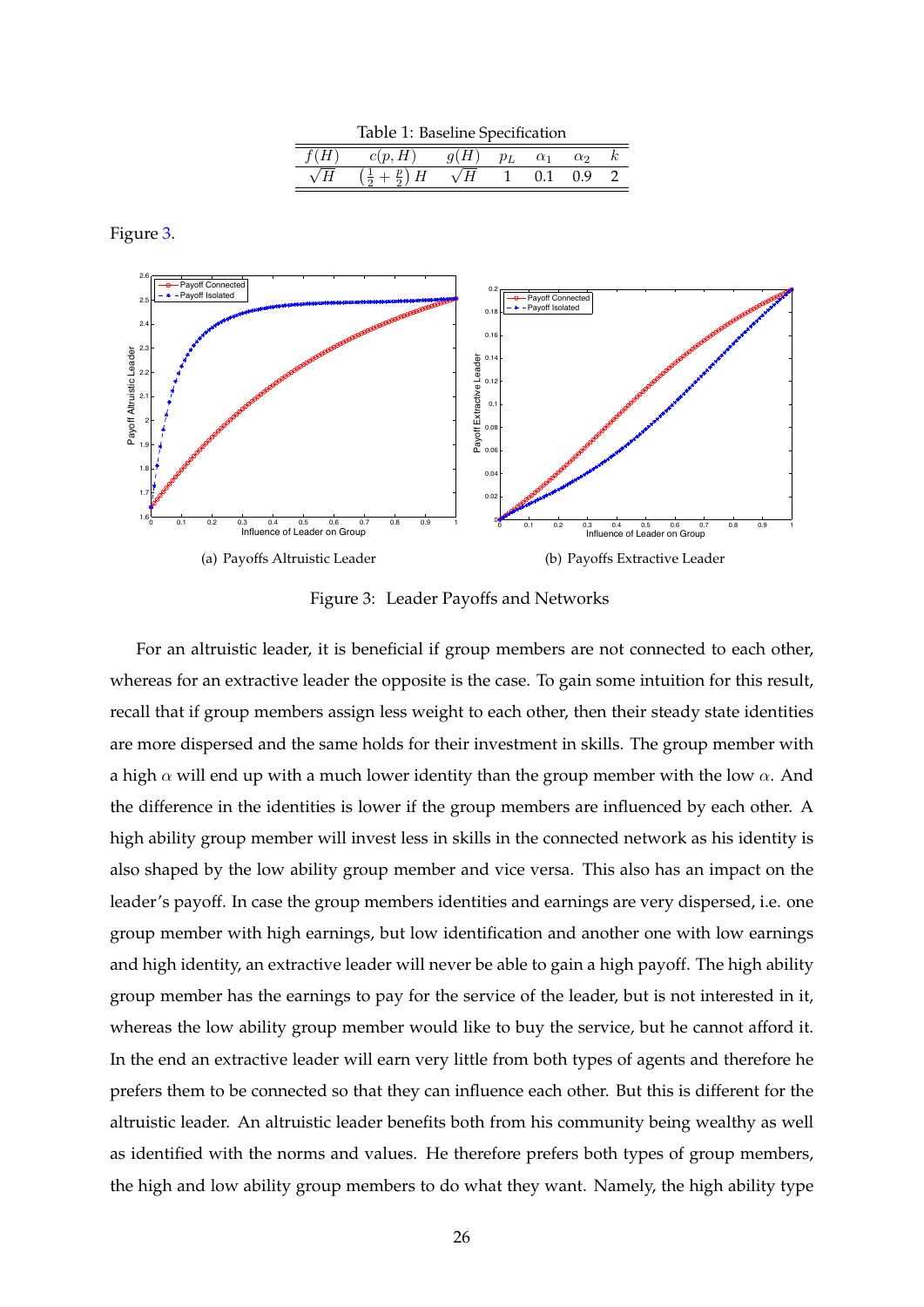Table 1: Baseline Specification

| $f(H)$ | $c(p, H)$ | $g(H)$ | $p_L$ | $\alpha_1$ | $\alpha_2$ | $k$ |
|---|---|---|---|---|---|---|
| $\sqrt{H}$ | $\left(\frac{1}{2} + \frac{p}{2}\right) H$ | $\sqrt{H}$ | 1 | 0.1 | 0.9 | 2 |

Figure 3.

(a) Payoffs Altruistic Leader

(b) Payoffs Extractive Leader

Figure 3: Leader Payoffs and Networks

For an altruistic leader, it is beneficial if group members are not connected to each other, whereas for an extractive leader the opposite is the case. To gain some intuition for this result, recall that if group members assign less weight to each other, then their steady state identities are more dispersed and the same holds for their investment in skills. The group member with a high $\alpha$ will end up with a much lower identity than the group member with the low $\alpha$. And the difference in the identities is lower if the group members are influenced by each other. A high ability group member will invest less in skills in the connected network as his identity is also shaped by the low ability group member and vice versa. This also has an impact on the leader's payoff. In case the group members identities and earnings are very dispersed, i.e. one group member with high earnings, but low identification and another one with low earnings and high identity, an extractive leader will never be able to gain a high payoff. The high ability group member has the earnings to pay for the service of the leader, but is not interested in it, whereas the low ability group member would like to buy the service, but he cannot afford it. In the end an extractive leader will earn very little from both types of agents and therefore he prefers them to be connected so that they can influence each other. But this is different for the altruistic leader. An altruistic leader benefits both from his community being wealthy as well as identified with the norms and values. He therefore prefers both types of group members, the high and low ability group members to do what they want. Namely, the high ability type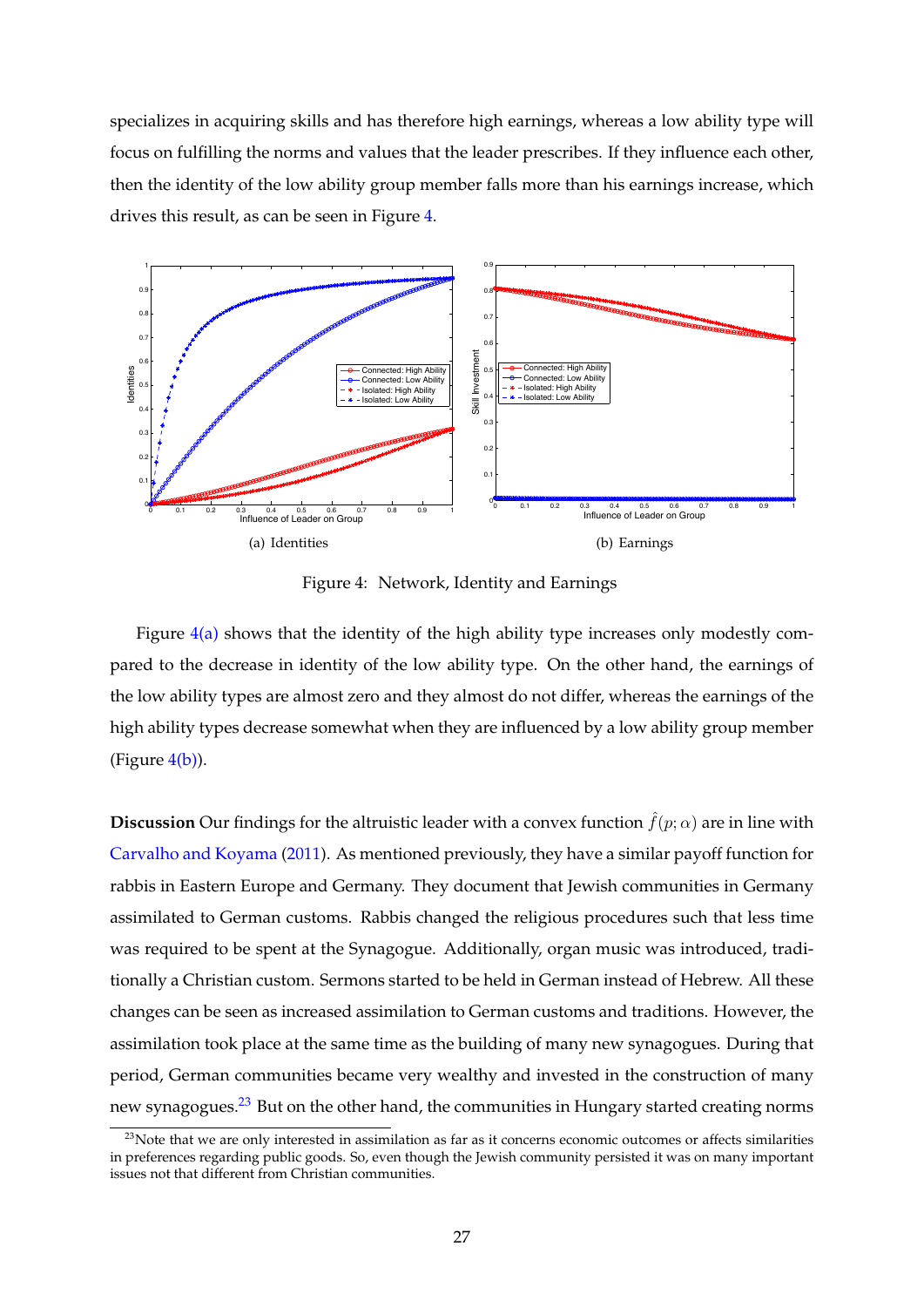specializes in acquiring skills and has therefore high earnings, whereas a low ability type will focus on fulfilling the norms and values that the leader prescribes. If they influence each other, then the identity of the low ability group member falls more than his earnings increase, which drives this result, as can be seen in Figure 4.

(a) Identities

(b) Earnings

Figure 4: Network, Identity and Earnings

Figure 4(a) shows that the identity of the high ability type increases only modestly compared to the decrease in identity of the low ability type. On the other hand, the earnings of the low ability types are almost zero and they almost do not differ, whereas the earnings of the high ability types decrease somewhat when they are influenced by a low ability group member (Figure 4(b)).

**Discussion** Our findings for the altruistic leader with a convex function $\hat{f}(p; \alpha)$ are in line with Carvalho and Koyama (2011). As mentioned previously, they have a similar payoff function for rabbis in Eastern Europe and Germany. They document that Jewish communities in Germany assimilated to German customs. Rabbis changed the religious procedures such that less time was required to be spent at the Synagogue. Additionally, organ music was introduced, traditionally a Christian custom. Sermons started to be held in German instead of Hebrew. All these changes can be seen as increased assimilation to German customs and traditions. However, the assimilation took place at the same time as the building of many new synagogues. During that period, German communities became very wealthy and invested in the construction of many new synagogues.[23] But on the other hand, the communities in Hungary started creating norms

[23]Note that we are only interested in assimilation as far as it concerns economic outcomes or affects similarities in preferences regarding public goods. So, even though the Jewish community persisted it was on many important issues not that different from Christian communities.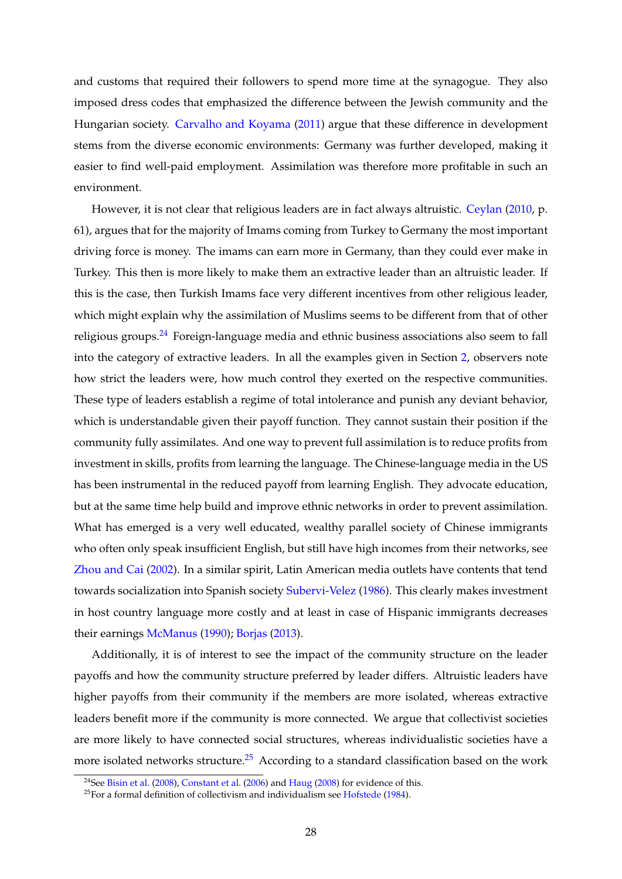and customs that required their followers to spend more time at the synagogue. They also imposed dress codes that emphasized the difference between the Jewish community and the Hungarian society. Carvalho and Koyama (2011) argue that these difference in development stems from the diverse economic environments: Germany was further developed, making it easier to find well-paid employment. Assimilation was therefore more profitable in such an environment.

However, it is not clear that religious leaders are in fact always altruistic. Ceylan (2010, p. 61), argues that for the majority of Imams coming from Turkey to Germany the most important driving force is money. The imams can earn more in Germany, than they could ever make in Turkey. This then is more likely to make them an extractive leader than an altruistic leader. If this is the case, then Turkish Imams face very different incentives from other religious leader, which might explain why the assimilation of Muslims seems to be different from that of other religious groups.[24] Foreign-language media and ethnic business associations also seem to fall into the category of extractive leaders. In all the examples given in Section 2, observers note how strict the leaders were, how much control they exerted on the respective communities. These type of leaders establish a regime of total intolerance and punish any deviant behavior, which is understandable given their payoff function. They cannot sustain their position if the community fully assimilates. And one way to prevent full assimilation is to reduce profits from investment in skills, profits from learning the language. The Chinese-language media in the US has been instrumental in the reduced payoff from learning English. They advocate education, but at the same time help build and improve ethnic networks in order to prevent assimilation. What has emerged is a very well educated, wealthy parallel society of Chinese immigrants who often only speak insufficient English, but still have high incomes from their networks, see Zhou and Cai (2002). In a similar spirit, Latin American media outlets have contents that tend towards socialization into Spanish society Subervi-Velez (1986). This clearly makes investment in host country language more costly and at least in case of Hispanic immigrants decreases their earnings McManus (1990); Borjas (2013).

Additionally, it is of interest to see the impact of the community structure on the leader payoffs and how the community structure preferred by leader differs. Altruistic leaders have higher payoffs from their community if the members are more isolated, whereas extractive leaders benefit more if the community is more connected. We argue that collectivist societies are more likely to have connected social structures, whereas individualistic societies have a more isolated networks structure.[25] According to a standard classification based on the work

[24] See Bisin et al. (2008), Constant et al. (2006) and Haug (2008) for evidence of this.

[25] For a formal definition of collectivism and individualism see Hofstede (1984).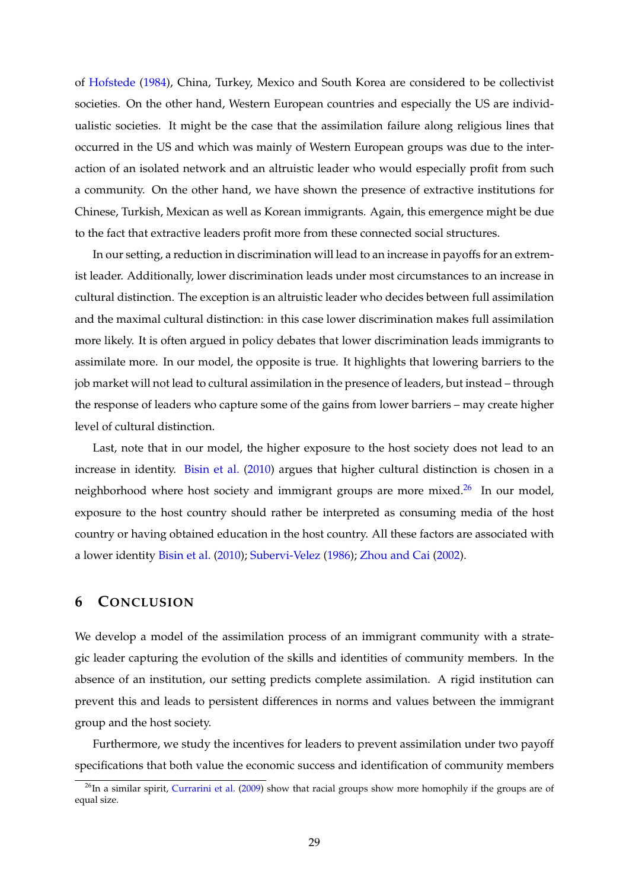of Hofstede (1984), China, Turkey, Mexico and South Korea are considered to be collectivist societies. On the other hand, Western European countries and especially the US are individualistic societies. It might be the case that the assimilation failure along religious lines that occurred in the US and which was mainly of Western European groups was due to the interaction of an isolated network and an altruistic leader who would especially profit from such a community. On the other hand, we have shown the presence of extractive institutions for Chinese, Turkish, Mexican as well as Korean immigrants. Again, this emergence might be due to the fact that extractive leaders profit more from these connected social structures.

In our setting, a reduction in discrimination will lead to an increase in payoffs for an extremist leader. Additionally, lower discrimination leads under most circumstances to an increase in cultural distinction. The exception is an altruistic leader who decides between full assimilation and the maximal cultural distinction: in this case lower discrimination makes full assimilation more likely. It is often argued in policy debates that lower discrimination leads immigrants to assimilate more. In our model, the opposite is true. It highlights that lowering barriers to the job market will not lead to cultural assimilation in the presence of leaders, but instead – through the response of leaders who capture some of the gains from lower barriers – may create higher level of cultural distinction.

Last, note that in our model, the higher exposure to the host society does not lead to an increase in identity. Bisin et al. (2010) argues that higher cultural distinction is chosen in a neighborhood where host society and immigrant groups are more mixed.[26] In our model, exposure to the host country should rather be interpreted as consuming media of the host country or having obtained education in the host country. All these factors are associated with a lower identity Bisin et al. (2010); Subervi-Velez (1986); Zhou and Cai (2002).

## 6 Conclusion

We develop a model of the assimilation process of an immigrant community with a strategic leader capturing the evolution of the skills and identities of community members. In the absence of an institution, our setting predicts complete assimilation. A rigid institution can prevent this and leads to persistent differences in norms and values between the immigrant group and the host society.

Furthermore, we study the incentives for leaders to prevent assimilation under two payoff specifications that both value the economic success and identification of community members

[26] In a similar spirit, Currarini et al. (2009) show that racial groups show more homophily if the groups are of equal size.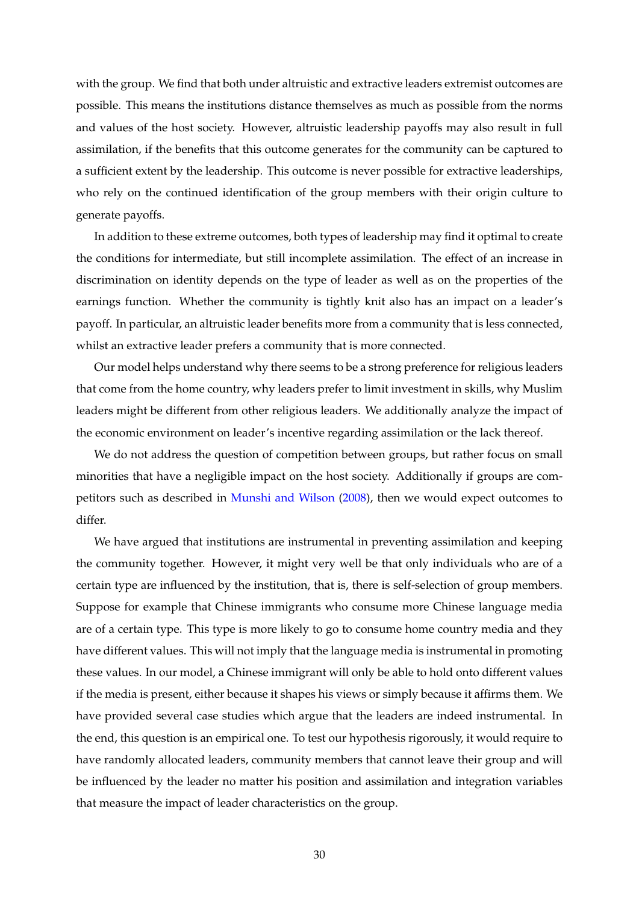with the group. We find that both under altruistic and extractive leaders extremist outcomes are possible. This means the institutions distance themselves as much as possible from the norms and values of the host society. However, altruistic leadership payoffs may also result in full assimilation, if the benefits that this outcome generates for the community can be captured to a sufficient extent by the leadership. This outcome is never possible for extractive leaderships, who rely on the continued identification of the group members with their origin culture to generate payoffs.

In addition to these extreme outcomes, both types of leadership may find it optimal to create the conditions for intermediate, but still incomplete assimilation. The effect of an increase in discrimination on identity depends on the type of leader as well as on the properties of the earnings function. Whether the community is tightly knit also has an impact on a leader's payoff. In particular, an altruistic leader benefits more from a community that is less connected, whilst an extractive leader prefers a community that is more connected.

Our model helps understand why there seems to be a strong preference for religious leaders that come from the home country, why leaders prefer to limit investment in skills, why Muslim leaders might be different from other religious leaders. We additionally analyze the impact of the economic environment on leader's incentive regarding assimilation or the lack thereof.

We do not address the question of competition between groups, but rather focus on small minorities that have a negligible impact on the host society. Additionally if groups are competitors such as described in Munshi and Wilson (2008), then we would expect outcomes to differ.

We have argued that institutions are instrumental in preventing assimilation and keeping the community together. However, it might very well be that only individuals who are of a certain type are influenced by the institution, that is, there is self-selection of group members. Suppose for example that Chinese immigrants who consume more Chinese language media are of a certain type. This type is more likely to go to consume home country media and they have different values. This will not imply that the language media is instrumental in promoting these values. In our model, a Chinese immigrant will only be able to hold onto different values if the media is present, either because it shapes his views or simply because it affirms them. We have provided several case studies which argue that the leaders are indeed instrumental. In the end, this question is an empirical one. To test our hypothesis rigorously, it would require to have randomly allocated leaders, community members that cannot leave their group and will be influenced by the leader no matter his position and assimilation and integration variables that measure the impact of leader characteristics on the group.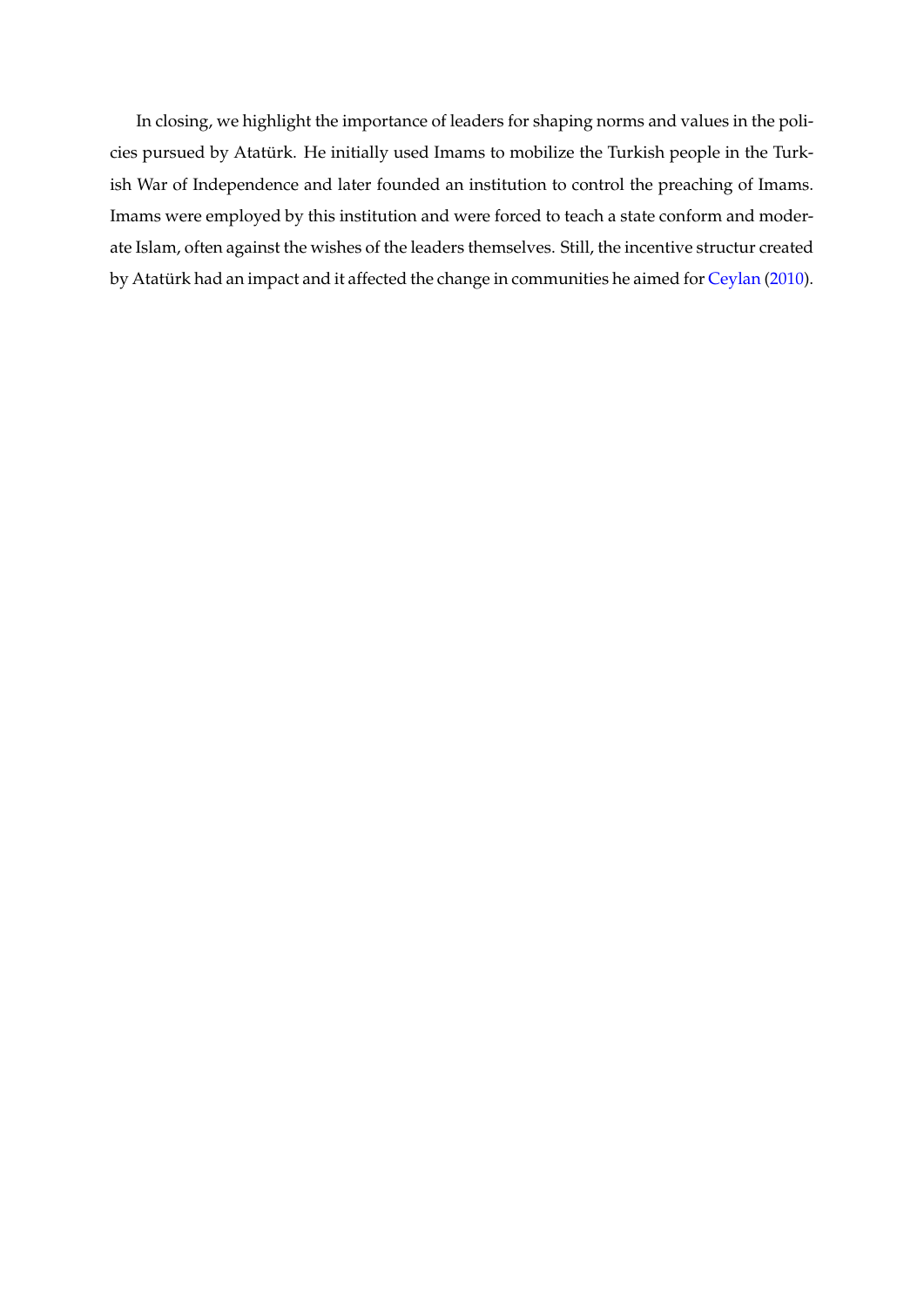In closing, we highlight the importance of leaders for shaping norms and values in the policies pursued by Atatürk. He initially used Imams to mobilize the Turkish people in the Turkish War of Independence and later founded an institution to control the preaching of Imams. Imams were employed by this institution and were forced to teach a state conform and moderate Islam, often against the wishes of the leaders themselves. Still, the incentive structur created by Atatürk had an impact and it affected the change in communities he aimed for Ceylan (2010).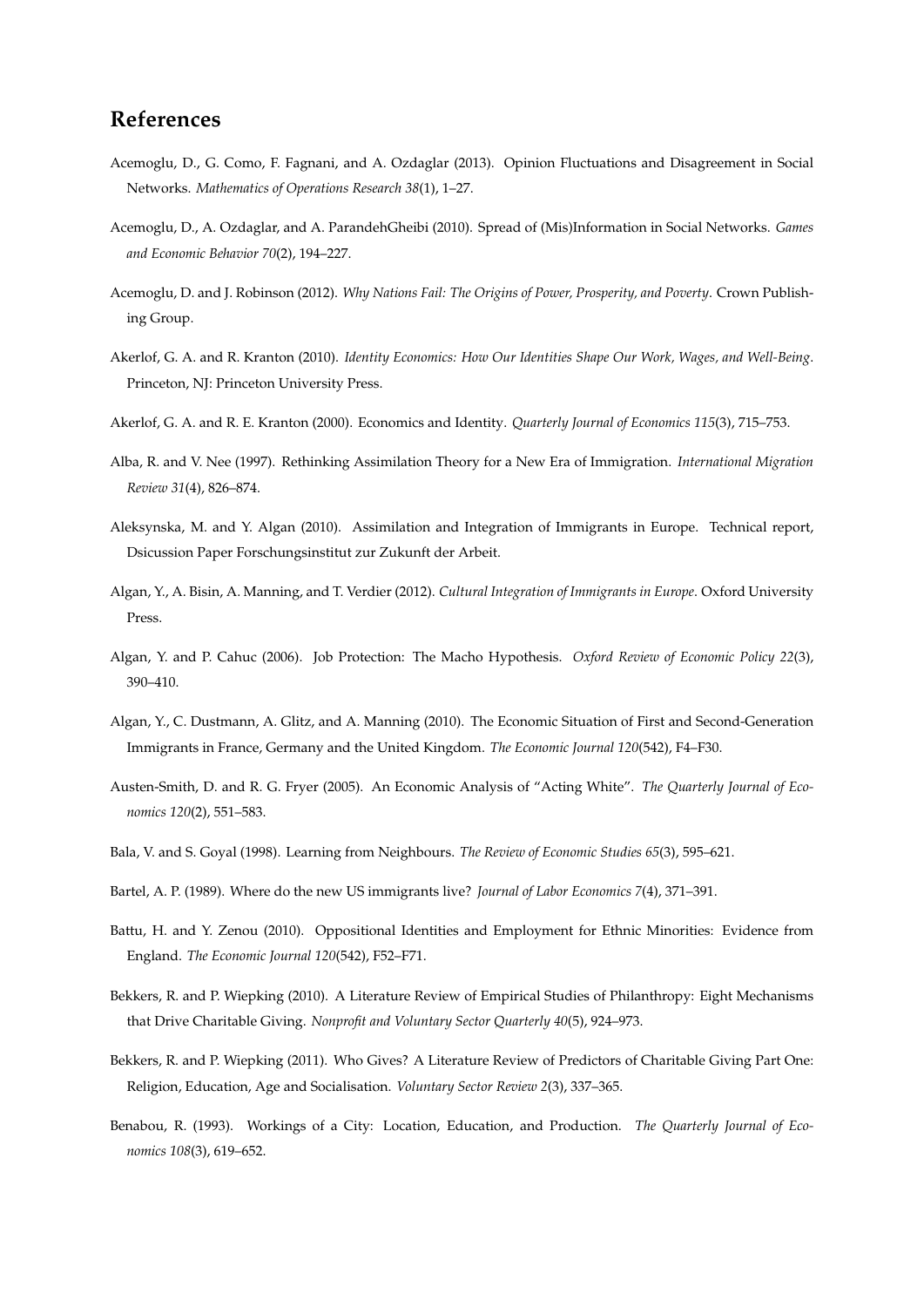## References

Acemoglu, D., G. Como, F. Fagnani, and A. Ozdaglar (2013). Opinion Fluctuations and Disagreement in Social Networks. *Mathematics of Operations Research 38*(1), 1–27.

Acemoglu, D., A. Ozdaglar, and A. ParandehGheibi (2010). Spread of (Mis)Information in Social Networks. *Games and Economic Behavior 70*(2), 194–227.

Acemoglu, D. and J. Robinson (2012). *Why Nations Fail: The Origins of Power, Prosperity, and Poverty*. Crown Publishing Group.

Akerlof, G. A. and R. Kranton (2010). *Identity Economics: How Our Identities Shape Our Work, Wages, and Well-Being*. Princeton, NJ: Princeton University Press.

Akerlof, G. A. and R. E. Kranton (2000). Economics and Identity. *Quarterly Journal of Economics 115*(3), 715–753.

Alba, R. and V. Nee (1997). Rethinking Assimilation Theory for a New Era of Immigration. *International Migration Review 31*(4), 826–874.

Aleksynska, M. and Y. Algan (2010). Assimilation and Integration of Immigrants in Europe. Technical report, Dsicussion Paper Forschungsinstitut zur Zukunft der Arbeit.

Algan, Y., A. Bisin, A. Manning, and T. Verdier (2012). *Cultural Integration of Immigrants in Europe*. Oxford University Press.

Algan, Y. and P. Cahuc (2006). Job Protection: The Macho Hypothesis. *Oxford Review of Economic Policy 22*(3), 390–410.

Algan, Y., C. Dustmann, A. Glitz, and A. Manning (2010). The Economic Situation of First and Second-Generation Immigrants in France, Germany and the United Kingdom. *The Economic Journal 120*(542), F4–F30.

Austen-Smith, D. and R. G. Fryer (2005). An Economic Analysis of "Acting White". *The Quarterly Journal of Economics 120*(2), 551–583.

Bala, V. and S. Goyal (1998). Learning from Neighbours. *The Review of Economic Studies 65*(3), 595–621.

Bartel, A. P. (1989). Where do the new US immigrants live? *Journal of Labor Economics 7*(4), 371–391.

Battu, H. and Y. Zenou (2010). Oppositional Identities and Employment for Ethnic Minorities: Evidence from England. *The Economic Journal 120*(542), F52–F71.

Bekkers, R. and P. Wiepking (2010). A Literature Review of Empirical Studies of Philanthropy: Eight Mechanisms that Drive Charitable Giving. *Nonprofit and Voluntary Sector Quarterly 40*(5), 924–973.

Bekkers, R. and P. Wiepking (2011). Who Gives? A Literature Review of Predictors of Charitable Giving Part One: Religion, Education, Age and Socialisation. *Voluntary Sector Review 2*(3), 337–365.

Benabou, R. (1993). Workings of a City: Location, Education, and Production. *The Quarterly Journal of Economics 108*(3), 619–652.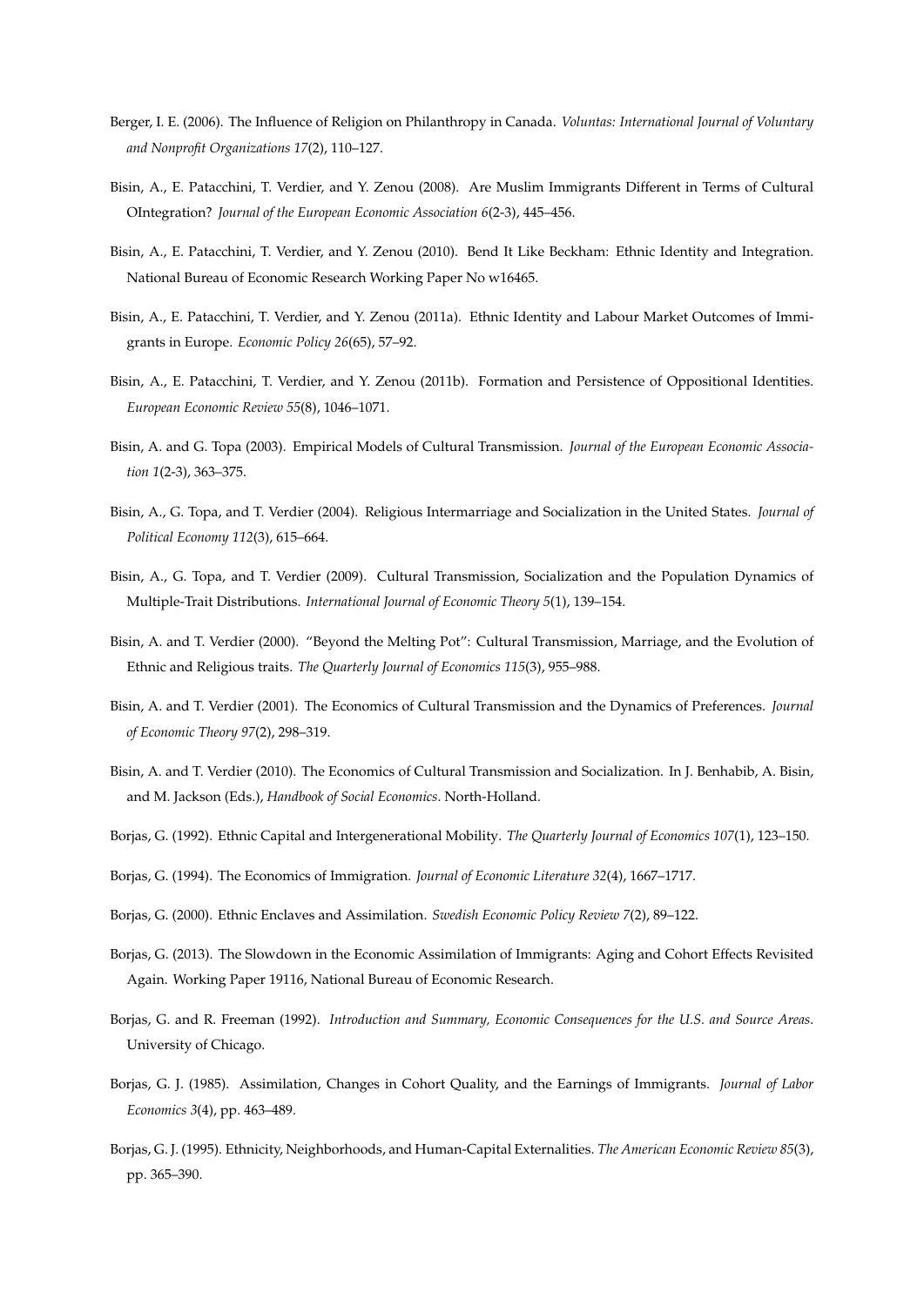Berger, I. E. (2006). The Influence of Religion on Philanthropy in Canada. *Voluntas: International Journal of Voluntary and Nonprofit Organizations 17*(2), 110–127.

Bisin, A., E. Patacchini, T. Verdier, and Y. Zenou (2008). Are Muslim Immigrants Different in Terms of Cultural OIntegration? *Journal of the European Economic Association 6*(2-3), 445–456.

Bisin, A., E. Patacchini, T. Verdier, and Y. Zenou (2010). Bend It Like Beckham: Ethnic Identity and Integration. National Bureau of Economic Research Working Paper No w16465.

Bisin, A., E. Patacchini, T. Verdier, and Y. Zenou (2011a). Ethnic Identity and Labour Market Outcomes of Immigrants in Europe. *Economic Policy 26*(65), 57–92.

Bisin, A., E. Patacchini, T. Verdier, and Y. Zenou (2011b). Formation and Persistence of Oppositional Identities. *European Economic Review 55*(8), 1046–1071.

Bisin, A. and G. Topa (2003). Empirical Models of Cultural Transmission. *Journal of the European Economic Association 1*(2-3), 363–375.

Bisin, A., G. Topa, and T. Verdier (2004). Religious Intermarriage and Socialization in the United States. *Journal of Political Economy 112*(3), 615–664.

Bisin, A., G. Topa, and T. Verdier (2009). Cultural Transmission, Socialization and the Population Dynamics of Multiple-Trait Distributions. *International Journal of Economic Theory 5*(1), 139–154.

Bisin, A. and T. Verdier (2000). "Beyond the Melting Pot": Cultural Transmission, Marriage, and the Evolution of Ethnic and Religious traits. *The Quarterly Journal of Economics 115*(3), 955–988.

Bisin, A. and T. Verdier (2001). The Economics of Cultural Transmission and the Dynamics of Preferences. *Journal of Economic Theory 97*(2), 298–319.

Bisin, A. and T. Verdier (2010). The Economics of Cultural Transmission and Socialization. In J. Benhabib, A. Bisin, and M. Jackson (Eds.), *Handbook of Social Economics*. North-Holland.

Borjas, G. (1992). Ethnic Capital and Intergenerational Mobility. *The Quarterly Journal of Economics 107*(1), 123–150.

Borjas, G. (1994). The Economics of Immigration. *Journal of Economic Literature 32*(4), 1667–1717.

Borjas, G. (2000). Ethnic Enclaves and Assimilation. *Swedish Economic Policy Review 7*(2), 89–122.

Borjas, G. (2013). The Slowdown in the Economic Assimilation of Immigrants: Aging and Cohort Effects Revisited Again. Working Paper 19116, National Bureau of Economic Research.

Borjas, G. and R. Freeman (1992). *Introduction and Summary, Economic Consequences for the U.S. and Source Areas*. University of Chicago.

Borjas, G. J. (1985). Assimilation, Changes in Cohort Quality, and the Earnings of Immigrants. *Journal of Labor Economics 3*(4), pp. 463–489.

Borjas, G. J. (1995). Ethnicity, Neighborhoods, and Human-Capital Externalities. *The American Economic Review 85*(3), pp. 365–390.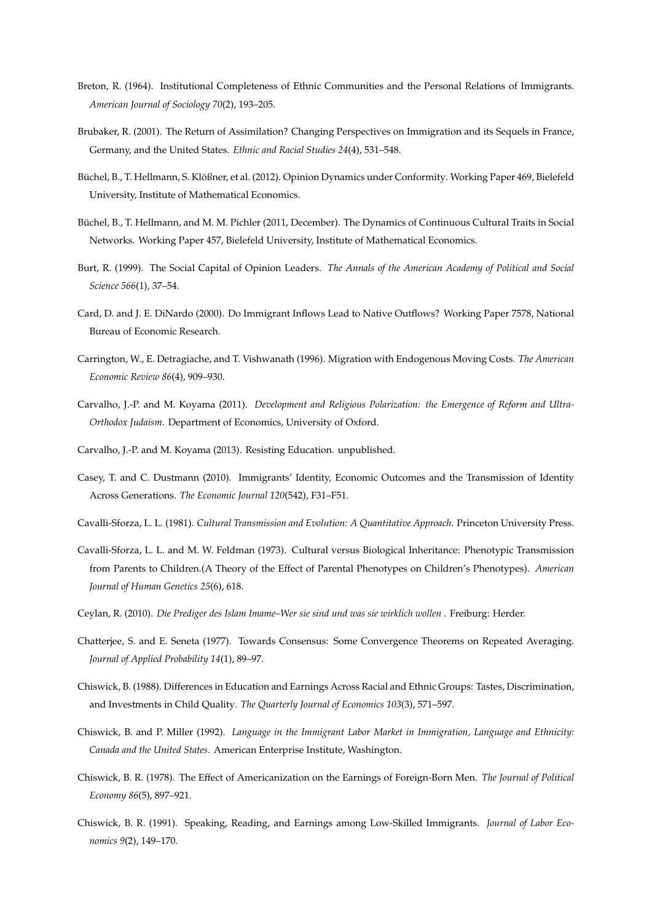Breton, R. (1964). Institutional Completeness of Ethnic Communities and the Personal Relations of Immigrants. *American Journal of Sociology 70*(2), 193–205.

Brubaker, R. (2001). The Return of Assimilation? Changing Perspectives on Immigration and its Sequels in France, Germany, and the United States. *Ethnic and Racial Studies 24*(4), 531–548.

Büchel, B., T. Hellmann, S. Klößner, et al. (2012). Opinion Dynamics under Conformity. Working Paper 469, Bielefeld University, Institute of Mathematical Economics.

Büchel, B., T. Hellmann, and M. M. Pichler (2011, December). The Dynamics of Continuous Cultural Traits in Social Networks. Working Paper 457, Bielefeld University, Institute of Mathematical Economics.

Burt, R. (1999). The Social Capital of Opinion Leaders. *The Annals of the American Academy of Political and Social Science 566*(1), 37–54.

Card, D. and J. E. DiNardo (2000). Do Immigrant Inflows Lead to Native Outflows? Working Paper 7578, National Bureau of Economic Research.

Carrington, W., E. Detragiache, and T. Vishwanath (1996). Migration with Endogenous Moving Costs. *The American Economic Review 86*(4), 909–930.

Carvalho, J.-P. and M. Koyama (2011). *Development and Religious Polarization: the Emergence of Reform and Ultra-Orthodox Judaism*. Department of Economics, University of Oxford.

Carvalho, J.-P. and M. Koyama (2013). Resisting Education. unpublished.

Casey, T. and C. Dustmann (2010). Immigrants' Identity, Economic Outcomes and the Transmission of Identity Across Generations. *The Economic Journal 120*(542), F31–F51.

Cavalli-Sforza, L. L. (1981). *Cultural Transmission and Evolution: A Quantitative Approach*. Princeton University Press.

Cavalli-Sforza, L. L. and M. W. Feldman (1973). Cultural versus Biological Inheritance: Phenotypic Transmission from Parents to Children.(A Theory of the Effect of Parental Phenotypes on Children's Phenotypes). *American Journal of Human Genetics 25*(6), 618.

Ceylan, R. (2010). *Die Prediger des Islam Imame–Wer sie sind und was sie wirklich wollen* . Freiburg: Herder.

Chatterjee, S. and E. Seneta (1977). Towards Consensus: Some Convergence Theorems on Repeated Averaging. *Journal of Applied Probability 14*(1), 89–97.

Chiswick, B. (1988). Differences in Education and Earnings Across Racial and Ethnic Groups: Tastes, Discrimination, and Investments in Child Quality. *The Quarterly Journal of Economics 103*(3), 571–597.

Chiswick, B. and P. Miller (1992). *Language in the Immigrant Labor Market in Immigration, Language and Ethnicity: Canada and the United States*. American Enterprise Institute, Washington.

Chiswick, B. R. (1978). The Effect of Americanization on the Earnings of Foreign-Born Men. *The Journal of Political Economy 86*(5), 897–921.

Chiswick, B. R. (1991). Speaking, Reading, and Earnings among Low-Skilled Immigrants. *Journal of Labor Economics 9*(2), 149–170.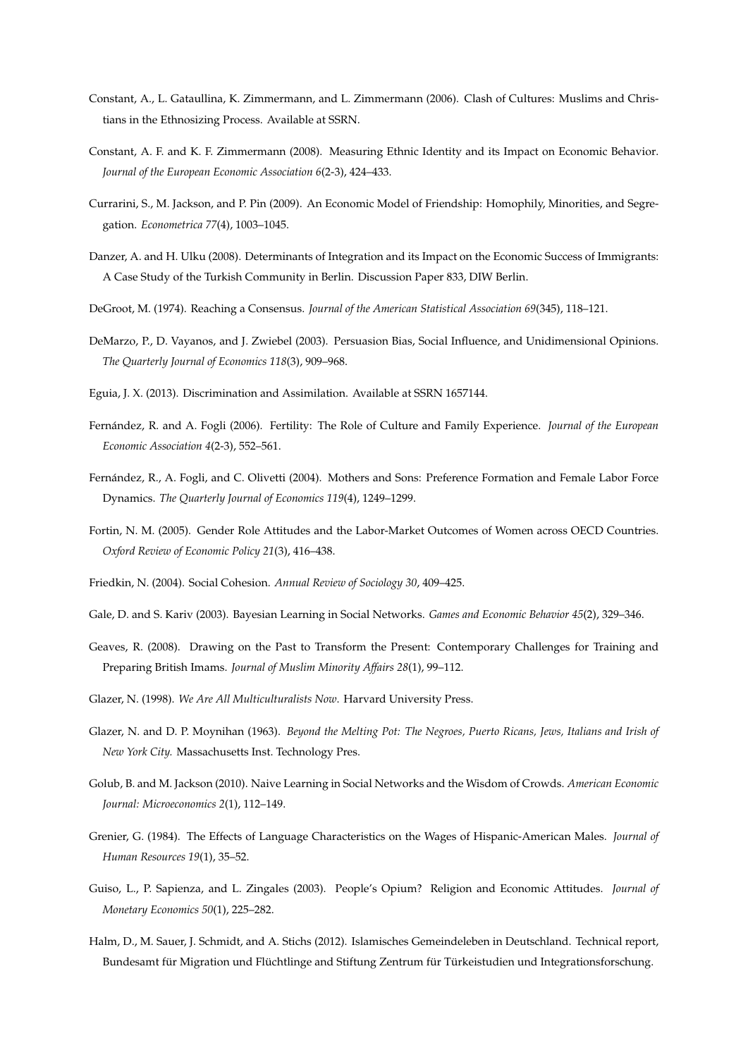Constant, A., L. Gataullina, K. Zimmermann, and L. Zimmermann (2006). Clash of Cultures: Muslims and Christians in the Ethnosizing Process. Available at SSRN.

Constant, A. F. and K. F. Zimmermann (2008). Measuring Ethnic Identity and its Impact on Economic Behavior. *Journal of the European Economic Association 6*(2-3), 424–433.

Currarini, S., M. Jackson, and P. Pin (2009). An Economic Model of Friendship: Homophily, Minorities, and Segregation. *Econometrica 77*(4), 1003–1045.

Danzer, A. and H. Ulku (2008). Determinants of Integration and its Impact on the Economic Success of Immigrants: A Case Study of the Turkish Community in Berlin. Discussion Paper 833, DIW Berlin.

DeGroot, M. (1974). Reaching a Consensus. *Journal of the American Statistical Association 69*(345), 118–121.

DeMarzo, P., D. Vayanos, and J. Zwiebel (2003). Persuasion Bias, Social Influence, and Unidimensional Opinions. *The Quarterly Journal of Economics 118*(3), 909–968.

Eguia, J. X. (2013). Discrimination and Assimilation. Available at SSRN 1657144.

Fernández, R. and A. Fogli (2006). Fertility: The Role of Culture and Family Experience. *Journal of the European Economic Association 4*(2-3), 552–561.

Fernández, R., A. Fogli, and C. Olivetti (2004). Mothers and Sons: Preference Formation and Female Labor Force Dynamics. *The Quarterly Journal of Economics 119*(4), 1249–1299.

Fortin, N. M. (2005). Gender Role Attitudes and the Labor-Market Outcomes of Women across OECD Countries. *Oxford Review of Economic Policy 21*(3), 416–438.

Friedkin, N. (2004). Social Cohesion. *Annual Review of Sociology 30*, 409–425.

Gale, D. and S. Kariv (2003). Bayesian Learning in Social Networks. *Games and Economic Behavior 45*(2), 329–346.

Geaves, R. (2008). Drawing on the Past to Transform the Present: Contemporary Challenges for Training and Preparing British Imams. *Journal of Muslim Minority Affairs 28*(1), 99–112.

Glazer, N. (1998). *We Are All Multiculturalists Now*. Harvard University Press.

Glazer, N. and D. P. Moynihan (1963). *Beyond the Melting Pot: The Negroes, Puerto Ricans, Jews, Italians and Irish of New York City.* Massachusetts Inst. Technology Pres.

Golub, B. and M. Jackson (2010). Naive Learning in Social Networks and the Wisdom of Crowds. *American Economic Journal: Microeconomics 2*(1), 112–149.

Grenier, G. (1984). The Effects of Language Characteristics on the Wages of Hispanic-American Males. *Journal of Human Resources 19*(1), 35–52.

Guiso, L., P. Sapienza, and L. Zingales (2003). People's Opium? Religion and Economic Attitudes. *Journal of Monetary Economics 50*(1), 225–282.

Halm, D., M. Sauer, J. Schmidt, and A. Stichs (2012). Islamisches Gemeindeleben in Deutschland. Technical report, Bundesamt für Migration und Flüchtlinge and Stiftung Zentrum für Türkeistudien und Integrationsforschung.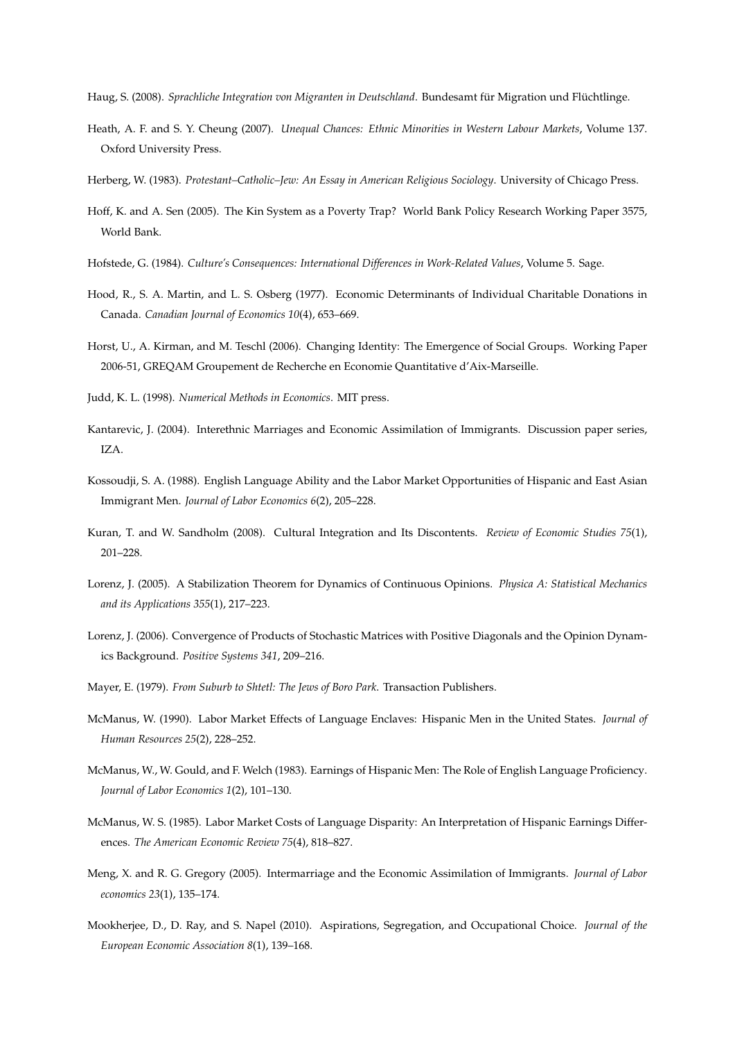Haug, S. (2008). *Sprachliche Integration von Migranten in Deutschland*. Bundesamt für Migration und Flüchtlinge.

Heath, A. F. and S. Y. Cheung (2007). *Unequal Chances: Ethnic Minorities in Western Labour Markets*, Volume 137. Oxford University Press.

Herberg, W. (1983). *Protestant–Catholic–Jew: An Essay in American Religious Sociology*. University of Chicago Press.

Hoff, K. and A. Sen (2005). The Kin System as a Poverty Trap? World Bank Policy Research Working Paper 3575, World Bank.

Hofstede, G. (1984). *Culture's Consequences: International Differences in Work-Related Values*, Volume 5. Sage.

Hood, R., S. A. Martin, and L. S. Osberg (1977). Economic Determinants of Individual Charitable Donations in Canada. *Canadian Journal of Economics 10*(4), 653–669.

Horst, U., A. Kirman, and M. Teschl (2006). Changing Identity: The Emergence of Social Groups. Working Paper 2006-51, GREQAM Groupement de Recherche en Economie Quantitative d'Aix-Marseille.

Judd, K. L. (1998). *Numerical Methods in Economics*. MIT press.

Kantarevic, J. (2004). Interethnic Marriages and Economic Assimilation of Immigrants. Discussion paper series, IZA.

Kossoudji, S. A. (1988). English Language Ability and the Labor Market Opportunities of Hispanic and East Asian Immigrant Men. *Journal of Labor Economics 6*(2), 205–228.

Kuran, T. and W. Sandholm (2008). Cultural Integration and Its Discontents. *Review of Economic Studies 75*(1), 201–228.

Lorenz, J. (2005). A Stabilization Theorem for Dynamics of Continuous Opinions. *Physica A: Statistical Mechanics and its Applications 355*(1), 217–223.

Lorenz, J. (2006). Convergence of Products of Stochastic Matrices with Positive Diagonals and the Opinion Dynamics Background. *Positive Systems 341*, 209–216.

Mayer, E. (1979). *From Suburb to Shtetl: The Jews of Boro Park*. Transaction Publishers.

McManus, W. (1990). Labor Market Effects of Language Enclaves: Hispanic Men in the United States. *Journal of Human Resources 25*(2), 228–252.

McManus, W., W. Gould, and F. Welch (1983). Earnings of Hispanic Men: The Role of English Language Proficiency. *Journal of Labor Economics 1*(2), 101–130.

McManus, W. S. (1985). Labor Market Costs of Language Disparity: An Interpretation of Hispanic Earnings Differences. *The American Economic Review 75*(4), 818–827.

Meng, X. and R. G. Gregory (2005). Intermarriage and the Economic Assimilation of Immigrants. *Journal of Labor economics 23*(1), 135–174.

Mookherjee, D., D. Ray, and S. Napel (2010). Aspirations, Segregation, and Occupational Choice. *Journal of the European Economic Association 8*(1), 139–168.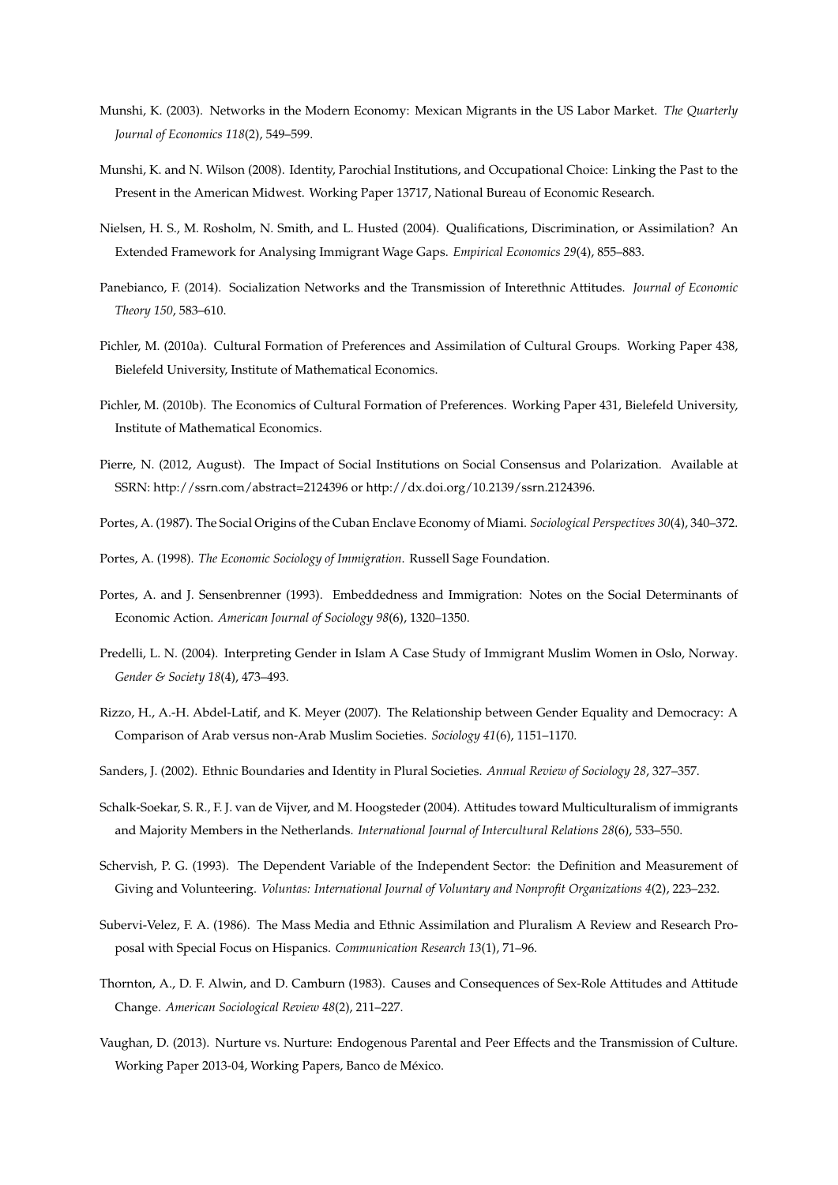Munshi, K. (2003). Networks in the Modern Economy: Mexican Migrants in the US Labor Market. *The Quarterly Journal of Economics 118*(2), 549–599.

Munshi, K. and N. Wilson (2008). Identity, Parochial Institutions, and Occupational Choice: Linking the Past to the Present in the American Midwest. Working Paper 13717, National Bureau of Economic Research.

Nielsen, H. S., M. Rosholm, N. Smith, and L. Husted (2004). Qualifications, Discrimination, or Assimilation? An Extended Framework for Analysing Immigrant Wage Gaps. *Empirical Economics 29*(4), 855–883.

Panebianco, F. (2014). Socialization Networks and the Transmission of Interethnic Attitudes. *Journal of Economic Theory 150*, 583–610.

Pichler, M. (2010a). Cultural Formation of Preferences and Assimilation of Cultural Groups. Working Paper 438, Bielefeld University, Institute of Mathematical Economics.

Pichler, M. (2010b). The Economics of Cultural Formation of Preferences. Working Paper 431, Bielefeld University, Institute of Mathematical Economics.

Pierre, N. (2012, August). The Impact of Social Institutions on Social Consensus and Polarization. Available at SSRN: http://ssrn.com/abstract=2124396 or http://dx.doi.org/10.2139/ssrn.2124396.

Portes, A. (1987). The Social Origins of the Cuban Enclave Economy of Miami. *Sociological Perspectives 30*(4), 340–372.

Portes, A. (1998). *The Economic Sociology of Immigration*. Russell Sage Foundation.

Portes, A. and J. Sensenbrenner (1993). Embeddedness and Immigration: Notes on the Social Determinants of Economic Action. *American Journal of Sociology 98*(6), 1320–1350.

Predelli, L. N. (2004). Interpreting Gender in Islam A Case Study of Immigrant Muslim Women in Oslo, Norway. *Gender & Society 18*(4), 473–493.

Rizzo, H., A.-H. Abdel-Latif, and K. Meyer (2007). The Relationship between Gender Equality and Democracy: A Comparison of Arab versus non-Arab Muslim Societies. *Sociology 41*(6), 1151–1170.

Sanders, J. (2002). Ethnic Boundaries and Identity in Plural Societies. *Annual Review of Sociology 28*, 327–357.

Schalk-Soekar, S. R., F. J. van de Vijver, and M. Hoogsteder (2004). Attitudes toward Multiculturalism of immigrants and Majority Members in the Netherlands. *International Journal of Intercultural Relations 28*(6), 533–550.

Schervish, P. G. (1993). The Dependent Variable of the Independent Sector: the Definition and Measurement of Giving and Volunteering. *Voluntas: International Journal of Voluntary and Nonprofit Organizations 4*(2), 223–232.

Subervi-Velez, F. A. (1986). The Mass Media and Ethnic Assimilation and Pluralism A Review and Research Proposal with Special Focus on Hispanics. *Communication Research 13*(1), 71–96.

Thornton, A., D. F. Alwin, and D. Camburn (1983). Causes and Consequences of Sex-Role Attitudes and Attitude Change. *American Sociological Review 48*(2), 211–227.

Vaughan, D. (2013). Nurture vs. Nurture: Endogenous Parental and Peer Effects and the Transmission of Culture. Working Paper 2013-04, Working Papers, Banco de México.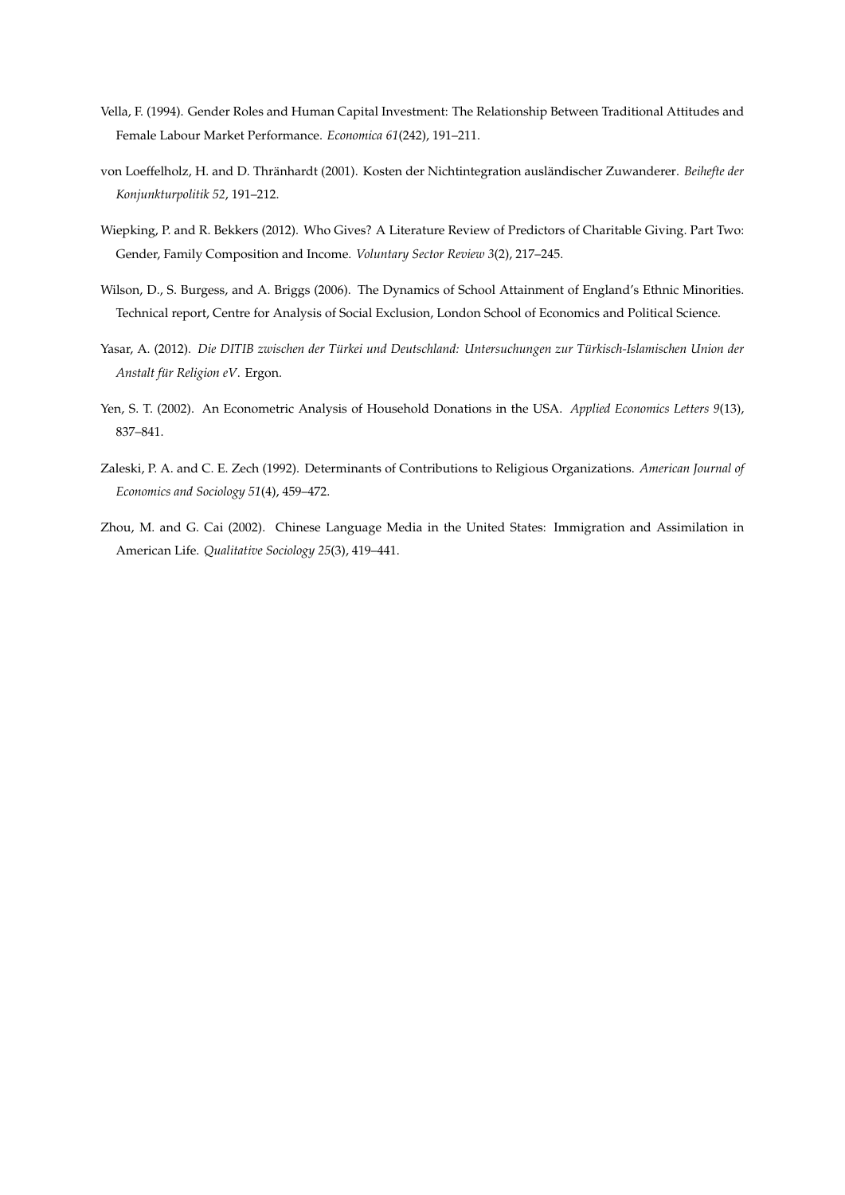Vella, F. (1994). Gender Roles and Human Capital Investment: The Relationship Between Traditional Attitudes and Female Labour Market Performance. *Economica 61*(242), 191–211.

von Loeffelholz, H. and D. Thränhardt (2001). Kosten der Nichtintegration ausländischer Zuwanderer. *Beihefte der Konjunkturpolitik 52*, 191–212.

Wiepking, P. and R. Bekkers (2012). Who Gives? A Literature Review of Predictors of Charitable Giving. Part Two: Gender, Family Composition and Income. *Voluntary Sector Review 3*(2), 217–245.

Wilson, D., S. Burgess, and A. Briggs (2006). The Dynamics of School Attainment of England's Ethnic Minorities. Technical report, Centre for Analysis of Social Exclusion, London School of Economics and Political Science.

Yasar, A. (2012). *Die DITIB zwischen der Türkei und Deutschland: Untersuchungen zur Türkisch-Islamischen Union der Anstalt für Religion eV*. Ergon.

Yen, S. T. (2002). An Econometric Analysis of Household Donations in the USA. *Applied Economics Letters 9*(13), 837–841.

Zaleski, P. A. and C. E. Zech (1992). Determinants of Contributions to Religious Organizations. *American Journal of Economics and Sociology 51*(4), 459–472.

Zhou, M. and G. Cai (2002). Chinese Language Media in the United States: Immigration and Assimilation in American Life. *Qualitative Sociology 25*(3), 419–441.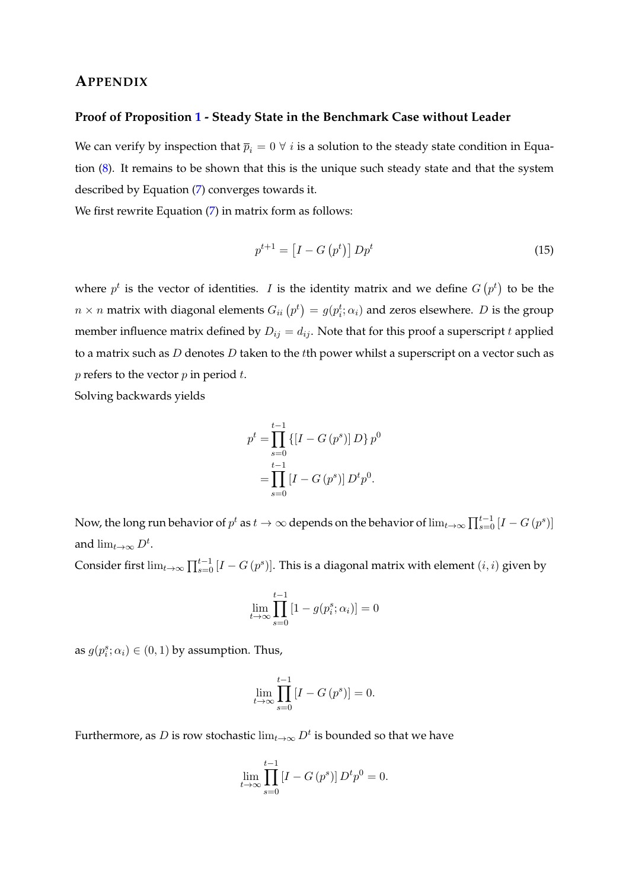## APPENDIX

### Proof of Proposition 1 - Steady State in the Benchmark Case without Leader

We can verify by inspection that $\overline{p}_i = 0 \; \forall \; i$ is a solution to the steady state condition in Equation (8). It remains to be shown that this is the unique such steady state and that the system described by Equation (7) converges towards it.

We first rewrite Equation (7) in matrix form as follows:

$$p^{t+1} = \left[I - G\left(p^t\right)\right] D p^t \tag{15}$$

where $p^t$ is the vector of identities. $I$ is the identity matrix and we define $G\left(p^t\right)$ to be the $n \times n$ matrix with diagonal elements $G_{ii}\left(p^t\right) = g(p_i^t; \alpha_i)$ and zeros elsewhere. $D$ is the group member influence matrix defined by $D_{ij} = d_{ij}$. Note that for this proof a superscript $t$ applied to a matrix such as $D$ denotes $D$ taken to the $t$th power whilst a superscript on a vector such as $p$ refers to the vector $p$ in period $t$.

Solving backwards yields

$$\begin{aligned} p^t &= \prod_{s=0}^{t-1} \left\{ \left[ I - G\left(p^s\right) \right] D \right\} p^0 \\ &= \prod_{s=0}^{t-1} \left[ I - G\left(p^s\right) \right] D^t p^0. \end{aligned}$$

Now, the long run behavior of $p^t$ as $t \to \infty$ depends on the behavior of $\lim_{t\to\infty} \prod_{s=0}^{t-1} \left[I - G\left(p^s\right)\right]$ and $\lim_{t\to\infty} D^t$.

Consider first $\lim_{t\to\infty} \prod_{s=0}^{t-1} \left[I - G\left(p^s\right)\right]$. This is a diagonal matrix with element $(i, i)$ given by

$$\lim_{t\to\infty} \prod_{s=0}^{t-1} \left[1 - g(p_i^s; \alpha_i)\right] = 0$$

as $g(p_i^s; \alpha_i) \in (0, 1)$ by assumption. Thus,

$$\lim_{t\to\infty} \prod_{s=0}^{t-1} \left[I - G\left(p^s\right)\right] = 0.$$

Furthermore, as $D$ is row stochastic $\lim_{t\to\infty} D^t$ is bounded so that we have

$$\lim_{t\to\infty} \prod_{s=0}^{t-1} \left[I - G\left(p^s\right)\right] D^t p^0 = 0.$$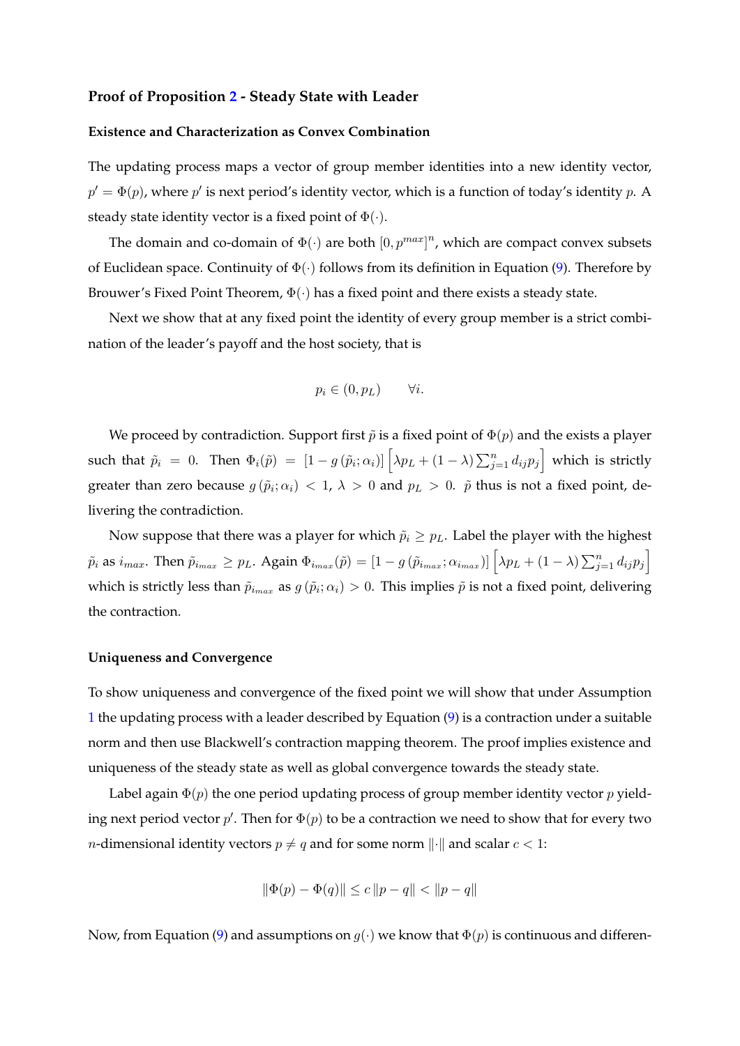**Proof of Proposition 2 - Steady State with Leader**

**Existence and Characterization as Convex Combination**

The updating process maps a vector of group member identities into a new identity vector, $p' = \Phi(p)$, where $p'$ is next period's identity vector, which is a function of today's identity $p$. A steady state identity vector is a fixed point of $\Phi(\cdot)$.

The domain and co-domain of $\Phi(\cdot)$ are both $[0, p^{max}]^n$, which are compact convex subsets of Euclidean space. Continuity of $\Phi(\cdot)$ follows from its definition in Equation (9). Therefore by Brouwer's Fixed Point Theorem, $\Phi(\cdot)$ has a fixed point and there exists a steady state.

Next we show that at any fixed point the identity of every group member is a strict combination of the leader's payoff and the host society, that is

$$p_i \in (0, p_L) \qquad \forall i.$$

We proceed by contradiction. Support first $\tilde{p}$ is a fixed point of $\Phi(p)$ and the exists a player such that $\tilde{p}_i = 0$. Then $\Phi_i(\tilde{p}) = [1 - g(\tilde{p}_i; \alpha_i)] \left[\lambda p_L + (1-\lambda) \sum_{j=1}^{n} d_{ij} p_j\right]$ which is strictly greater than zero because $g(\tilde{p}_i; \alpha_i) < 1$, $\lambda > 0$ and $p_L > 0$. $\tilde{p}$ thus is not a fixed point, delivering the contradiction.

Now suppose that there was a player for which $\tilde{p}_i \geq p_L$. Label the player with the highest $\tilde{p}_i$ as $i_{max}$. Then $\tilde{p}_{i_{max}} \geq p_L$. Again $\Phi_{i_{max}}(\tilde{p}) = [1 - g(\tilde{p}_{i_{max}}; \alpha_{i_{max}})] \left[\lambda p_L + (1-\lambda) \sum_{j=1}^{n} d_{ij} p_j\right]$ which is strictly less than $\tilde{p}_{i_{max}}$ as $g(\tilde{p}_i; \alpha_i) > 0$. This implies $\tilde{p}$ is not a fixed point, delivering the contraction.

**Uniqueness and Convergence**

To show uniqueness and convergence of the fixed point we will show that under Assumption 1 the updating process with a leader described by Equation (9) is a contraction under a suitable norm and then use Blackwell's contraction mapping theorem. The proof implies existence and uniqueness of the steady state as well as global convergence towards the steady state.

Label again $\Phi(p)$ the one period updating process of group member identity vector $p$ yielding next period vector $p'$. Then for $\Phi(p)$ to be a contraction we need to show that for every two $n$-dimensional identity vectors $p \neq q$ and for some norm $\|\cdot\|$ and scalar $c < 1$:

$$\|\Phi(p) - \Phi(q)\| \leq c\,\|p - q\| < \|p - q\|$$

Now, from Equation (9) and assumptions on $g(\cdot)$ we know that $\Phi(p)$ is continuous and differen-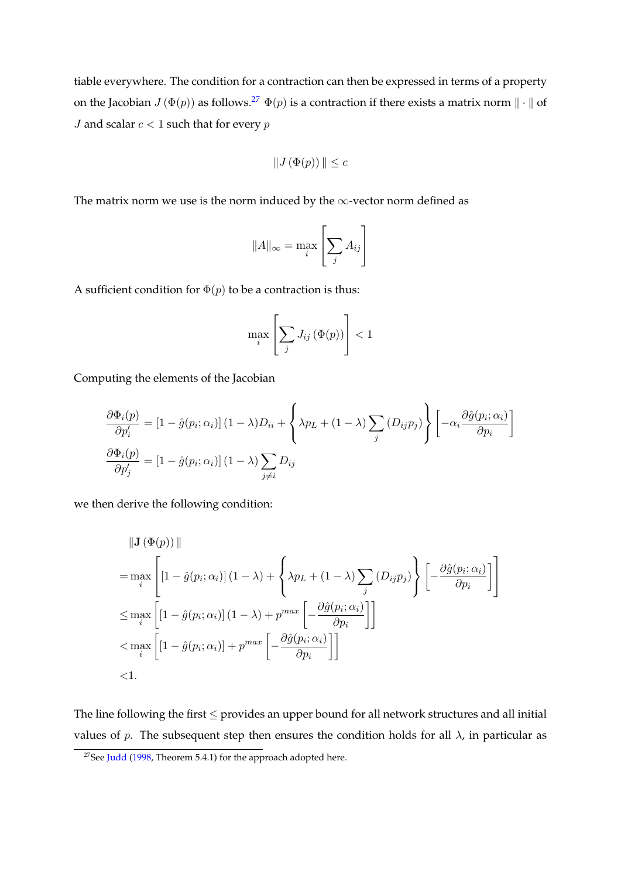tiable everywhere. The condition for a contraction can then be expressed in terms of a property on the Jacobian $J(\Phi(p))$ as follows.[27] $\Phi(p)$ is a contraction if there exists a matrix norm $\|\cdot\|$ of $J$ and scalar $c<1$ such that for every $p$

$$\|J(\Phi(p))\| \leq c$$

The matrix norm we use is the norm induced by the $\infty$-vector norm defined as

$$\|A\|_{\infty} = \max_i \left[ \sum_j A_{ij} \right]$$

A sufficient condition for $\Phi(p)$ to be a contraction is thus:

$$\max_i \left[ \sum_j J_{ij}(\Phi(p)) \right] < 1$$

Computing the elements of the Jacobian

$$\frac{\partial \Phi_i(p)}{\partial p_i'} = [1-\hat{g}(p_i;\alpha_i)](1-\lambda)D_{ii} + \left\{ \lambda p_L + (1-\lambda)\sum_j (D_{ij}p_j) \right\} \left[ -\alpha_i \frac{\partial \hat{g}(p_i;\alpha_i)}{\partial p_i} \right]$$
$$\frac{\partial \Phi_i(p)}{\partial p_j'} = [1-\hat{g}(p_i;\alpha_i)](1-\lambda)\sum_{j\neq i} D_{ij}$$

we then derive the following condition:

$$\begin{aligned}
&\|\mathbf{J}(\Phi(p))\| \\
&= \max_i \left[ [1-\hat{g}(p_i;\alpha_i)](1-\lambda) + \left\{ \lambda p_L + (1-\lambda)\sum_j (D_{ij}p_j) \right\} \left[ -\frac{\partial \hat{g}(p_i;\alpha_i)}{\partial p_i} \right] \right] \\
&\leq \max_i \left[ [1-\hat{g}(p_i;\alpha_i)](1-\lambda) + p^{max} \left[ -\frac{\partial \hat{g}(p_i;\alpha_i)}{\partial p_i} \right] \right] \\
&< \max_i \left[ [1-\hat{g}(p_i;\alpha_i)] + p^{max} \left[ -\frac{\partial \hat{g}(p_i;\alpha_i)}{\partial p_i} \right] \right] \\
&< 1.
\end{aligned}$$

The line following the first $\leq$ provides an upper bound for all network structures and all initial values of $p$. The subsequent step then ensures the condition holds for all $\lambda$, in particular as

[27] See Judd (1998, Theorem 5.4.1) for the approach adopted here.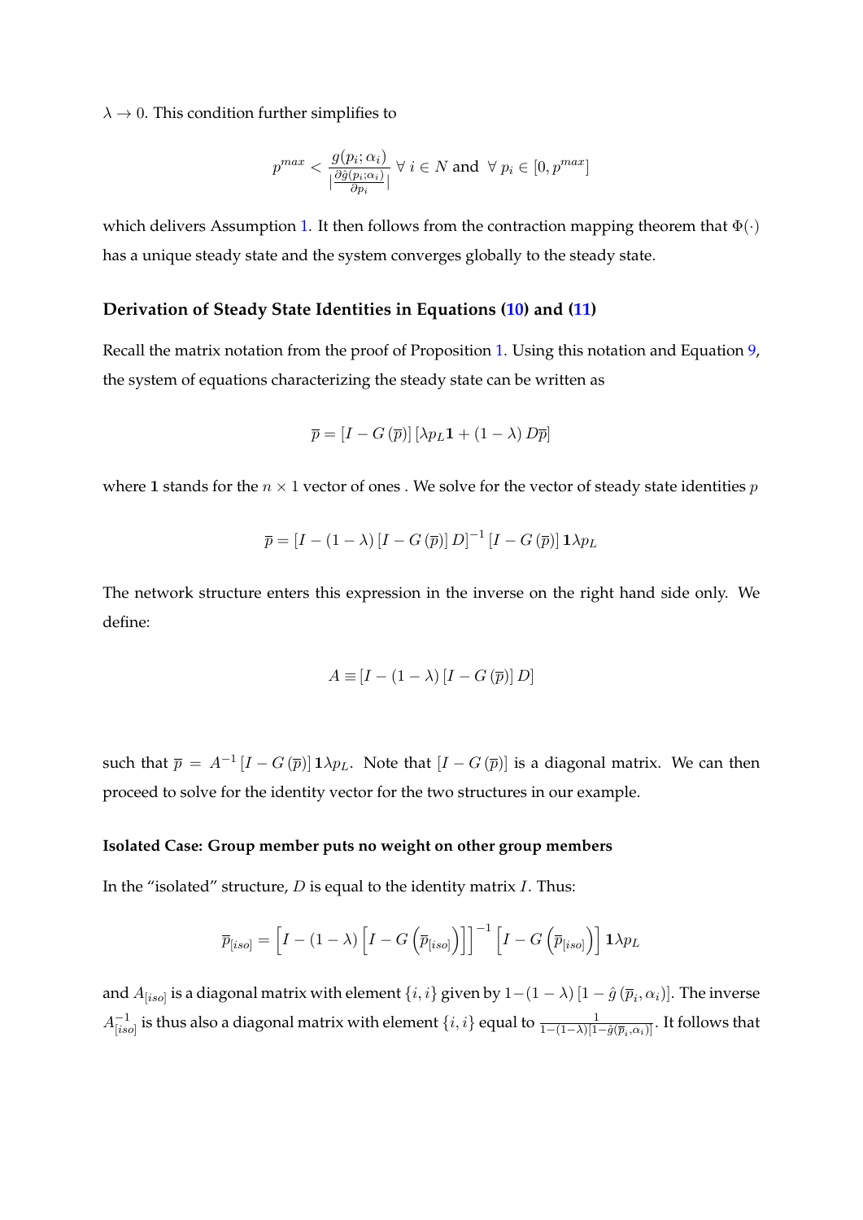$\lambda \to 0$. This condition further simplifies to

$$p^{max} < \frac{g(p_i;\alpha_i)}{|\frac{\partial \hat{g}(p_i;\alpha_i)}{\partial p_i}|} \;\forall\; i \in N \text{ and } \;\forall\; p_i \in [0, p^{max}]$$

which delivers Assumption 1. It then follows from the contraction mapping theorem that $\Phi(\cdot)$ has a unique steady state and the system converges globally to the steady state.

### Derivation of Steady State Identities in Equations (10) and (11)

Recall the matrix notation from the proof of Proposition 1. Using this notation and Equation 9, the system of equations characterizing the steady state can be written as

$$\overline{p} = [I - G(\overline{p})] \left[\lambda p_L \mathbf{1} + (1-\lambda) D\overline{p}\right]$$

where $\mathbf{1}$ stands for the $n \times 1$ vector of ones . We solve for the vector of steady state identities $p$

$$\overline{p} = \left[I - (1-\lambda)[I - G(\overline{p})] D\right]^{-1} [I - G(\overline{p})] \mathbf{1}\lambda p_L$$

The network structure enters this expression in the inverse on the right hand side only. We define:

$$A \equiv \left[I - (1-\lambda)[I - G(\overline{p})] D\right]$$

such that $\overline{p} = A^{-1}[I - G(\overline{p})] \mathbf{1}\lambda p_L$. Note that $[I - G(\overline{p})]$ is a diagonal matrix. We can then proceed to solve for the identity vector for the two structures in our example.

#### Isolated Case: Group member puts no weight on other group members

In the "isolated" structure, $D$ is equal to the identity matrix $I$. Thus:

$$\overline{p}_{[iso]} = \left[I - (1-\lambda)\left[I - G\left(\overline{p}_{[iso]}\right)\right]\right]^{-1} \left[I - G\left(\overline{p}_{[iso]}\right)\right] \mathbf{1}\lambda p_L$$

and $A_{[iso]}$ is a diagonal matrix with element $\{i,i\}$ given by $1-(1-\lambda)\left[1 - \hat{g}\left(\overline{p}_i, \alpha_i\right)\right]$. The inverse $A_{[iso]}^{-1}$ is thus also a diagonal matrix with element $\{i,i\}$ equal to $\frac{1}{1-(1-\lambda)[1-\hat{g}(\overline{p}_i,\alpha_i)]}$. It follows that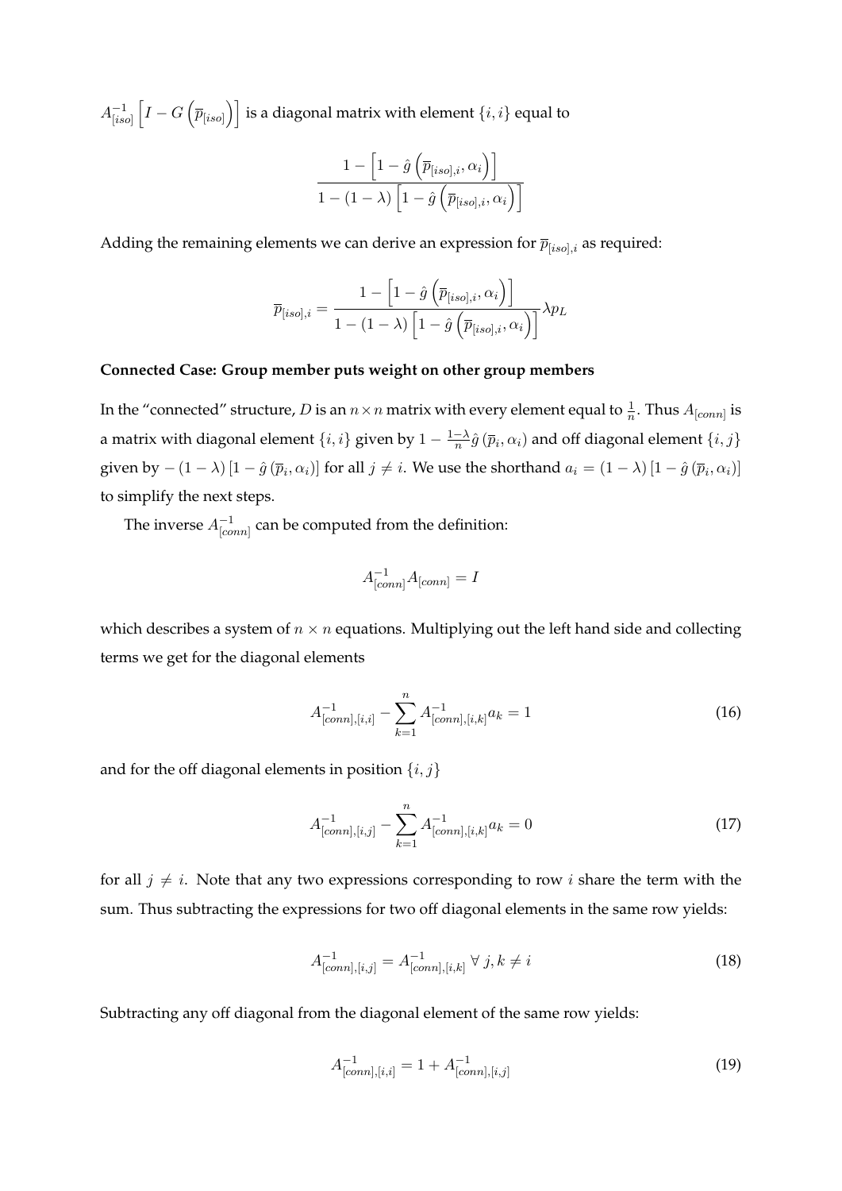$A^{-1}_{[iso]}\left[I - G\left(\overline{p}_{[iso]}\right)\right]$ is a diagonal matrix with element $\{i, i\}$ equal to

$$\frac{1 - \left[1 - \hat{g}\left(\overline{p}_{[iso],i}, \alpha_i\right)\right]}{1 - (1-\lambda)\left[1 - \hat{g}\left(\overline{p}_{[iso],i}, \alpha_i\right)\right]}$$

Adding the remaining elements we can derive an expression for $\overline{p}_{[iso],i}$ as required:

$$\overline{p}_{[iso],i} = \frac{1 - \left[1 - \hat{g}\left(\overline{p}_{[iso],i}, \alpha_i\right)\right]}{1 - (1-\lambda)\left[1 - \hat{g}\left(\overline{p}_{[iso],i}, \alpha_i\right)\right]} \lambda p_L$$

**Connected Case: Group member puts weight on other group members**

In the "connected" structure, $D$ is an $n \times n$ matrix with every element equal to $\frac{1}{n}$. Thus $A_{[conn]}$ is a matrix with diagonal element $\{i, i\}$ given by $1 - \frac{1-\lambda}{n}\hat{g}\left(\overline{p}_i, \alpha_i\right)$ and off diagonal element $\{i, j\}$ given by $-(1-\lambda)\left[1 - \hat{g}\left(\overline{p}_i, \alpha_i\right)\right]$ for all $j \neq i$. We use the shorthand $a_i = (1-\lambda)\left[1 - \hat{g}\left(\overline{p}_i, \alpha_i\right)\right]$ to simplify the next steps.

The inverse $A^{-1}_{[conn]}$ can be computed from the definition:

$$A^{-1}_{[conn]} A_{[conn]} = I$$

which describes a system of $n \times n$ equations. Multiplying out the left hand side and collecting terms we get for the diagonal elements

$$A^{-1}_{[conn],[i,i]} - \sum_{k=1}^{n} A^{-1}_{[conn],[i,k]} a_k = 1 \tag{16}$$

and for the off diagonal elements in position $\{i, j\}$

$$A^{-1}_{[conn],[i,j]} - \sum_{k=1}^{n} A^{-1}_{[conn],[i,k]} a_k = 0 \tag{17}$$

for all $j \neq i$. Note that any two expressions corresponding to row $i$ share the term with the sum. Thus subtracting the expressions for two off diagonal elements in the same row yields:

$$A^{-1}_{[conn],[i,j]} = A^{-1}_{[conn],[i,k]} \;\forall\; j, k \neq i \tag{18}$$

Subtracting any off diagonal from the diagonal element of the same row yields:

$$A^{-1}_{[conn],[i,i]} = 1 + A^{-1}_{[conn],[i,j]} \tag{19}$$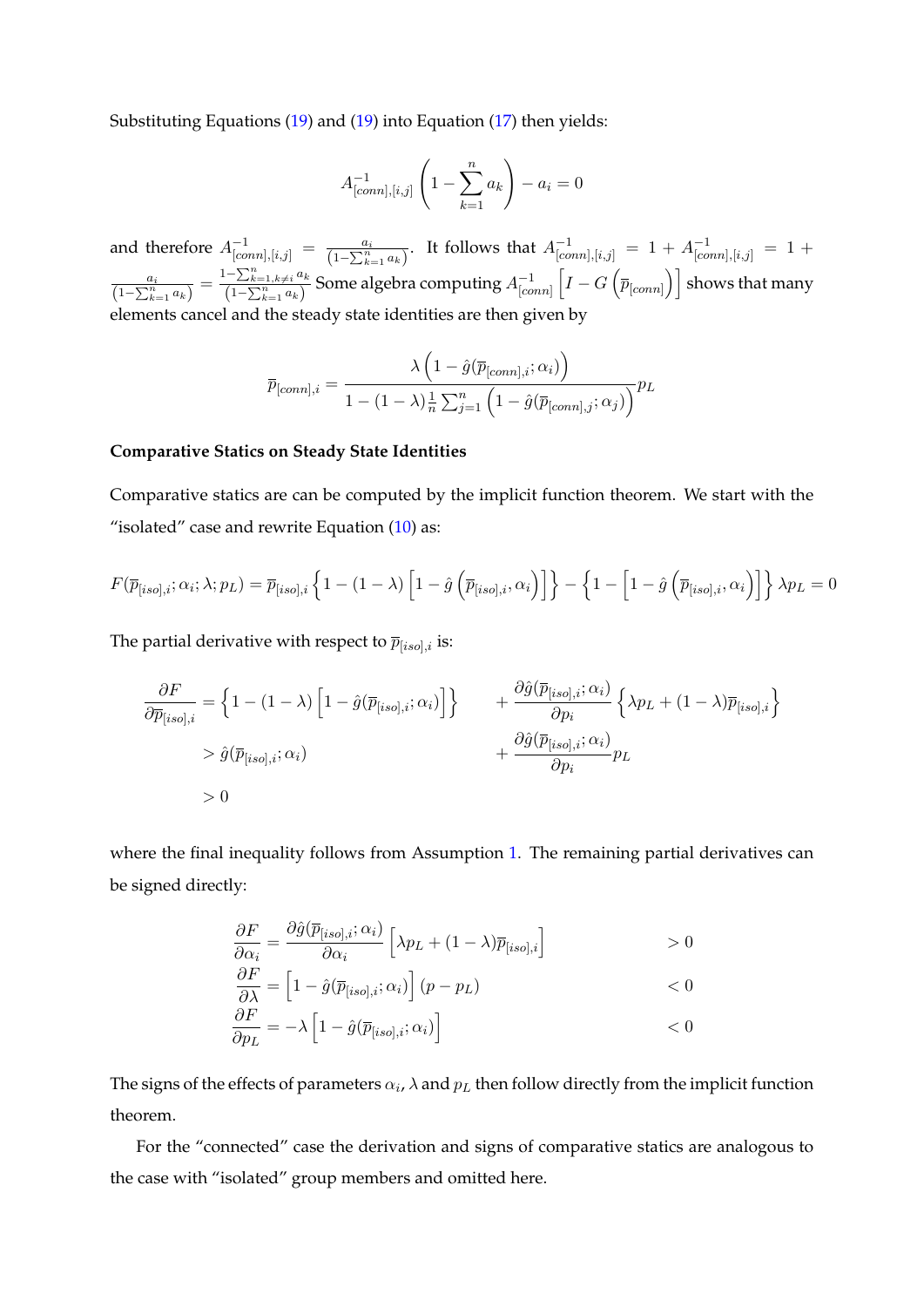Substituting Equations (19) and (19) into Equation (17) then yields:

$$A^{-1}_{[conn],[i,j]}\left(1-\sum_{k=1}^{n} a_k\right) - a_i = 0$$

and therefore $A^{-1}_{[conn],[i,j]} = \frac{a_i}{\left(1-\sum_{k=1}^{n} a_k\right)}$. It follows that $A^{-1}_{[conn],[i,j]} = 1 + A^{-1}_{[conn],[i,j]} = 1 + \frac{a_i}{\left(1-\sum_{k=1}^{n} a_k\right)} = \frac{1-\sum_{k=1,k\neq i}^{n} a_k}{\left(1-\sum_{k=1}^{n} a_k\right)}$ Some algebra computing $A^{-1}_{[conn]}\left[I - G\left(\overline{p}_{[conn]}\right)\right]$ shows that many elements cancel and the steady state identities are then given by

$$\overline{p}_{[conn],i} = \frac{\lambda\left(1-\hat{g}(\overline{p}_{[conn],i};\alpha_i)\right)}{1-(1-\lambda)\frac{1}{n}\sum_{j=1}^{n}\left(1-\hat{g}(\overline{p}_{[conn],j};\alpha_j)\right)} p_L$$

**Comparative Statics on Steady State Identities**

Comparative statics are can be computed by the implicit function theorem. We start with the "isolated" case and rewrite Equation (10) as:

$$F(\overline{p}_{[iso],i};\alpha_i;\lambda;p_L) = \overline{p}_{[iso],i}\left\{1-(1-\lambda)\left[1-\hat{g}\left(\overline{p}_{[iso],i},\alpha_i\right)\right]\right\} - \left\{1-\left[1-\hat{g}\left(\overline{p}_{[iso],i},\alpha_i\right)\right]\right\}\lambda p_L = 0$$

The partial derivative with respect to $\overline{p}_{[iso],i}$ is:

$$\begin{aligned}
\frac{\partial F}{\partial \overline{p}_{[iso],i}} &= \left\{1-(1-\lambda)\left[1-\hat{g}(\overline{p}_{[iso],i};\alpha_i)\right]\right\} &&+ \frac{\partial \hat{g}(\overline{p}_{[iso],i};\alpha_i)}{\partial p_i}\left\{\lambda p_L + (1-\lambda)\overline{p}_{[iso],i}\right\} \\
&> \hat{g}(\overline{p}_{[iso],i};\alpha_i) &&+ \frac{\partial \hat{g}(\overline{p}_{[iso],i};\alpha_i)}{\partial p_i} p_L \\
&> 0
\end{aligned}$$

where the final inequality follows from Assumption 1. The remaining partial derivatives can be signed directly:

$$\begin{aligned}
\frac{\partial F}{\partial \alpha_i} &= \frac{\partial \hat{g}(\overline{p}_{[iso],i};\alpha_i)}{\partial \alpha_i}\left[\lambda p_L + (1-\lambda)\overline{p}_{[iso],i}\right] && > 0 \\
\frac{\partial F}{\partial \lambda} &= \left[1-\hat{g}(\overline{p}_{[iso],i};\alpha_i)\right](p - p_L) && < 0 \\
\frac{\partial F}{\partial p_L} &= -\lambda\left[1-\hat{g}(\overline{p}_{[iso],i};\alpha_i)\right] && < 0
\end{aligned}$$

The signs of the effects of parameters $\alpha_i$, $\lambda$ and $p_L$ then follow directly from the implicit function theorem.

For the "connected" case the derivation and signs of comparative statics are analogous to the case with "isolated" group members and omitted here.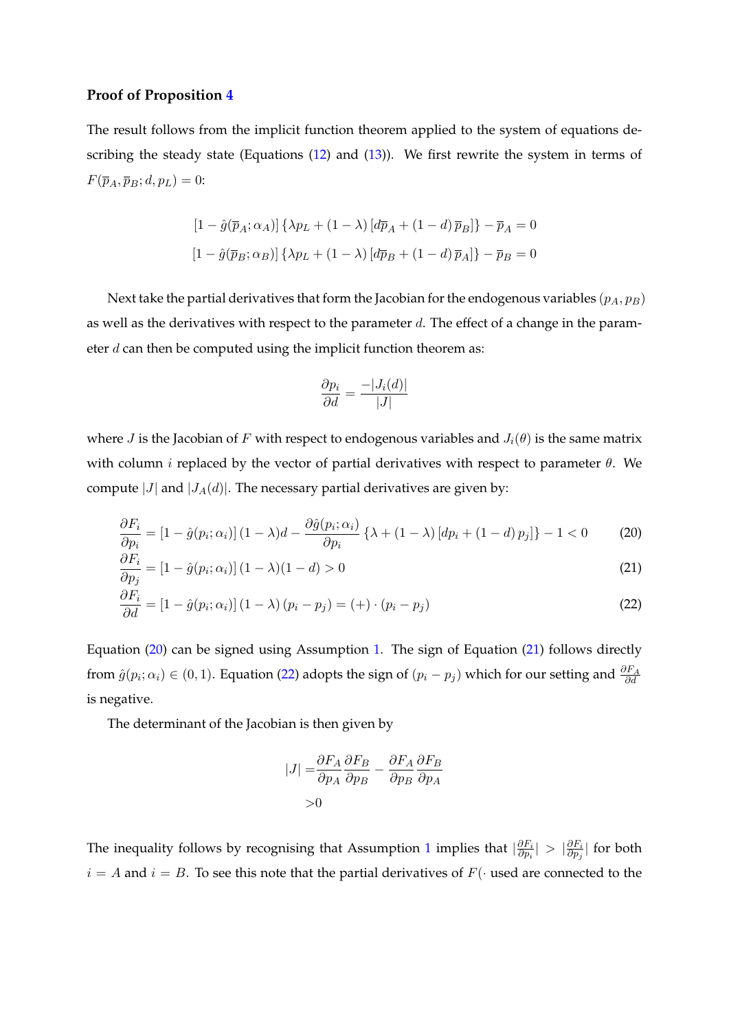**Proof of Proposition 4**

The result follows from the implicit function theorem applied to the system of equations describing the steady state (Equations (12) and (13)). We first rewrite the system in terms of $F(\overline{p}_A, \overline{p}_B; d, p_L) = 0$:

$$[1 - \hat{g}(\overline{p}_A; \alpha_A)] \{\lambda p_L + (1-\lambda) [d\overline{p}_A + (1-d)\, \overline{p}_B]\} - \overline{p}_A = 0$$
$$[1 - \hat{g}(\overline{p}_B; \alpha_B)] \{\lambda p_L + (1-\lambda) [d\overline{p}_B + (1-d)\, \overline{p}_A]\} - \overline{p}_B = 0$$

Next take the partial derivatives that form the Jacobian for the endogenous variables $(p_A, p_B)$ as well as the derivatives with respect to the parameter $d$. The effect of a change in the parameter $d$ can then be computed using the implicit function theorem as:

$$\frac{\partial p_i}{\partial d} = \frac{-|J_i(d)|}{|J|}$$

where $J$ is the Jacobian of $F$ with respect to endogenous variables and $J_i(\theta)$ is the same matrix with column $i$ replaced by the vector of partial derivatives with respect to parameter $\theta$. We compute $|J|$ and $|J_A(d)|$. The necessary partial derivatives are given by:

$$\frac{\partial F_i}{\partial p_i} = [1 - \hat{g}(p_i; \alpha_i)] (1-\lambda) d - \frac{\partial \hat{g}(p_i; \alpha_i)}{\partial p_i} \{\lambda + (1-\lambda) [dp_i + (1-d)\, p_j]\} - 1 < 0 \tag{20}$$

$$\frac{\partial F_i}{\partial p_j} = [1 - \hat{g}(p_i; \alpha_i)] (1-\lambda)(1-d) > 0 \tag{21}$$

$$\frac{\partial F_i}{\partial d} = [1 - \hat{g}(p_i; \alpha_i)] (1-\lambda) (p_i - p_j) = (+) \cdot (p_i - p_j) \tag{22}$$

Equation (20) can be signed using Assumption 1. The sign of Equation (21) follows directly from $\hat{g}(p_i; \alpha_i) \in (0, 1)$. Equation (22) adopts the sign of $(p_i - p_j)$ which for our setting and $\frac{\partial F_A}{\partial d}$ is negative.

The determinant of the Jacobian is then given by

$$\begin{aligned} |J| =& \frac{\partial F_A}{\partial p_A} \frac{\partial F_B}{\partial p_B} - \frac{\partial F_A}{\partial p_B} \frac{\partial F_B}{\partial p_A} \\ >& 0 \end{aligned}$$

The inequality follows by recognising that Assumption 1 implies that $|\frac{\partial F_i}{\partial p_i}| > |\frac{\partial F_i}{\partial p_j}|$ for both $i = A$ and $i = B$. To see this note that the partial derivatives of $F(\cdot$ used are connected to the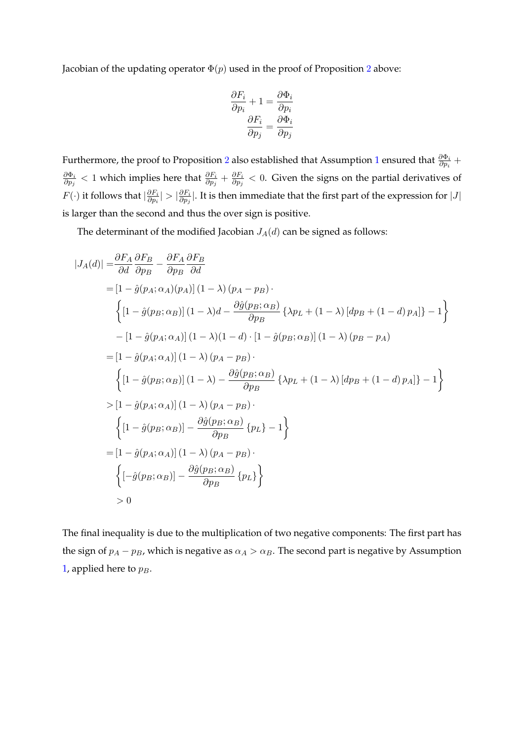Jacobian of the updating operator $\Phi(p)$ used in the proof of Proposition 2 above:

$$\frac{\partial F_i}{\partial p_i} + 1 = \frac{\partial \Phi_i}{\partial p_i}$$
$$\frac{\partial F_i}{\partial p_j} = \frac{\partial \Phi_i}{\partial p_j}$$

Furthermore, the proof to Proposition 2 also established that Assumption 1 ensured that $\frac{\partial \Phi_i}{\partial p_i} + \frac{\partial \Phi_i}{\partial p_j} < 1$ which implies here that $\frac{\partial F_i}{\partial p_j} + \frac{\partial F_i}{\partial p_j} < 0$. Given the signs on the partial derivatives of $F(\cdot)$ it follows that $|\frac{\partial F_i}{\partial p_i}| > |\frac{\partial F_i}{\partial p_j}|$. It is then immediate that the first part of the expression for $|J|$ is larger than the second and thus the over sign is positive.

The determinant of the modified Jacobian $J_A(d)$ can be signed as follows:

$$\begin{aligned}
|J_A(d)| =& \frac{\partial F_A}{\partial d}\frac{\partial F_B}{\partial p_B} - \frac{\partial F_A}{\partial p_B}\frac{\partial F_B}{\partial d} \\
=& \left[1 - \hat{g}(p_A; \alpha_A)(p_A)\right](1-\lambda)(p_A - p_B) \cdot \\
& \left\{\left[1 - \hat{g}(p_B; \alpha_B)\right](1-\lambda)d - \frac{\partial \hat{g}(p_B; \alpha_B)}{\partial p_B}\left\{\lambda p_L + (1-\lambda)\left[dp_B + (1-d)p_A\right]\right\} - 1\right\} \\
& - \left[1 - \hat{g}(p_A; \alpha_A)\right](1-\lambda)(1-d) \cdot \left[1 - \hat{g}(p_B; \alpha_B)\right](1-\lambda)(p_B - p_A) \\
=& \left[1 - \hat{g}(p_A; \alpha_A)\right](1-\lambda)(p_A - p_B) \cdot \\
& \left\{\left[1 - \hat{g}(p_B; \alpha_B)\right](1-\lambda) - \frac{\partial \hat{g}(p_B; \alpha_B)}{\partial p_B}\left\{\lambda p_L + (1-\lambda)\left[dp_B + (1-d)p_A\right]\right\} - 1\right\} \\
>& \left[1 - \hat{g}(p_A; \alpha_A)\right](1-\lambda)(p_A - p_B) \cdot \\
& \left\{\left[1 - \hat{g}(p_B; \alpha_B)\right] - \frac{\partial \hat{g}(p_B; \alpha_B)}{\partial p_B}\left\{p_L\right\} - 1\right\} \\
=& \left[1 - \hat{g}(p_A; \alpha_A)\right](1-\lambda)(p_A - p_B) \cdot \\
& \left\{\left[-\hat{g}(p_B; \alpha_B)\right] - \frac{\partial \hat{g}(p_B; \alpha_B)}{\partial p_B}\left\{p_L\right\}\right\} \\
>& \, 0
\end{aligned}$$

The final inequality is due to the multiplication of two negative components: The first part has the sign of $p_A - p_B$, which is negative as $\alpha_A > \alpha_B$. The second part is negative by Assumption 1, applied here to $p_B$.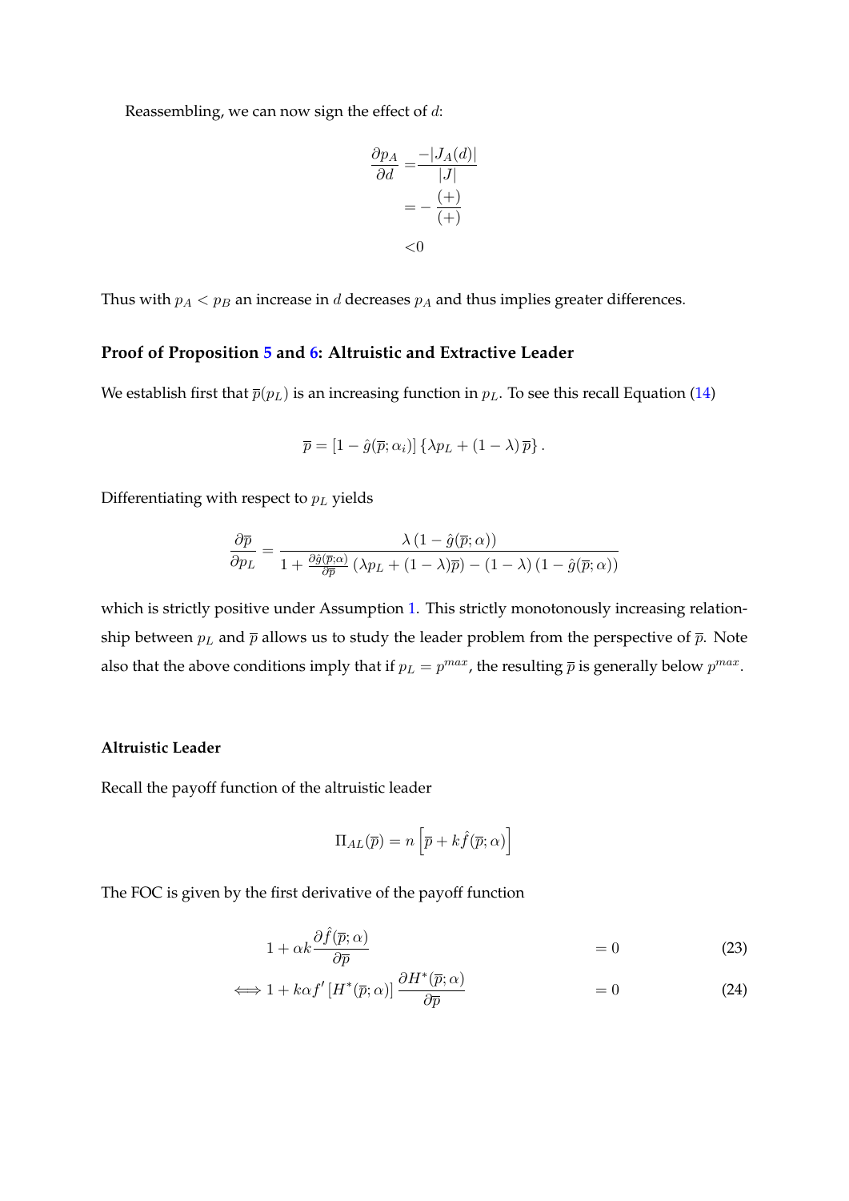Reassembling, we can now sign the effect of $d$:

$$
\begin{aligned}
\frac{\partial p_A}{\partial d} =& \frac{-|J_A(d)|}{|J|} \\
=& -\frac{(+)}{(+)} \\
<& 0
\end{aligned}
$$

Thus with $p_A < p_B$ an increase in $d$ decreases $p_A$ and thus implies greater differences.

### Proof of Proposition 5 and 6: Altruistic and Extractive Leader

We establish first that $\overline{p}(p_L)$ is an increasing function in $p_L$. To see this recall Equation (14)

$$
\overline{p} = [1 - \hat{g}(\overline{p}; \alpha_i)] \{\lambda p_L + (1 - \lambda) \overline{p}\}.
$$

Differentiating with respect to $p_L$ yields

$$
\frac{\partial \overline{p}}{\partial p_L} = \frac{\lambda (1 - \hat{g}(\overline{p}; \alpha))}{1 + \frac{\partial \hat{g}(\overline{p}; \alpha)}{\partial \overline{p}} (\lambda p_L + (1 - \lambda)\overline{p}) - (1 - \lambda)(1 - \hat{g}(\overline{p}; \alpha))}
$$

which is strictly positive under Assumption 1. This strictly monotonously increasing relationship between $p_L$ and $\overline{p}$ allows us to study the leader problem from the perspective of $\overline{p}$. Note also that the above conditions imply that if $p_L = p^{max}$, the resulting $\overline{p}$ is generally below $p^{max}$.

#### Altruistic Leader

Recall the payoff function of the altruistic leader

$$
\Pi_{AL}(\overline{p}) = n \left[ \overline{p} + k \hat{f}(\overline{p}; \alpha) \right]
$$

The FOC is given by the first derivative of the payoff function

$$
\begin{aligned}
& 1 + \alpha k \frac{\partial \hat{f}(\overline{p}; \alpha)}{\partial \overline{p}} &&= 0 \qquad (23) \\
\iff & 1 + k \alpha f' \left[ H^*(\overline{p}; \alpha) \right] \frac{\partial H^*(\overline{p}; \alpha)}{\partial \overline{p}} &&= 0 \qquad (24)
\end{aligned}
$$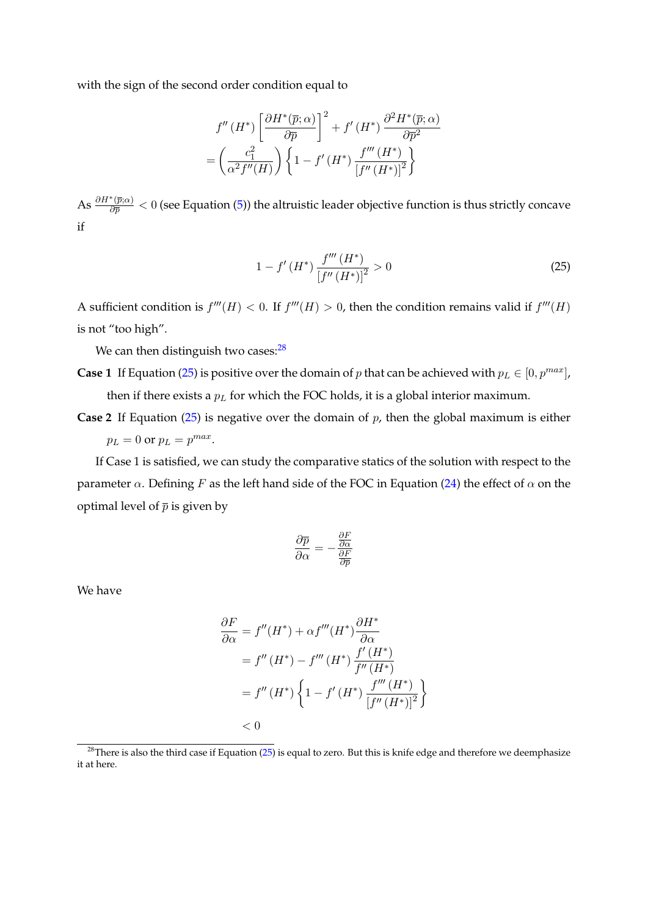with the sign of the second order condition equal to

$$
\begin{aligned}
& f''(H^*) \left[ \frac{\partial H^*(\overline{p};\alpha)}{\partial \overline{p}} \right]^2 + f'(H^*) \frac{\partial^2 H^*(\overline{p};\alpha)}{\partial \overline{p}^2} \\
&= \left( \frac{c_1^2}{\alpha^2 f''(H)} \right) \left\{ 1 - f'(H^*) \frac{f'''(H^*)}{\left[ f''(H^*) \right]^2} \right\}
\end{aligned}
$$

As $\frac{\partial H^*(\overline{p};\alpha)}{\partial \overline{p}} < 0$ (see Equation (5)) the altruistic leader objective function is thus strictly concave if

$$
1 - f'(H^*) \frac{f'''(H^*)}{\left[ f''(H^*) \right]^2} > 0 \tag{25}
$$

A sufficient condition is $f'''(H) < 0$. If $f'''(H) > 0$, then the condition remains valid if $f'''(H)$ is not "too high".

We can then distinguish two cases:[28]

**Case 1** If Equation (25) is positive over the domain of $p$ that can be achieved with $p_L \in [0, p^{max}]$, then if there exists a $p_L$ for which the FOC holds, it is a global interior maximum.

**Case 2** If Equation (25) is negative over the domain of $p$, then the global maximum is either $p_L = 0$ or $p_L = p^{max}$.

If Case 1 is satisfied, we can study the comparative statics of the solution with respect to the parameter $\alpha$. Defining $F$ as the left hand side of the FOC in Equation (24) the effect of $\alpha$ on the optimal level of $\overline{p}$ is given by

$$
\frac{\partial \overline{p}}{\partial \alpha} = -\frac{\frac{\partial F}{\partial \alpha}}{\frac{\partial F}{\partial \overline{p}}}
$$

We have

$$
\begin{aligned}
\frac{\partial F}{\partial \alpha} &= f''(H^*) + \alpha f'''(H^*) \frac{\partial H^*}{\partial \alpha} \\
&= f''(H^*) - f'''(H^*) \frac{f'(H^*)}{f''(H^*)} \\
&= f''(H^*) \left\{ 1 - f'(H^*) \frac{f'''(H^*)}{\left[ f''(H^*) \right]^2} \right\} \\
&< 0
\end{aligned}
$$

[28] There is also the third case if Equation (25) is equal to zero. But this is knife edge and therefore we deemphasize it at here.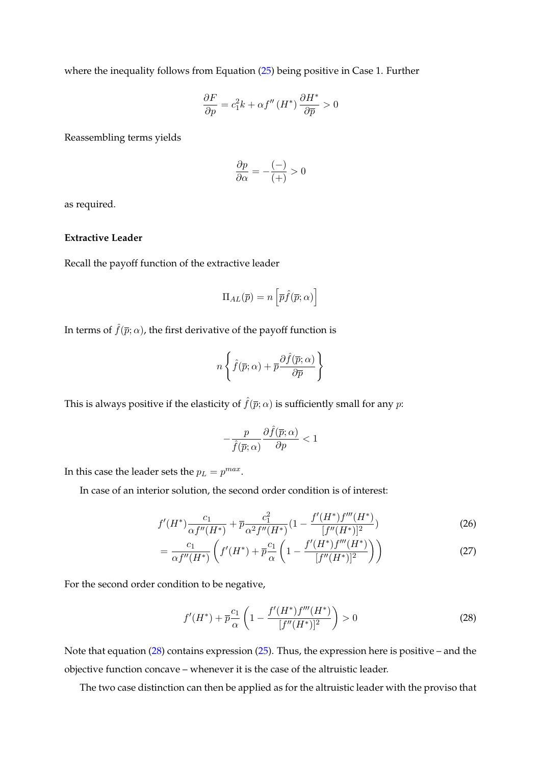where the inequality follows from Equation (25) being positive in Case 1. Further

$$\frac{\partial F}{\partial p} = c_1^2 k + \alpha f''(H^*) \frac{\partial H^*}{\partial \overline{p}} > 0$$

Reassembling terms yields

$$\frac{\partial p}{\partial \alpha} = -\frac{(-)}{(+)} > 0$$

as required.

**Extractive Leader**

Recall the payoff function of the extractive leader

$$\Pi_{AL}(\overline{p}) = n\left[\overline{p}\hat{f}(\overline{p};\alpha)\right]$$

In terms of $\hat{f}(\overline{p};\alpha)$, the first derivative of the payoff function is

$$n\left\{\hat{f}(\overline{p};\alpha) + \overline{p}\frac{\partial \hat{f}(\overline{p};\alpha)}{\partial \overline{p}}\right\}$$

This is always positive if the elasticity of $\hat{f}(\overline{p};\alpha)$ is sufficiently small for any $p$:

$$-\frac{p}{\hat{f}(\overline{p};\alpha)}\frac{\partial \hat{f}(\overline{p};\alpha)}{\partial p} < 1$$

In this case the leader sets the $p_L = p^{max}$.

In case of an interior solution, the second order condition is of interest:

$$f'(H^*)\frac{c_1}{\alpha f''(H^*)} + \overline{p}\frac{c_1^2}{\alpha^2 f''(H^*)}\left(1 - \frac{f'(H^*)f'''(H^*)}{[f''(H^*)]^2}\right) \tag{26}$$

$$= \frac{c_1}{\alpha f''(H^*)}\left(f'(H^*) + \overline{p}\frac{c_1}{\alpha}\left(1 - \frac{f'(H^*)f'''(H^*)}{[f''(H^*)]^2}\right)\right) \tag{27}$$

For the second order condition to be negative,

$$f'(H^*) + \overline{p}\frac{c_1}{\alpha}\left(1 - \frac{f'(H^*)f'''(H^*)}{[f''(H^*)]^2}\right) > 0 \tag{28}$$

Note that equation (28) contains expression (25). Thus, the expression here is positive – and the objective function concave – whenever it is the case of the altruistic leader.

The two case distinction can then be applied as for the altruistic leader with the proviso that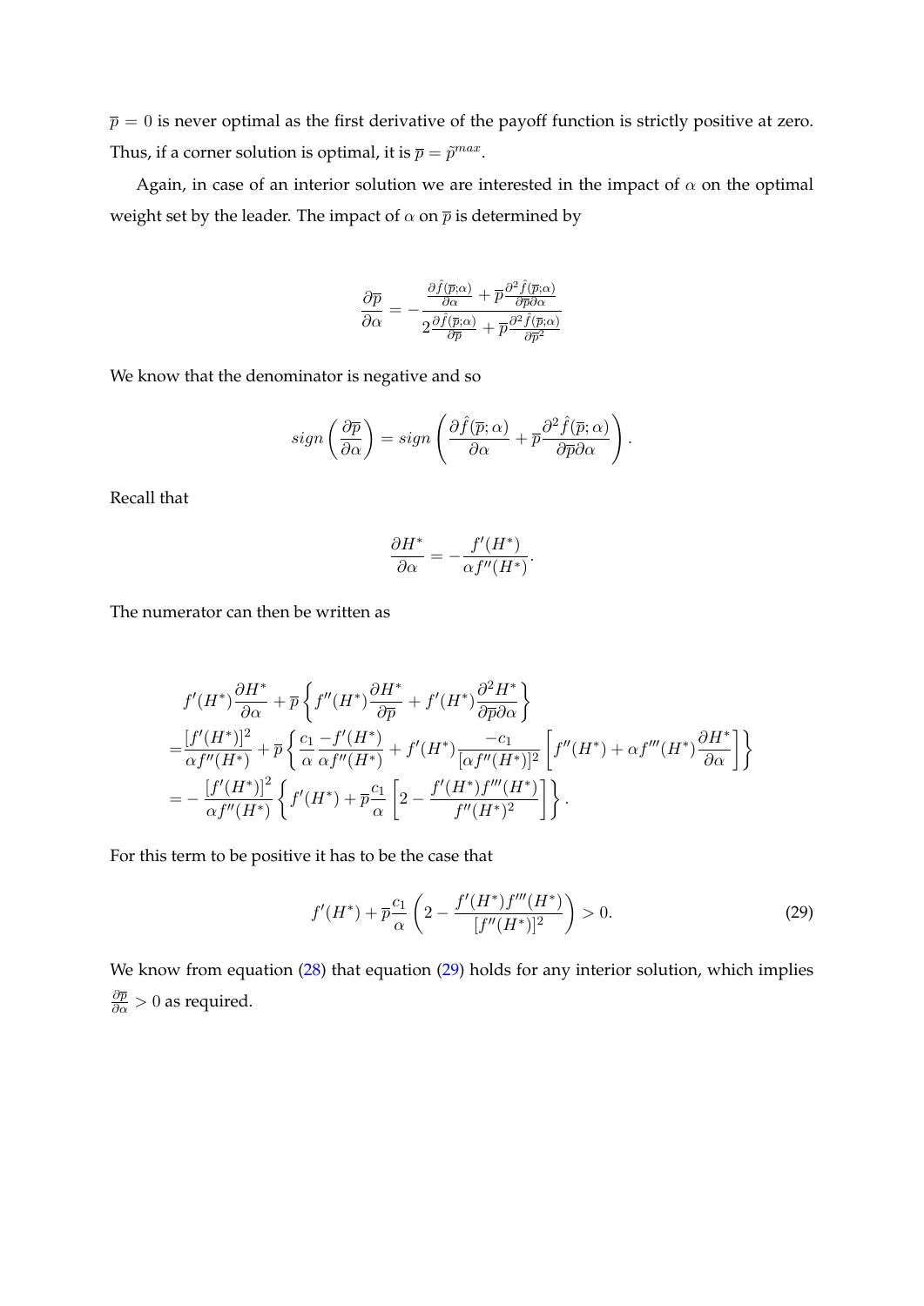$\overline{p} = 0$ is never optimal as the first derivative of the payoff function is strictly positive at zero. Thus, if a corner solution is optimal, it is $\overline{p} = \tilde{p}^{max}$.

Again, in case of an interior solution we are interested in the impact of $\alpha$ on the optimal weight set by the leader. The impact of $\alpha$ on $\overline{p}$ is determined by

$$\frac{\partial \overline{p}}{\partial \alpha} = -\frac{\frac{\partial \hat{f}(\overline{p};\alpha)}{\partial \alpha} + \overline{p}\frac{\partial^2 \hat{f}(\overline{p};\alpha)}{\partial \overline{p}\partial \alpha}}{2\frac{\partial \hat{f}(\overline{p};\alpha)}{\partial \overline{p}} + \overline{p}\frac{\partial^2 \hat{f}(\overline{p};\alpha)}{\partial \overline{p}^2}}$$

We know that the denominator is negative and so

$$sign\left(\frac{\partial \overline{p}}{\partial \alpha}\right) = sign\left(\frac{\partial \hat{f}(\overline{p};\alpha)}{\partial \alpha} + \overline{p}\frac{\partial^2 \hat{f}(\overline{p};\alpha)}{\partial \overline{p}\partial \alpha}\right).$$

Recall that

$$\frac{\partial H^*}{\partial \alpha} = -\frac{f'(H^*)}{\alpha f''(H^*)}.$$

The numerator can then be written as

$$\begin{aligned}
& f'(H^*)\frac{\partial H^*}{\partial \alpha} + \overline{p}\left\{f''(H^*)\frac{\partial H^*}{\partial \overline{p}} + f'(H^*)\frac{\partial^2 H^*}{\partial \overline{p}\partial \alpha}\right\} \\
=& \frac{[f'(H^*)]^2}{\alpha f''(H^*)} + \overline{p}\left\{\frac{c_1}{\alpha}\frac{-f'(H^*)}{\alpha f''(H^*)} + f'(H^*)\frac{-c_1}{[\alpha f''(H^*)]^2}\left[f''(H^*) + \alpha f'''(H^*)\frac{\partial H^*}{\partial \alpha}\right]\right\} \\
=& -\frac{[f'(H^*)]^2}{\alpha f''(H^*)}\left\{f'(H^*) + \overline{p}\frac{c_1}{\alpha}\left[2 - \frac{f'(H^*)f'''(H^*)}{f''(H^*)^2}\right]\right\}.
\end{aligned}$$

For this term to be positive it has to be the case that

$$f'(H^*) + \overline{p}\frac{c_1}{\alpha}\left(2 - \frac{f'(H^*)f'''(H^*)}{[f''(H^*)]^2}\right) > 0. \tag{29}$$

We know from equation (28) that equation (29) holds for any interior solution, which implies $\frac{\partial \overline{p}}{\partial \alpha} > 0$ as required.